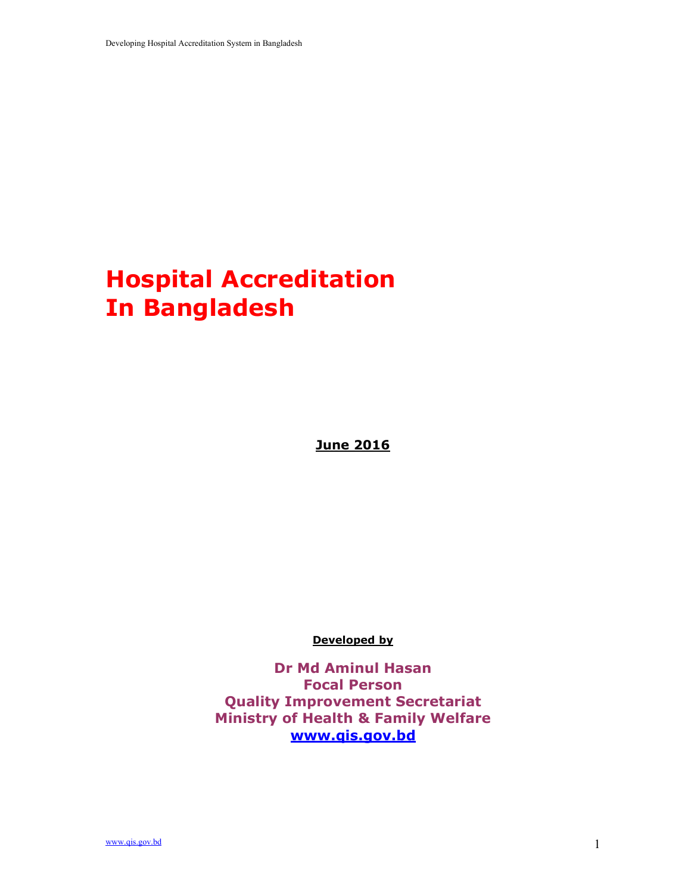# Hospital Accreditation In Bangladesh

**June 2016**

**Developed by**

**Dr Md Aminul Hasan**
**Focal Person**
**Quality Improvement Secretariat**
**Ministry of Health & Family Welfare**
**www.qis.gov.bd**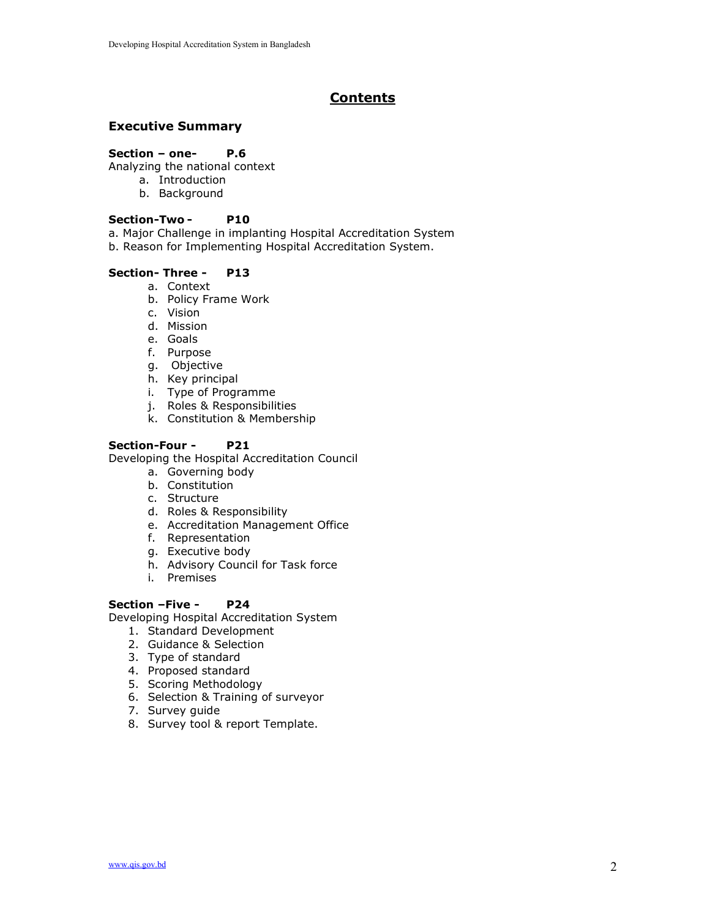# Contents

### Executive Summary

**Section – one- P.6**
Analyzing the national context

a. Introduction
b. Background

**Section-Two - P10**
a. Major Challenge in implanting Hospital Accreditation System
b. Reason for Implementing Hospital Accreditation System.

**Section- Three - P13**

a. Context
b. Policy Frame Work
c. Vision
d. Mission
e. Goals
f. Purpose
g. Objective
h. Key principal
i. Type of Programme
j. Roles & Responsibilities
k. Constitution & Membership

**Section-Four - P21**
Developing the Hospital Accreditation Council

a. Governing body
b. Constitution
c. Structure
d. Roles & Responsibility
e. Accreditation Management Office
f. Representation
g. Executive body
h. Advisory Council for Task force
i. Premises

**Section –Five - P24**
Developing Hospital Accreditation System

1. Standard Development
2. Guidance & Selection
3. Type of standard
4. Proposed standard
5. Scoring Methodology
6. Selection & Training of surveyor
7. Survey guide
8. Survey tool & report Template.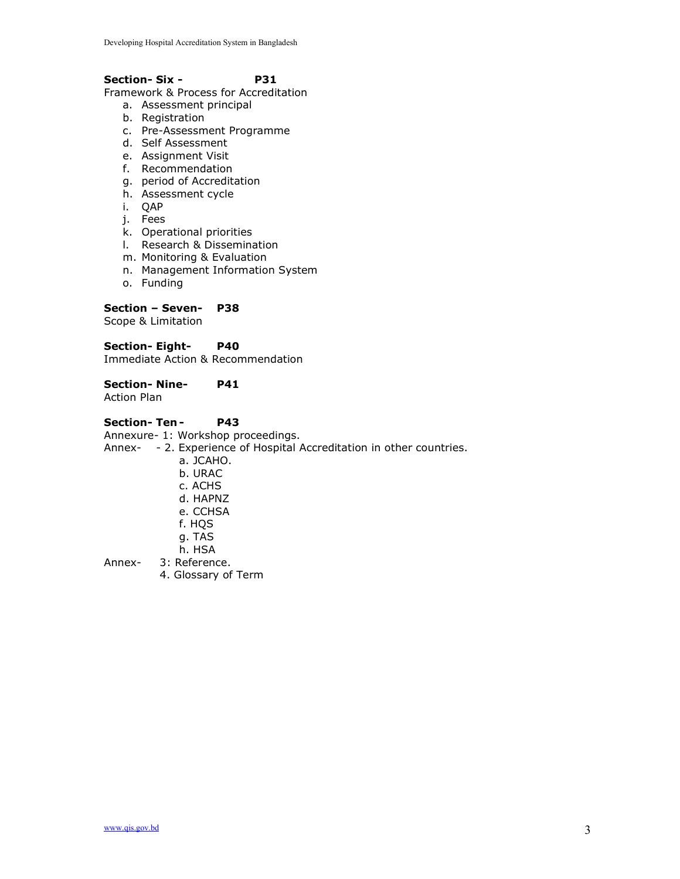**Section- Six - P31**

Framework & Process for Accreditation

a. Assessment principal
b. Registration
c. Pre-Assessment Programme
d. Self Assessment
e. Assignment Visit
f. Recommendation
g. period of Accreditation
h. Assessment cycle
i. QAP
j. Fees
k. Operational priorities
l. Research & Dissemination
m. Monitoring & Evaluation
n. Management Information System
o. Funding

**Section – Seven- P38**

Scope & Limitation

**Section- Eight- P40**

Immediate Action & Recommendation

**Section- Nine- P41**

Action Plan

**Section- Ten - P43**

Annexure- 1: Workshop proceedings.

Annex- - 2. Experience of Hospital Accreditation in other countries.

a. JCAHO.
b. URAC
c. ACHS
d. HAPNZ
e. CCHSA
f. HQS
g. TAS
h. HSA

Annex- 3: Reference.

4. Glossary of Term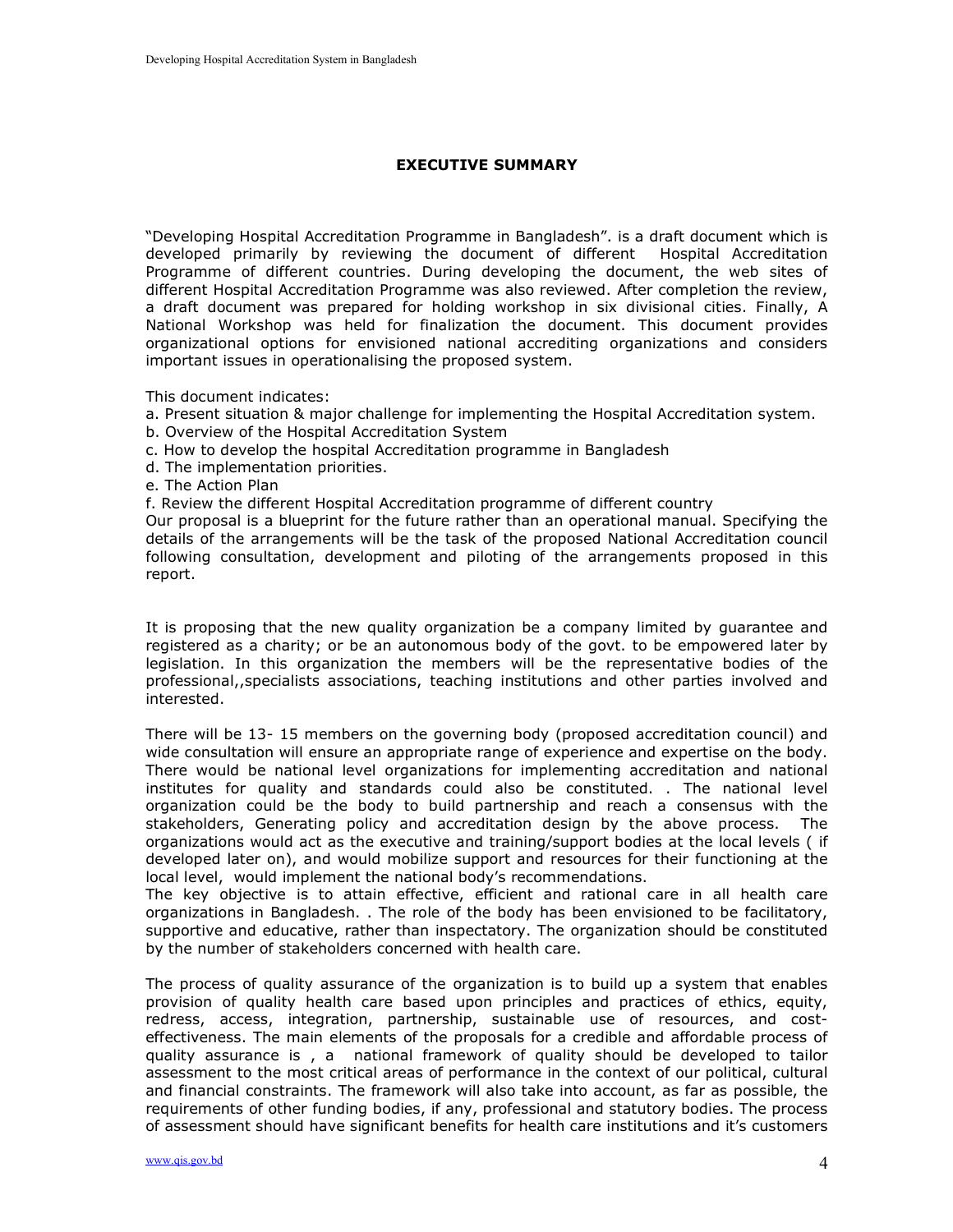## EXECUTIVE SUMMARY

"Developing Hospital Accreditation Programme in Bangladesh". is a draft document which is developed primarily by reviewing the document of different Hospital Accreditation Programme of different countries. During developing the document, the web sites of different Hospital Accreditation Programme was also reviewed. After completion the review, a draft document was prepared for holding workshop in six divisional cities. Finally, A National Workshop was held for finalization the document. This document provides organizational options for envisioned national accrediting organizations and considers important issues in operationalising the proposed system.

This document indicates:

a. Present situation & major challenge for implementing the Hospital Accreditation system.
b. Overview of the Hospital Accreditation System
c. How to develop the hospital Accreditation programme in Bangladesh
d. The implementation priorities.
e. The Action Plan
f. Review the different Hospital Accreditation programme of different country

Our proposal is a blueprint for the future rather than an operational manual. Specifying the details of the arrangements will be the task of the proposed National Accreditation council following consultation, development and piloting of the arrangements proposed in this report.

It is proposing that the new quality organization be a company limited by guarantee and registered as a charity; or be an autonomous body of the govt. to be empowered later by legislation. In this organization the members will be the representative bodies of the professional,,specialists associations, teaching institutions and other parties involved and interested.

There will be 13- 15 members on the governing body (proposed accreditation council) and wide consultation will ensure an appropriate range of experience and expertise on the body. There would be national level organizations for implementing accreditation and national institutes for quality and standards could also be constituted. . The national level organization could be the body to build partnership and reach a consensus with the stakeholders, Generating policy and accreditation design by the above process. The organizations would act as the executive and training/support bodies at the local levels ( if developed later on), and would mobilize support and resources for their functioning at the local level, would implement the national body's recommendations.

The key objective is to attain effective, efficient and rational care in all health care organizations in Bangladesh. . The role of the body has been envisioned to be facilitatory, supportive and educative, rather than inspectatory. The organization should be constituted by the number of stakeholders concerned with health care.

The process of quality assurance of the organization is to build up a system that enables provision of quality health care based upon principles and practices of ethics, equity, redress, access, integration, partnership, sustainable use of resources, and cost-effectiveness. The main elements of the proposals for a credible and affordable process of quality assurance is , a national framework of quality should be developed to tailor assessment to the most critical areas of performance in the context of our political, cultural and financial constraints. The framework will also take into account, as far as possible, the requirements of other funding bodies, if any, professional and statutory bodies. The process of assessment should have significant benefits for health care institutions and it's customers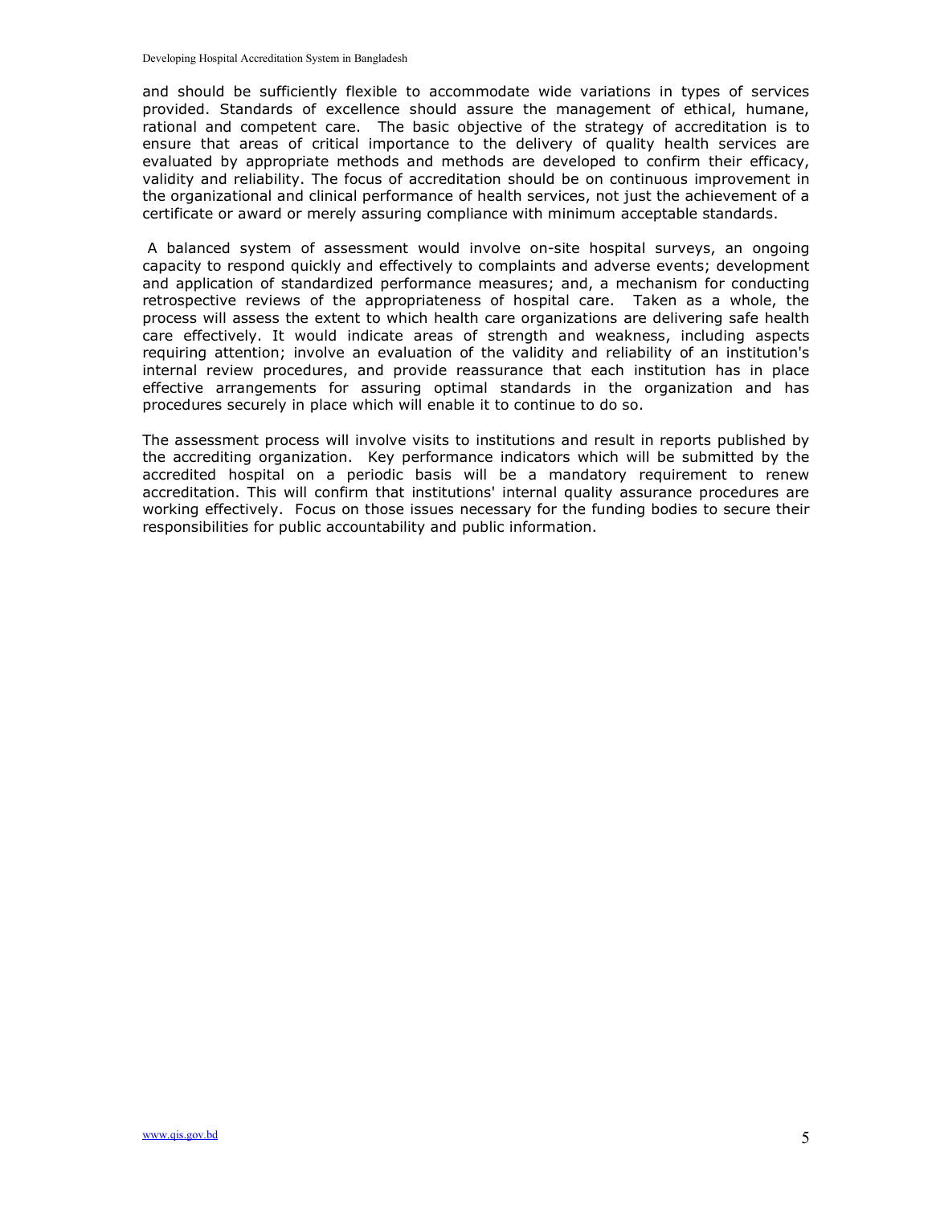and should be sufficiently flexible to accommodate wide variations in types of services provided. Standards of excellence should assure the management of ethical, humane, rational and competent care. The basic objective of the strategy of accreditation is to ensure that areas of critical importance to the delivery of quality health services are evaluated by appropriate methods and methods are developed to confirm their efficacy, validity and reliability. The focus of accreditation should be on continuous improvement in the organizational and clinical performance of health services, not just the achievement of a certificate or award or merely assuring compliance with minimum acceptable standards.

A balanced system of assessment would involve on-site hospital surveys, an ongoing capacity to respond quickly and effectively to complaints and adverse events; development and application of standardized performance measures; and, a mechanism for conducting retrospective reviews of the appropriateness of hospital care. Taken as a whole, the process will assess the extent to which health care organizations are delivering safe health care effectively. It would indicate areas of strength and weakness, including aspects requiring attention; involve an evaluation of the validity and reliability of an institution's internal review procedures, and provide reassurance that each institution has in place effective arrangements for assuring optimal standards in the organization and has procedures securely in place which will enable it to continue to do so.

The assessment process will involve visits to institutions and result in reports published by the accrediting organization. Key performance indicators which will be submitted by the accredited hospital on a periodic basis will be a mandatory requirement to renew accreditation. This will confirm that institutions' internal quality assurance procedures are working effectively. Focus on those issues necessary for the funding bodies to secure their responsibilities for public accountability and public information.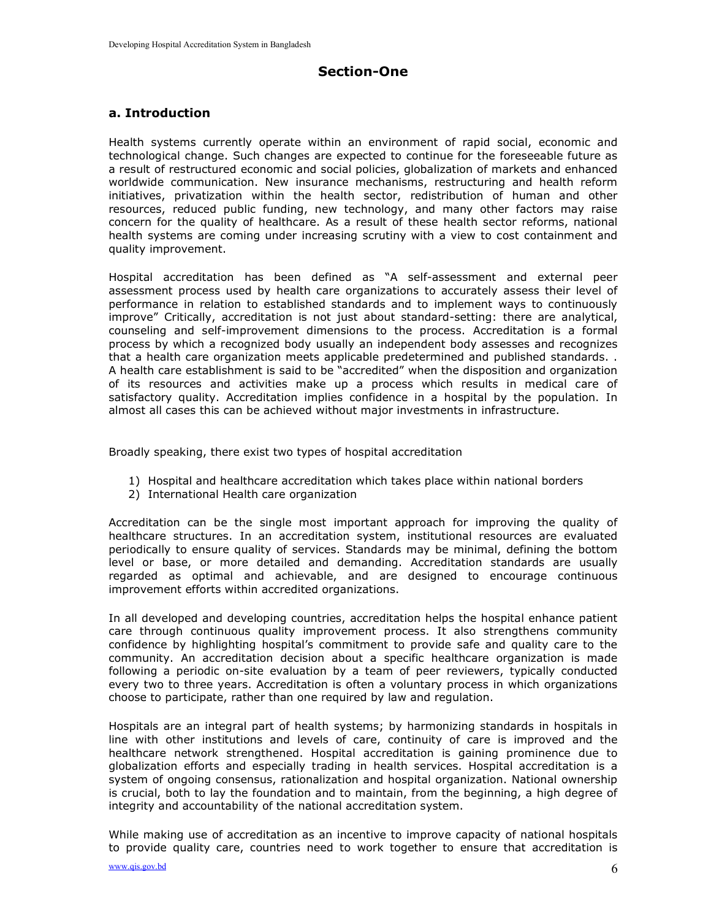# Section-One

## a. Introduction

Health systems currently operate within an environment of rapid social, economic and technological change. Such changes are expected to continue for the foreseeable future as a result of restructured economic and social policies, globalization of markets and enhanced worldwide communication. New insurance mechanisms, restructuring and health reform initiatives, privatization within the health sector, redistribution of human and other resources, reduced public funding, new technology, and many other factors may raise concern for the quality of healthcare. As a result of these health sector reforms, national health systems are coming under increasing scrutiny with a view to cost containment and quality improvement.

Hospital accreditation has been defined as "A self-assessment and external peer assessment process used by health care organizations to accurately assess their level of performance in relation to established standards and to implement ways to continuously improve" Critically, accreditation is not just about standard-setting: there are analytical, counseling and self-improvement dimensions to the process. Accreditation is a formal process by which a recognized body usually an independent body assesses and recognizes that a health care organization meets applicable predetermined and published standards. . A health care establishment is said to be "accredited" when the disposition and organization of its resources and activities make up a process which results in medical care of satisfactory quality. Accreditation implies confidence in a hospital by the population. In almost all cases this can be achieved without major investments in infrastructure.

Broadly speaking, there exist two types of hospital accreditation

1) Hospital and healthcare accreditation which takes place within national borders
2) International Health care organization

Accreditation can be the single most important approach for improving the quality of healthcare structures. In an accreditation system, institutional resources are evaluated periodically to ensure quality of services. Standards may be minimal, defining the bottom level or base, or more detailed and demanding. Accreditation standards are usually regarded as optimal and achievable, and are designed to encourage continuous improvement efforts within accredited organizations.

In all developed and developing countries, accreditation helps the hospital enhance patient care through continuous quality improvement process. It also strengthens community confidence by highlighting hospital's commitment to provide safe and quality care to the community. An accreditation decision about a specific healthcare organization is made following a periodic on-site evaluation by a team of peer reviewers, typically conducted every two to three years. Accreditation is often a voluntary process in which organizations choose to participate, rather than one required by law and regulation.

Hospitals are an integral part of health systems; by harmonizing standards in hospitals in line with other institutions and levels of care, continuity of care is improved and the healthcare network strengthened. Hospital accreditation is gaining prominence due to globalization efforts and especially trading in health services. Hospital accreditation is a system of ongoing consensus, rationalization and hospital organization. National ownership is crucial, both to lay the foundation and to maintain, from the beginning, a high degree of integrity and accountability of the national accreditation system.

While making use of accreditation as an incentive to improve capacity of national hospitals to provide quality care, countries need to work together to ensure that accreditation is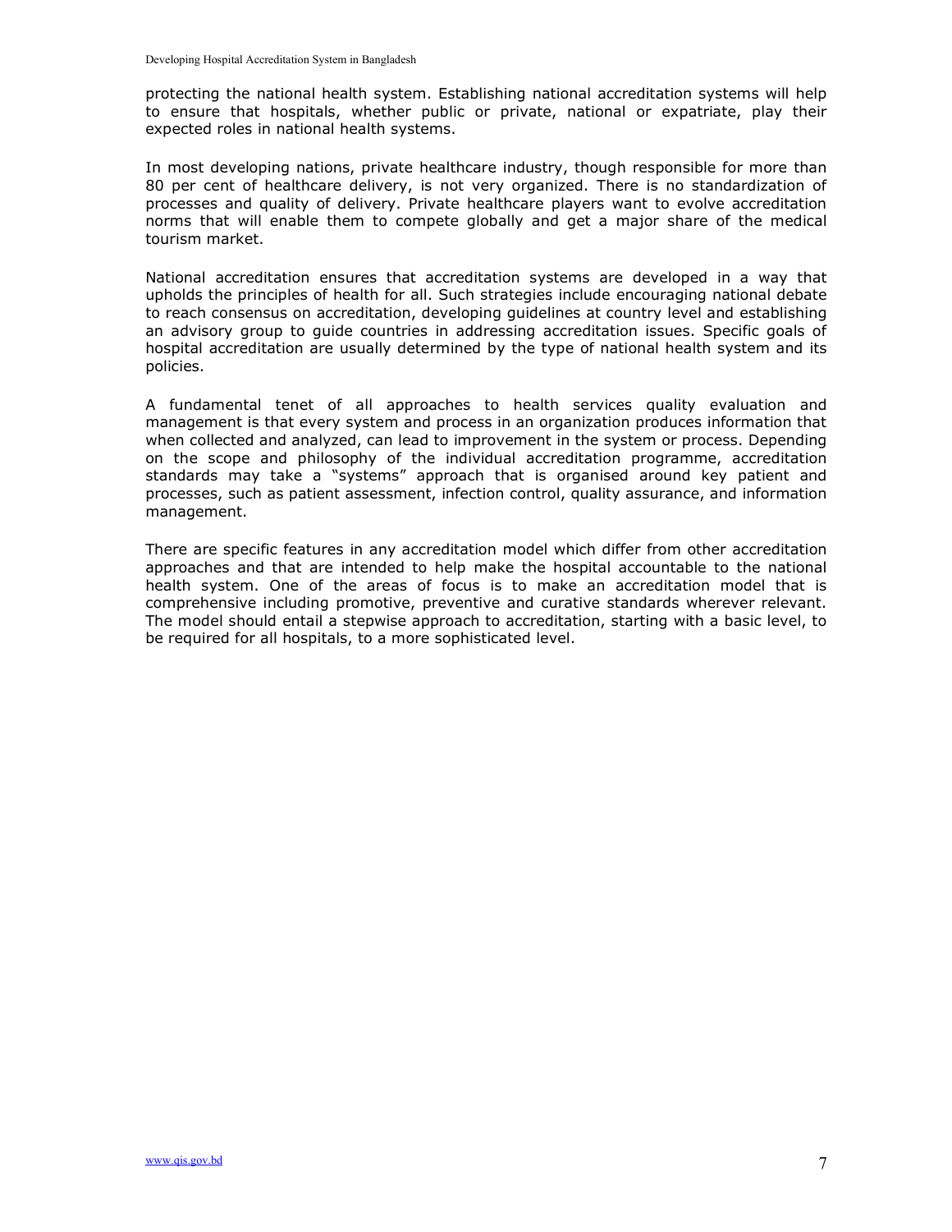protecting the national health system. Establishing national accreditation systems will help to ensure that hospitals, whether public or private, national or expatriate, play their expected roles in national health systems.

In most developing nations, private healthcare industry, though responsible for more than 80 per cent of healthcare delivery, is not very organized. There is no standardization of processes and quality of delivery. Private healthcare players want to evolve accreditation norms that will enable them to compete globally and get a major share of the medical tourism market.

National accreditation ensures that accreditation systems are developed in a way that upholds the principles of health for all. Such strategies include encouraging national debate to reach consensus on accreditation, developing guidelines at country level and establishing an advisory group to guide countries in addressing accreditation issues. Specific goals of hospital accreditation are usually determined by the type of national health system and its policies.

A fundamental tenet of all approaches to health services quality evaluation and management is that every system and process in an organization produces information that when collected and analyzed, can lead to improvement in the system or process. Depending on the scope and philosophy of the individual accreditation programme, accreditation standards may take a "systems" approach that is organised around key patient and processes, such as patient assessment, infection control, quality assurance, and information management.

There are specific features in any accreditation model which differ from other accreditation approaches and that are intended to help make the hospital accountable to the national health system. One of the areas of focus is to make an accreditation model that is comprehensive including promotive, preventive and curative standards wherever relevant. The model should entail a stepwise approach to accreditation, starting with a basic level, to be required for all hospitals, to a more sophisticated level.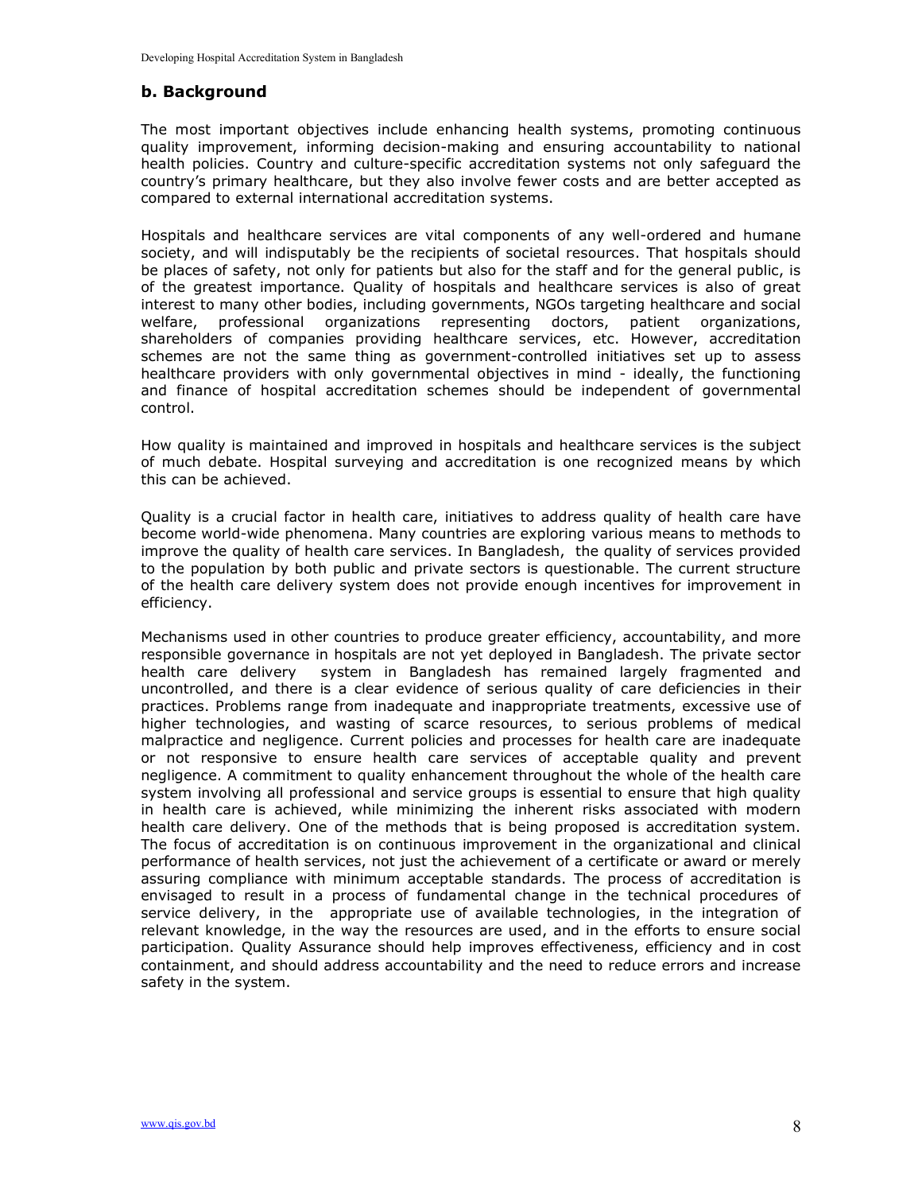## b. Background

The most important objectives include enhancing health systems, promoting continuous quality improvement, informing decision-making and ensuring accountability to national health policies. Country and culture-specific accreditation systems not only safeguard the country's primary healthcare, but they also involve fewer costs and are better accepted as compared to external international accreditation systems.

Hospitals and healthcare services are vital components of any well-ordered and humane society, and will indisputably be the recipients of societal resources. That hospitals should be places of safety, not only for patients but also for the staff and for the general public, is of the greatest importance. Quality of hospitals and healthcare services is also of great interest to many other bodies, including governments, NGOs targeting healthcare and social welfare, professional organizations representing doctors, patient organizations, shareholders of companies providing healthcare services, etc. However, accreditation schemes are not the same thing as government-controlled initiatives set up to assess healthcare providers with only governmental objectives in mind - ideally, the functioning and finance of hospital accreditation schemes should be independent of governmental control.

How quality is maintained and improved in hospitals and healthcare services is the subject of much debate. Hospital surveying and accreditation is one recognized means by which this can be achieved.

Quality is a crucial factor in health care, initiatives to address quality of health care have become world-wide phenomena. Many countries are exploring various means to methods to improve the quality of health care services. In Bangladesh, the quality of services provided to the population by both public and private sectors is questionable. The current structure of the health care delivery system does not provide enough incentives for improvement in efficiency.

Mechanisms used in other countries to produce greater efficiency, accountability, and more responsible governance in hospitals are not yet deployed in Bangladesh. The private sector health care delivery system in Bangladesh has remained largely fragmented and uncontrolled, and there is a clear evidence of serious quality of care deficiencies in their practices. Problems range from inadequate and inappropriate treatments, excessive use of higher technologies, and wasting of scarce resources, to serious problems of medical malpractice and negligence. Current policies and processes for health care are inadequate or not responsive to ensure health care services of acceptable quality and prevent negligence. A commitment to quality enhancement throughout the whole of the health care system involving all professional and service groups is essential to ensure that high quality in health care is achieved, while minimizing the inherent risks associated with modern health care delivery. One of the methods that is being proposed is accreditation system. The focus of accreditation is on continuous improvement in the organizational and clinical performance of health services, not just the achievement of a certificate or award or merely assuring compliance with minimum acceptable standards. The process of accreditation is envisaged to result in a process of fundamental change in the technical procedures of service delivery, in the appropriate use of available technologies, in the integration of relevant knowledge, in the way the resources are used, and in the efforts to ensure social participation. Quality Assurance should help improves effectiveness, efficiency and in cost containment, and should address accountability and the need to reduce errors and increase safety in the system.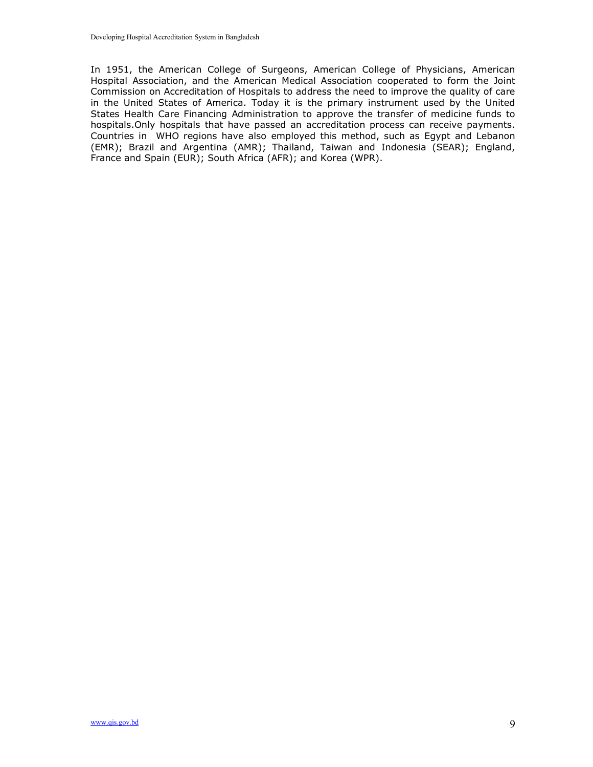In 1951, the American College of Surgeons, American College of Physicians, American Hospital Association, and the American Medical Association cooperated to form the Joint Commission on Accreditation of Hospitals to address the need to improve the quality of care in the United States of America. Today it is the primary instrument used by the United States Health Care Financing Administration to approve the transfer of medicine funds to hospitals.Only hospitals that have passed an accreditation process can receive payments. Countries in  WHO regions have also employed this method, such as Egypt and Lebanon (EMR); Brazil and Argentina (AMR); Thailand, Taiwan and Indonesia (SEAR); England, France and Spain (EUR); South Africa (AFR); and Korea (WPR).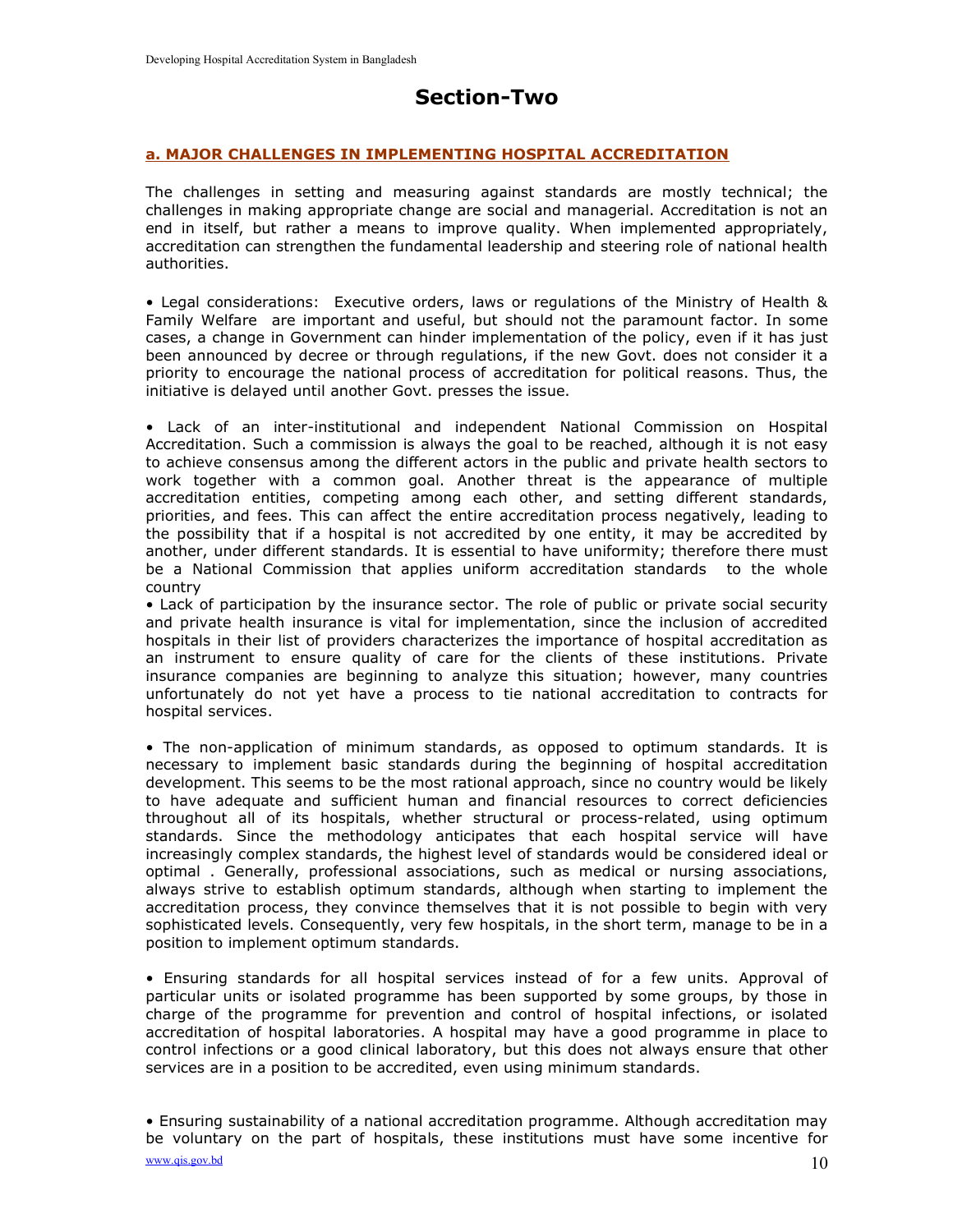# Section-Two

## a. MAJOR CHALLENGES IN IMPLEMENTING HOSPITAL ACCREDITATION

The challenges in setting and measuring against standards are mostly technical; the challenges in making appropriate change are social and managerial. Accreditation is not an end in itself, but rather a means to improve quality. When implemented appropriately, accreditation can strengthen the fundamental leadership and steering role of national health authorities.

• Legal considerations: Executive orders, laws or regulations of the Ministry of Health & Family Welfare are important and useful, but should not the paramount factor. In some cases, a change in Government can hinder implementation of the policy, even if it has just been announced by decree or through regulations, if the new Govt. does not consider it a priority to encourage the national process of accreditation for political reasons. Thus, the initiative is delayed until another Govt. presses the issue.

• Lack of an inter-institutional and independent National Commission on Hospital Accreditation. Such a commission is always the goal to be reached, although it is not easy to achieve consensus among the different actors in the public and private health sectors to work together with a common goal. Another threat is the appearance of multiple accreditation entities, competing among each other, and setting different standards, priorities, and fees. This can affect the entire accreditation process negatively, leading to the possibility that if a hospital is not accredited by one entity, it may be accredited by another, under different standards. It is essential to have uniformity; therefore there must be a National Commission that applies uniform accreditation standards to the whole country

• Lack of participation by the insurance sector. The role of public or private social security and private health insurance is vital for implementation, since the inclusion of accredited hospitals in their list of providers characterizes the importance of hospital accreditation as an instrument to ensure quality of care for the clients of these institutions. Private insurance companies are beginning to analyze this situation; however, many countries unfortunately do not yet have a process to tie national accreditation to contracts for hospital services.

• The non-application of minimum standards, as opposed to optimum standards. It is necessary to implement basic standards during the beginning of hospital accreditation development. This seems to be the most rational approach, since no country would be likely to have adequate and sufficient human and financial resources to correct deficiencies throughout all of its hospitals, whether structural or process-related, using optimum standards. Since the methodology anticipates that each hospital service will have increasingly complex standards, the highest level of standards would be considered ideal or optimal . Generally, professional associations, such as medical or nursing associations, always strive to establish optimum standards, although when starting to implement the accreditation process, they convince themselves that it is not possible to begin with very sophisticated levels. Consequently, very few hospitals, in the short term, manage to be in a position to implement optimum standards.

• Ensuring standards for all hospital services instead of for a few units. Approval of particular units or isolated programme has been supported by some groups, by those in charge of the programme for prevention and control of hospital infections, or isolated accreditation of hospital laboratories. A hospital may have a good programme in place to control infections or a good clinical laboratory, but this does not always ensure that other services are in a position to be accredited, even using minimum standards.

• Ensuring sustainability of a national accreditation programme. Although accreditation may be voluntary on the part of hospitals, these institutions must have some incentive for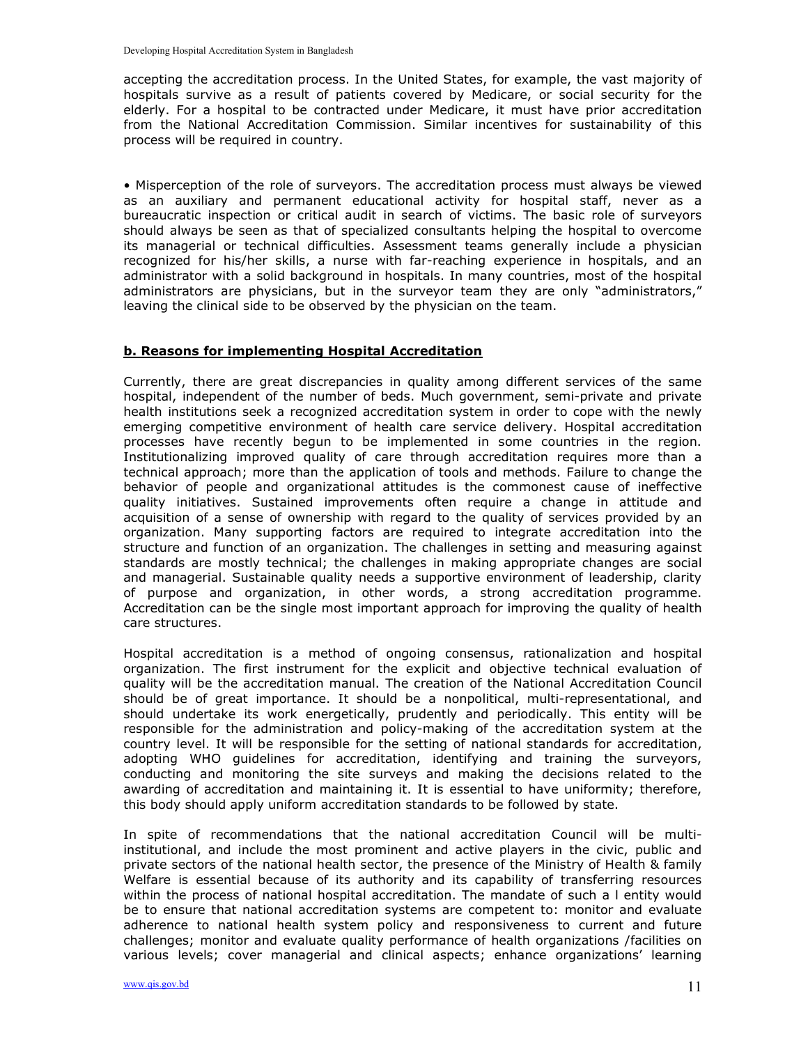accepting the accreditation process. In the United States, for example, the vast majority of hospitals survive as a result of patients covered by Medicare, or social security for the elderly. For a hospital to be contracted under Medicare, it must have prior accreditation from the National Accreditation Commission. Similar incentives for sustainability of this process will be required in country.

- Misperception of the role of surveyors. The accreditation process must always be viewed as an auxiliary and permanent educational activity for hospital staff, never as a bureaucratic inspection or critical audit in search of victims. The basic role of surveyors should always be seen as that of specialized consultants helping the hospital to overcome its managerial or technical difficulties. Assessment teams generally include a physician recognized for his/her skills, a nurse with far-reaching experience in hospitals, and an administrator with a solid background in hospitals. In many countries, most of the hospital administrators are physicians, but in the surveyor team they are only "administrators," leaving the clinical side to be observed by the physician on the team.

### **b. Reasons for implementing Hospital Accreditation**

Currently, there are great discrepancies in quality among different services of the same hospital, independent of the number of beds. Much government, semi-private and private health institutions seek a recognized accreditation system in order to cope with the newly emerging competitive environment of health care service delivery. Hospital accreditation processes have recently begun to be implemented in some countries in the region. Institutionalizing improved quality of care through accreditation requires more than a technical approach; more than the application of tools and methods. Failure to change the behavior of people and organizational attitudes is the commonest cause of ineffective quality initiatives. Sustained improvements often require a change in attitude and acquisition of a sense of ownership with regard to the quality of services provided by an organization. Many supporting factors are required to integrate accreditation into the structure and function of an organization. The challenges in setting and measuring against standards are mostly technical; the challenges in making appropriate changes are social and managerial. Sustainable quality needs a supportive environment of leadership, clarity of purpose and organization, in other words, a strong accreditation programme. Accreditation can be the single most important approach for improving the quality of health care structures.

Hospital accreditation is a method of ongoing consensus, rationalization and hospital organization. The first instrument for the explicit and objective technical evaluation of quality will be the accreditation manual. The creation of the National Accreditation Council should be of great importance. It should be a nonpolitical, multi-representational, and should undertake its work energetically, prudently and periodically. This entity will be responsible for the administration and policy-making of the accreditation system at the country level. It will be responsible for the setting of national standards for accreditation, adopting WHO guidelines for accreditation, identifying and training the surveyors, conducting and monitoring the site surveys and making the decisions related to the awarding of accreditation and maintaining it. It is essential to have uniformity; therefore, this body should apply uniform accreditation standards to be followed by state.

In spite of recommendations that the national accreditation Council will be multi-institutional, and include the most prominent and active players in the civic, public and private sectors of the national health sector, the presence of the Ministry of Health & family Welfare is essential because of its authority and its capability of transferring resources within the process of national hospital accreditation. The mandate of such a l entity would be to ensure that national accreditation systems are competent to: monitor and evaluate adherence to national health system policy and responsiveness to current and future challenges; monitor and evaluate quality performance of health organizations /facilities on various levels; cover managerial and clinical aspects; enhance organizations' learning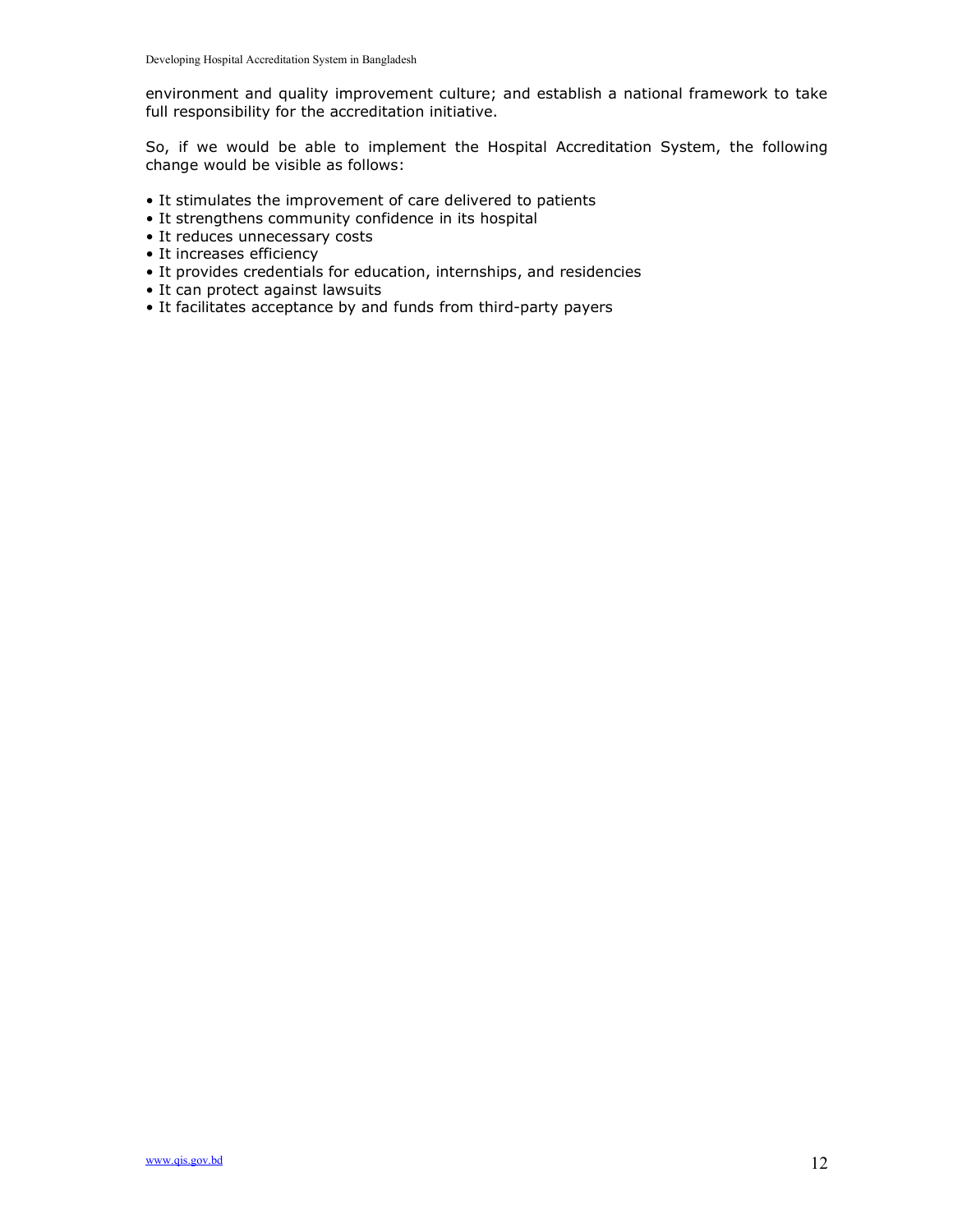environment and quality improvement culture; and establish a national framework to take full responsibility for the accreditation initiative.

So, if we would be able to implement the Hospital Accreditation System, the following change would be visible as follows:

- It stimulates the improvement of care delivered to patients
- It strengthens community confidence in its hospital
- It reduces unnecessary costs
- It increases efficiency
- It provides credentials for education, internships, and residencies
- It can protect against lawsuits
- It facilitates acceptance by and funds from third-party payers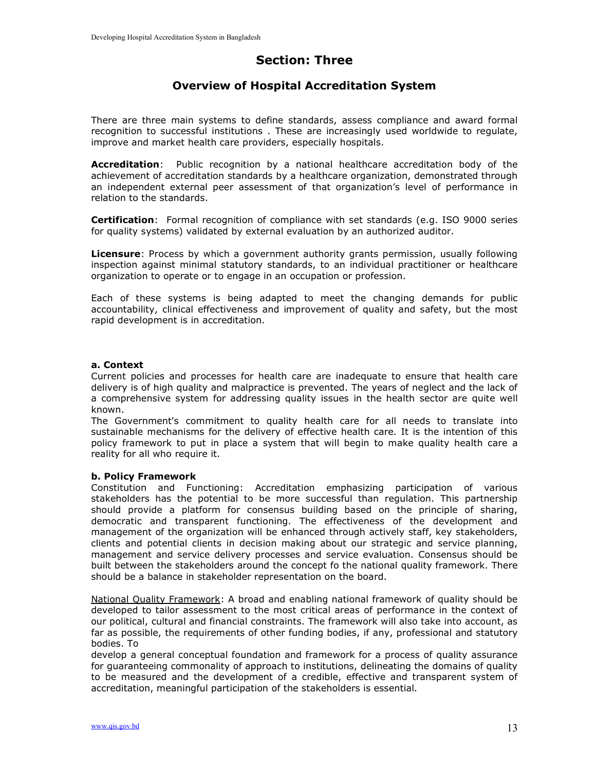# Section: Three

## Overview of Hospital Accreditation System

There are three main systems to define standards, assess compliance and award formal recognition to successful institutions . These are increasingly used worldwide to regulate, improve and market health care providers, especially hospitals.

**Accreditation**: Public recognition by a national healthcare accreditation body of the achievement of accreditation standards by a healthcare organization, demonstrated through an independent external peer assessment of that organization's level of performance in relation to the standards.

**Certification**: Formal recognition of compliance with set standards (e.g. ISO 9000 series for quality systems) validated by external evaluation by an authorized auditor.

**Licensure**: Process by which a government authority grants permission, usually following inspection against minimal statutory standards, to an individual practitioner or healthcare organization to operate or to engage in an occupation or profession.

Each of these systems is being adapted to meet the changing demands for public accountability, clinical effectiveness and improvement of quality and safety, but the most rapid development is in accreditation.

#### a. Context

Current policies and processes for health care are inadequate to ensure that health care delivery is of high quality and malpractice is prevented. The years of neglect and the lack of a comprehensive system for addressing quality issues in the health sector are quite well known.

The Government's commitment to quality health care for all needs to translate into sustainable mechanisms for the delivery of effective health care. It is the intention of this policy framework to put in place a system that will begin to make quality health care a reality for all who require it.

#### b. Policy Framework

Constitution and Functioning: Accreditation emphasizing participation of various stakeholders has the potential to be more successful than regulation. This partnership should provide a platform for consensus building based on the principle of sharing, democratic and transparent functioning. The effectiveness of the development and management of the organization will be enhanced through actively staff, key stakeholders, clients and potential clients in decision making about our strategic and service planning, management and service delivery processes and service evaluation. Consensus should be built between the stakeholders around the concept fo the national quality framework. There should be a balance in stakeholder representation on the board.

National Quality Framework: A broad and enabling national framework of quality should be developed to tailor assessment to the most critical areas of performance in the context of our political, cultural and financial constraints. The framework will also take into account, as far as possible, the requirements of other funding bodies, if any, professional and statutory bodies. To develop a general conceptual foundation and framework for a process of quality assurance for guaranteeing commonality of approach to institutions, delineating the domains of quality to be measured and the development of a credible, effective and transparent system of accreditation, meaningful participation of the stakeholders is essential.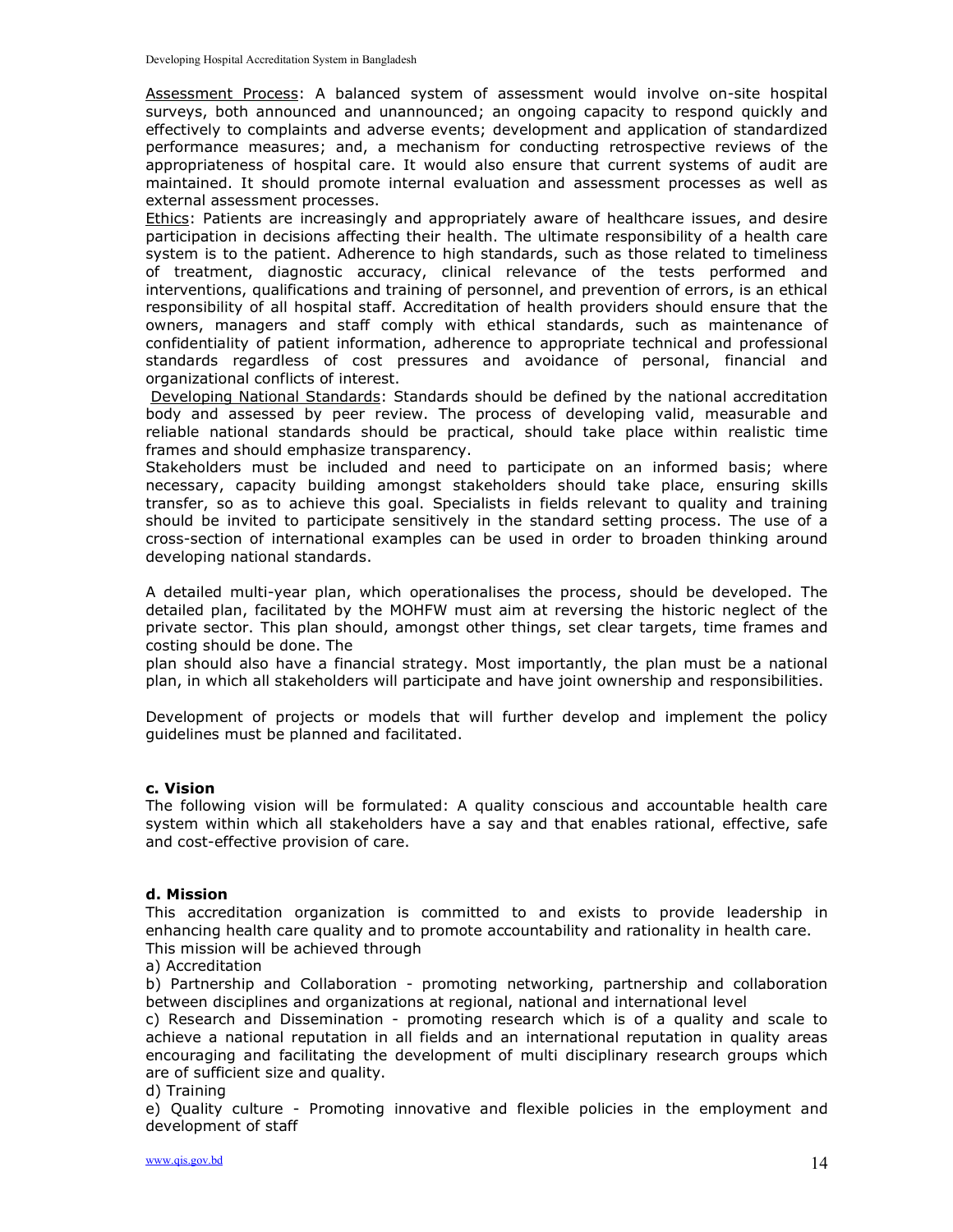<u>Assessment Process</u>: A balanced system of assessment would involve on-site hospital surveys, both announced and unannounced; an ongoing capacity to respond quickly and effectively to complaints and adverse events; development and application of standardized performance measures; and, a mechanism for conducting retrospective reviews of the appropriateness of hospital care. It would also ensure that current systems of audit are maintained. It should promote internal evaluation and assessment processes as well as external assessment processes.

<u>Ethics</u>: Patients are increasingly and appropriately aware of healthcare issues, and desire participation in decisions affecting their health. The ultimate responsibility of a health care system is to the patient. Adherence to high standards, such as those related to timeliness of treatment, diagnostic accuracy, clinical relevance of the tests performed and interventions, qualifications and training of personnel, and prevention of errors, is an ethical responsibility of all hospital staff. Accreditation of health providers should ensure that the owners, managers and staff comply with ethical standards, such as maintenance of confidentiality of patient information, adherence to appropriate technical and professional standards regardless of cost pressures and avoidance of personal, financial and organizational conflicts of interest.

<u>Developing National Standards</u>: Standards should be defined by the national accreditation body and assessed by peer review. The process of developing valid, measurable and reliable national standards should be practical, should take place within realistic time frames and should emphasize transparency.

Stakeholders must be included and need to participate on an informed basis; where necessary, capacity building amongst stakeholders should take place, ensuring skills transfer, so as to achieve this goal. Specialists in fields relevant to quality and training should be invited to participate sensitively in the standard setting process. The use of a cross-section of international examples can be used in order to broaden thinking around developing national standards.

A detailed multi-year plan, which operationalises the process, should be developed. The detailed plan, facilitated by the MOHFW must aim at reversing the historic neglect of the private sector. This plan should, amongst other things, set clear targets, time frames and costing should be done. The plan should also have a financial strategy. Most importantly, the plan must be a national plan, in which all stakeholders will participate and have joint ownership and responsibilities.

Development of projects or models that will further develop and implement the policy guidelines must be planned and facilitated.

### c. Vision

The following vision will be formulated: A quality conscious and accountable health care system within which all stakeholders have a say and that enables rational, effective, safe and cost-effective provision of care.

### d. Mission

This accreditation organization is committed to and exists to provide leadership in enhancing health care quality and to promote accountability and rationality in health care.
This mission will be achieved through

a) Accreditation

b) Partnership and Collaboration - promoting networking, partnership and collaboration between disciplines and organizations at regional, national and international level

c) Research and Dissemination - promoting research which is of a quality and scale to achieve a national reputation in all fields and an international reputation in quality areas encouraging and facilitating the development of multi disciplinary research groups which are of sufficient size and quality.

d) Training

e) Quality culture - Promoting innovative and flexible policies in the employment and development of staff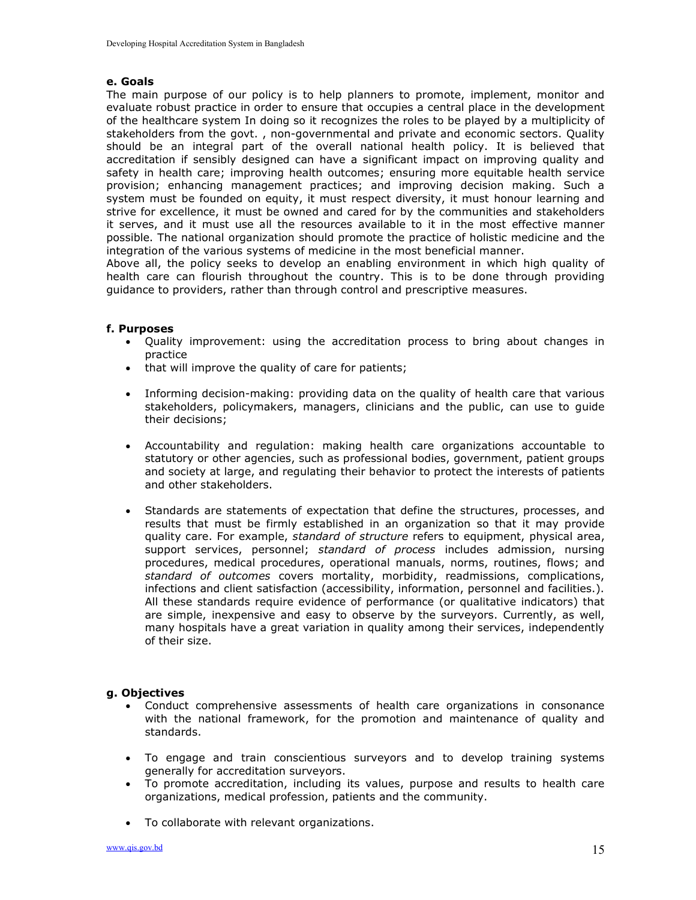### e. Goals

The main purpose of our policy is to help planners to promote, implement, monitor and evaluate robust practice in order to ensure that occupies a central place in the development of the healthcare system In doing so it recognizes the roles to be played by a multiplicity of stakeholders from the govt. , non-governmental and private and economic sectors. Quality should be an integral part of the overall national health policy. It is believed that accreditation if sensibly designed can have a significant impact on improving quality and safety in health care; improving health outcomes; ensuring more equitable health service provision; enhancing management practices; and improving decision making. Such a system must be founded on equity, it must respect diversity, it must honour learning and strive for excellence, it must be owned and cared for by the communities and stakeholders it serves, and it must use all the resources available to it in the most effective manner possible. The national organization should promote the practice of holistic medicine and the integration of the various systems of medicine in the most beneficial manner.

Above all, the policy seeks to develop an enabling environment in which high quality of health care can flourish throughout the country. This is to be done through providing guidance to providers, rather than through control and prescriptive measures.

### f. Purposes

- Quality improvement: using the accreditation process to bring about changes in practice
- that will improve the quality of care for patients;
- Informing decision-making: providing data on the quality of health care that various stakeholders, policymakers, managers, clinicians and the public, can use to guide their decisions;
- Accountability and regulation: making health care organizations accountable to statutory or other agencies, such as professional bodies, government, patient groups and society at large, and regulating their behavior to protect the interests of patients and other stakeholders.
- Standards are statements of expectation that define the structures, processes, and results that must be firmly established in an organization so that it may provide quality care. For example, *standard of structure* refers to equipment, physical area, support services, personnel; *standard of process* includes admission, nursing procedures, medical procedures, operational manuals, norms, routines, flows; and *standard of outcomes* covers mortality, morbidity, readmissions, complications, infections and client satisfaction (accessibility, information, personnel and facilities.). All these standards require evidence of performance (or qualitative indicators) that are simple, inexpensive and easy to observe by the surveyors. Currently, as well, many hospitals have a great variation in quality among their services, independently of their size.

### g. Objectives

- Conduct comprehensive assessments of health care organizations in consonance with the national framework, for the promotion and maintenance of quality and standards.
- To engage and train conscientious surveyors and to develop training systems generally for accreditation surveyors.
- To promote accreditation, including its values, purpose and results to health care organizations, medical profession, patients and the community.
- To collaborate with relevant organizations.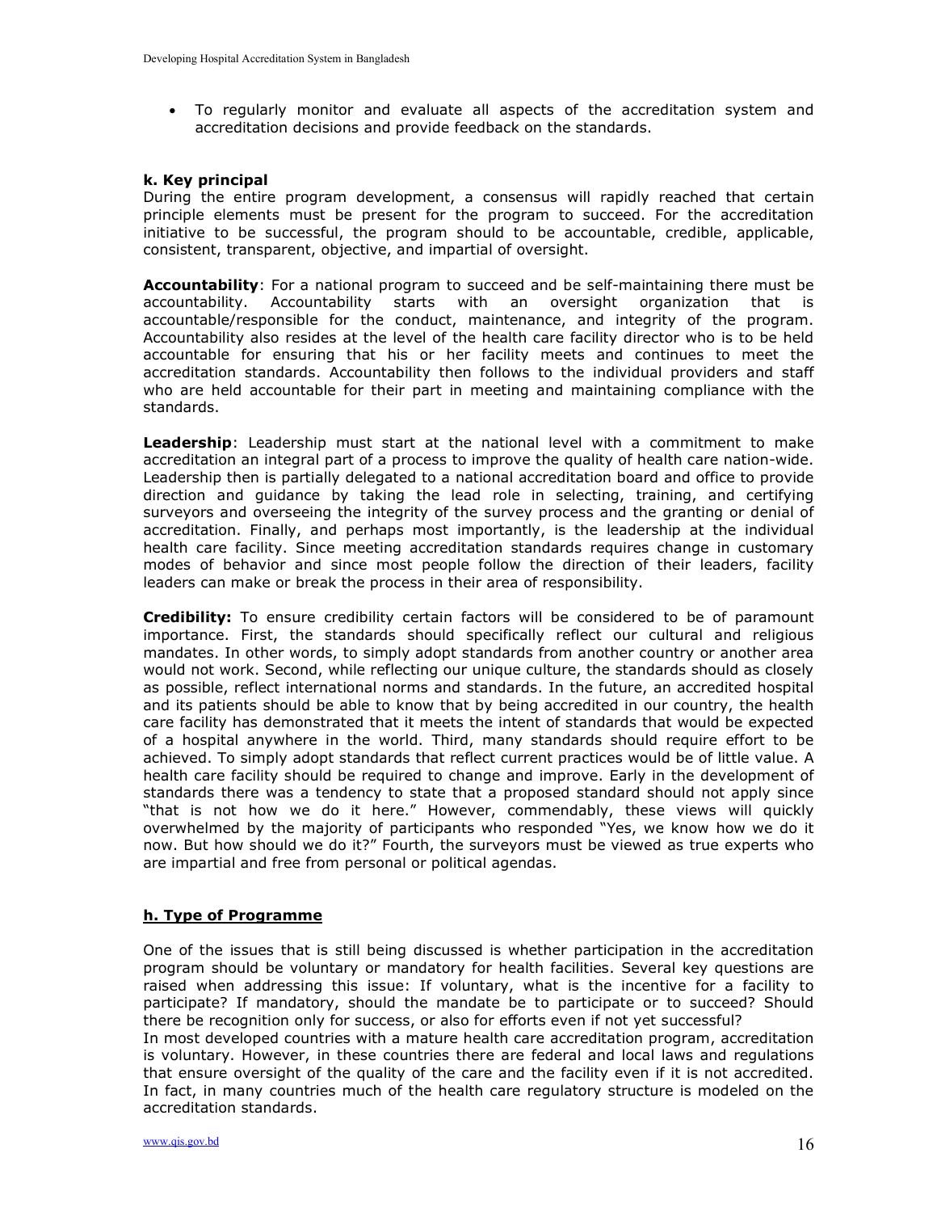- To regularly monitor and evaluate all aspects of the accreditation system and accreditation decisions and provide feedback on the standards.

#### k. Key principal

During the entire program development, a consensus will rapidly reached that certain principle elements must be present for the program to succeed. For the accreditation initiative to be successful, the program should to be accountable, credible, applicable, consistent, transparent, objective, and impartial of oversight.

**Accountability**: For a national program to succeed and be self-maintaining there must be accountability. Accountability starts with an oversight organization that is accountable/responsible for the conduct, maintenance, and integrity of the program. Accountability also resides at the level of the health care facility director who is to be held accountable for ensuring that his or her facility meets and continues to meet the accreditation standards. Accountability then follows to the individual providers and staff who are held accountable for their part in meeting and maintaining compliance with the standards.

**Leadership**: Leadership must start at the national level with a commitment to make accreditation an integral part of a process to improve the quality of health care nation-wide. Leadership then is partially delegated to a national accreditation board and office to provide direction and guidance by taking the lead role in selecting, training, and certifying surveyors and overseeing the integrity of the survey process and the granting or denial of accreditation. Finally, and perhaps most importantly, is the leadership at the individual health care facility. Since meeting accreditation standards requires change in customary modes of behavior and since most people follow the direction of their leaders, facility leaders can make or break the process in their area of responsibility.

**Credibility:** To ensure credibility certain factors will be considered to be of paramount importance. First, the standards should specifically reflect our cultural and religious mandates. In other words, to simply adopt standards from another country or another area would not work. Second, while reflecting our unique culture, the standards should as closely as possible, reflect international norms and standards. In the future, an accredited hospital and its patients should be able to know that by being accredited in our country, the health care facility has demonstrated that it meets the intent of standards that would be expected of a hospital anywhere in the world. Third, many standards should require effort to be achieved. To simply adopt standards that reflect current practices would be of little value. A health care facility should be required to change and improve. Early in the development of standards there was a tendency to state that a proposed standard should not apply since "that is not how we do it here." However, commendably, these views will quickly overwhelmed by the majority of participants who responded "Yes, we know how we do it now. But how should we do it?" Fourth, the surveyors must be viewed as true experts who are impartial and free from personal or political agendas.

#### h. Type of Programme

One of the issues that is still being discussed is whether participation in the accreditation program should be voluntary or mandatory for health facilities. Several key questions are raised when addressing this issue: If voluntary, what is the incentive for a facility to participate? If mandatory, should the mandate be to participate or to succeed? Should there be recognition only for success, or also for efforts even if not yet successful?
In most developed countries with a mature health care accreditation program, accreditation is voluntary. However, in these countries there are federal and local laws and regulations that ensure oversight of the quality of the care and the facility even if it is not accredited. In fact, in many countries much of the health care regulatory structure is modeled on the accreditation standards.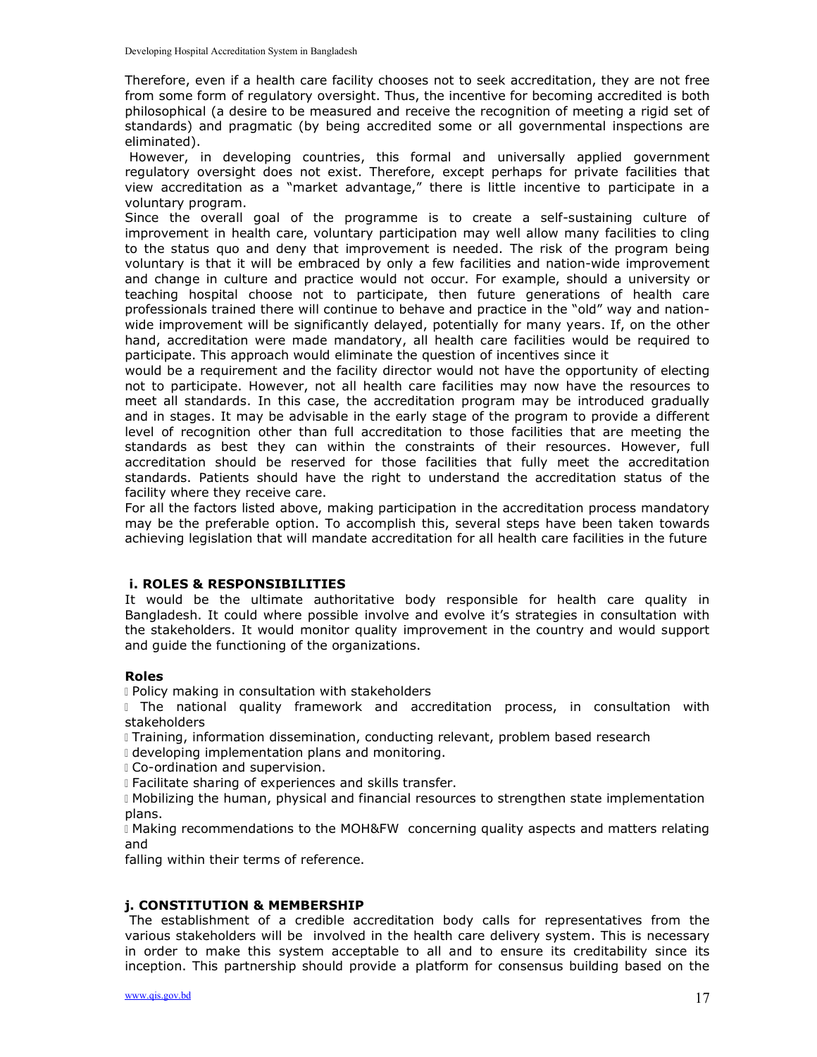Therefore, even if a health care facility chooses not to seek accreditation, they are not free from some form of regulatory oversight. Thus, the incentive for becoming accredited is both philosophical (a desire to be measured and receive the recognition of meeting a rigid set of standards) and pragmatic (by being accredited some or all governmental inspections are eliminated).

However, in developing countries, this formal and universally applied government regulatory oversight does not exist. Therefore, except perhaps for private facilities that view accreditation as a "market advantage," there is little incentive to participate in a voluntary program.

Since the overall goal of the programme is to create a self-sustaining culture of improvement in health care, voluntary participation may well allow many facilities to cling to the status quo and deny that improvement is needed. The risk of the program being voluntary is that it will be embraced by only a few facilities and nation-wide improvement and change in culture and practice would not occur. For example, should a university or teaching hospital choose not to participate, then future generations of health care professionals trained there will continue to behave and practice in the "old" way and nation-wide improvement will be significantly delayed, potentially for many years. If, on the other hand, accreditation were made mandatory, all health care facilities would be required to participate. This approach would eliminate the question of incentives since it would be a requirement and the facility director would not have the opportunity of electing not to participate. However, not all health care facilities may now have the resources to meet all standards. In this case, the accreditation program may be introduced gradually and in stages. It may be advisable in the early stage of the program to provide a different level of recognition other than full accreditation to those facilities that are meeting the standards as best they can within the constraints of their resources. However, full accreditation should be reserved for those facilities that fully meet the accreditation standards. Patients should have the right to understand the accreditation status of the facility where they receive care.

For all the factors listed above, making participation in the accreditation process mandatory may be the preferable option. To accomplish this, several steps have been taken towards achieving legislation that will mandate accreditation for all health care facilities in the future

### i. ROLES & RESPONSIBILITIES

It would be the ultimate authoritative body responsible for health care quality in Bangladesh. It could where possible involve and evolve it's strategies in consultation with the stakeholders. It would monitor quality improvement in the country and would support and guide the functioning of the organizations.

#### Roles

- Policy making in consultation with stakeholders
- The national quality framework and accreditation process, in consultation with stakeholders
- Training, information dissemination, conducting relevant, problem based research
- developing implementation plans and monitoring.
- Co-ordination and supervision.
- Facilitate sharing of experiences and skills transfer.
- Mobilizing the human, physical and financial resources to strengthen state implementation plans.
- Making recommendations to the MOH&FW concerning quality aspects and matters relating and falling within their terms of reference.

### j. CONSTITUTION & MEMBERSHIP

The establishment of a credible accreditation body calls for representatives from the various stakeholders will be involved in the health care delivery system. This is necessary in order to make this system acceptable to all and to ensure its creditability since its inception. This partnership should provide a platform for consensus building based on the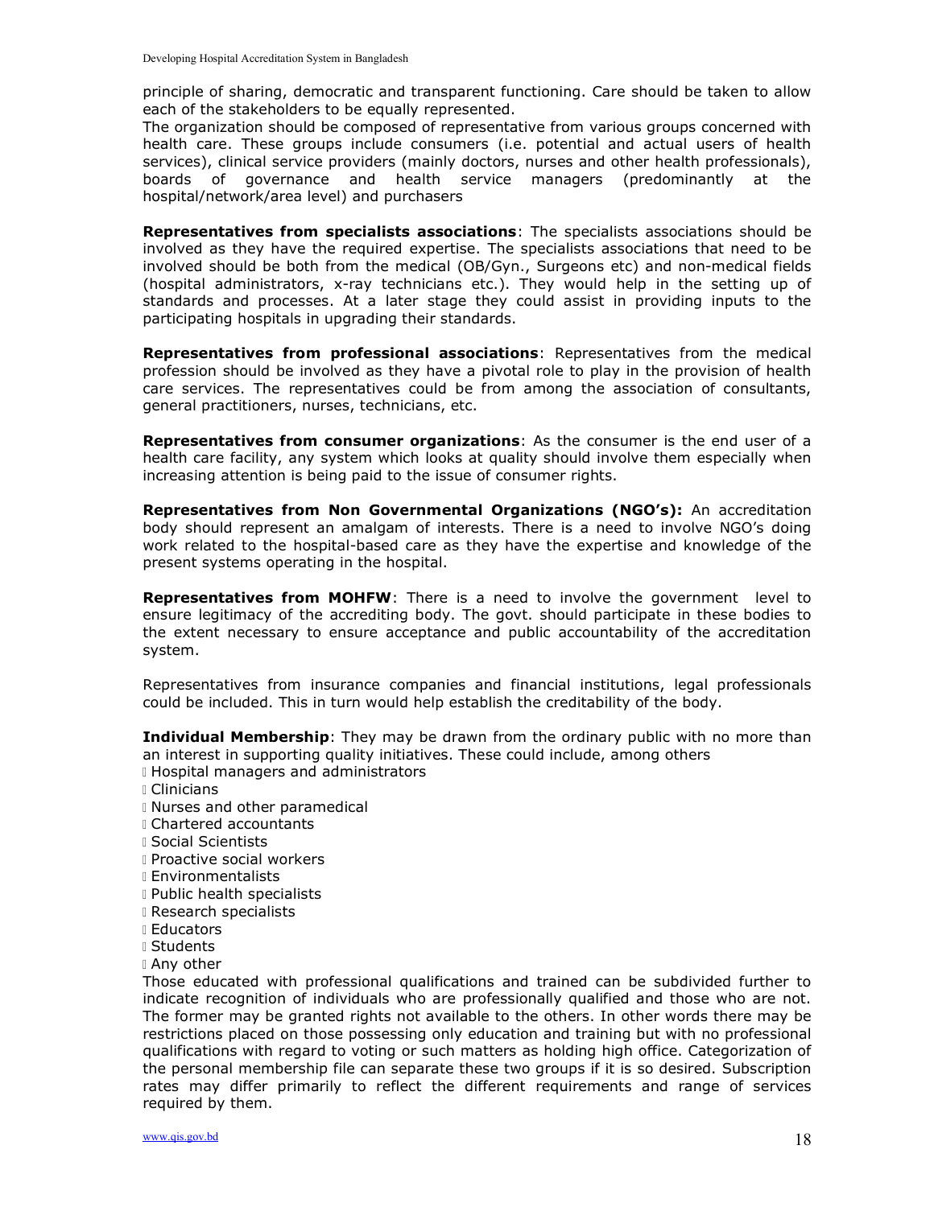principle of sharing, democratic and transparent functioning. Care should be taken to allow each of the stakeholders to be equally represented.
The organization should be composed of representative from various groups concerned with health care. These groups include consumers (i.e. potential and actual users of health services), clinical service providers (mainly doctors, nurses and other health professionals), boards of governance and health service managers (predominantly at the hospital/network/area level) and purchasers

**Representatives from specialists associations**: The specialists associations should be involved as they have the required expertise. The specialists associations that need to be involved should be both from the medical (OB/Gyn., Surgeons etc) and non-medical fields (hospital administrators, x-ray technicians etc.). They would help in the setting up of standards and processes. At a later stage they could assist in providing inputs to the participating hospitals in upgrading their standards.

**Representatives from professional associations**: Representatives from the medical profession should be involved as they have a pivotal role to play in the provision of health care services. The representatives could be from among the association of consultants, general practitioners, nurses, technicians, etc.

**Representatives from consumer organizations**: As the consumer is the end user of a health care facility, any system which looks at quality should involve them especially when increasing attention is being paid to the issue of consumer rights.

**Representatives from Non Governmental Organizations (NGO's):** An accreditation body should represent an amalgam of interests. There is a need to involve NGO's doing work related to the hospital-based care as they have the expertise and knowledge of the present systems operating in the hospital.

**Representatives from MOHFW**: There is a need to involve the government level to ensure legitimacy of the accrediting body. The govt. should participate in these bodies to the extent necessary to ensure acceptance and public accountability of the accreditation system.

Representatives from insurance companies and financial institutions, legal professionals could be included. This in turn would help establish the creditability of the body.

**Individual Membership**: They may be drawn from the ordinary public with no more than an interest in supporting quality initiatives. These could include, among others

- Hospital managers and administrators
- Clinicians
- Nurses and other paramedical
- Chartered accountants
- Social Scientists
- Proactive social workers
- Environmentalists
- Public health specialists
- Research specialists
- Educators
- Students
- Any other

Those educated with professional qualifications and trained can be subdivided further to indicate recognition of individuals who are professionally qualified and those who are not. The former may be granted rights not available to the others. In other words there may be restrictions placed on those possessing only education and training but with no professional qualifications with regard to voting or such matters as holding high office. Categorization of the personal membership file can separate these two groups if it is so desired. Subscription rates may differ primarily to reflect the different requirements and range of services required by them.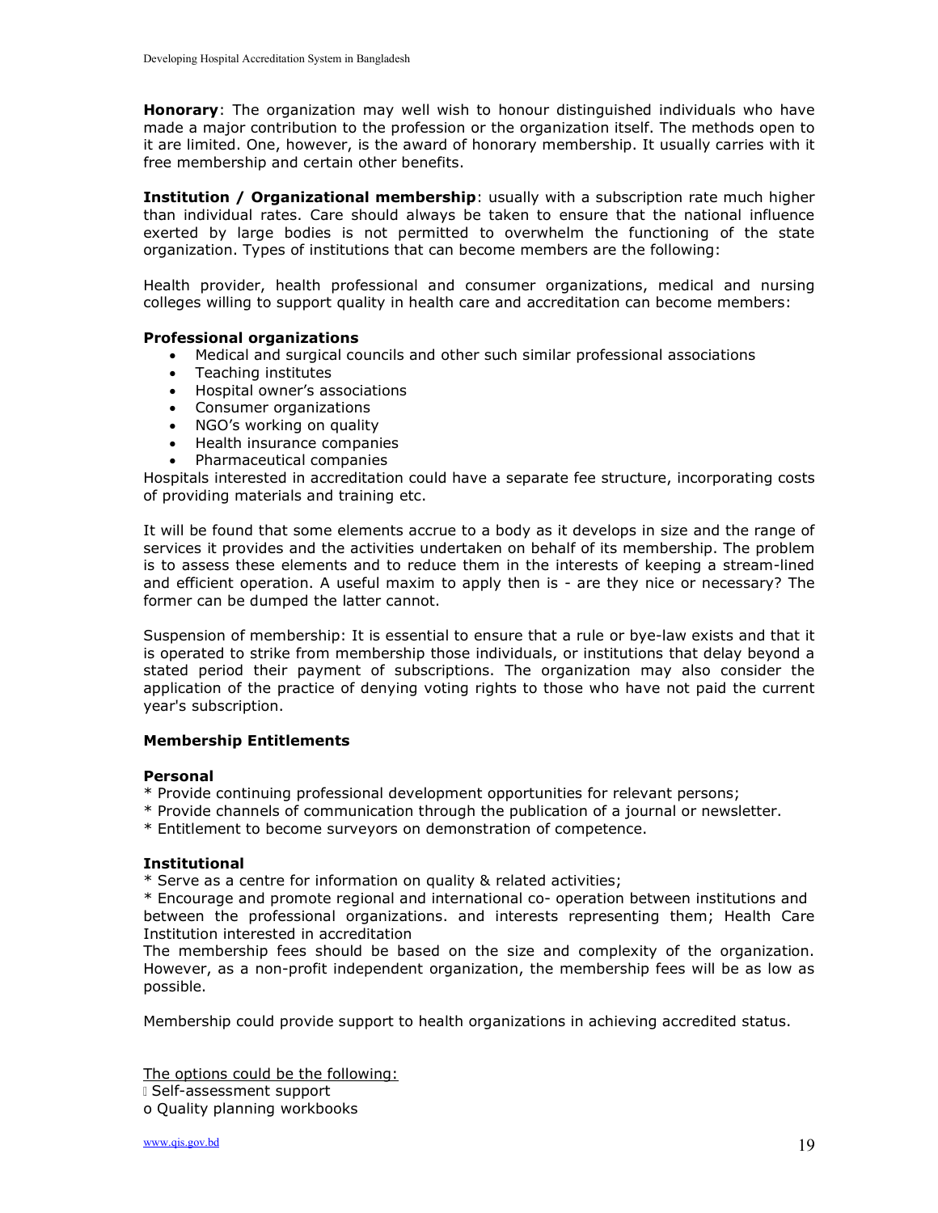**Honorary**: The organization may well wish to honour distinguished individuals who have made a major contribution to the profession or the organization itself. The methods open to it are limited. One, however, is the award of honorary membership. It usually carries with it free membership and certain other benefits.

**Institution / Organizational membership**: usually with a subscription rate much higher than individual rates. Care should always be taken to ensure that the national influence exerted by large bodies is not permitted to overwhelm the functioning of the state organization. Types of institutions that can become members are the following:

Health provider, health professional and consumer organizations, medical and nursing colleges willing to support quality in health care and accreditation can become members:

**Professional organizations**

- Medical and surgical councils and other such similar professional associations
- Teaching institutes
- Hospital owner's associations
- Consumer organizations
- NGO's working on quality
- Health insurance companies
- Pharmaceutical companies

Hospitals interested in accreditation could have a separate fee structure, incorporating costs of providing materials and training etc.

It will be found that some elements accrue to a body as it develops in size and the range of services it provides and the activities undertaken on behalf of its membership. The problem is to assess these elements and to reduce them in the interests of keeping a stream-lined and efficient operation. A useful maxim to apply then is - are they nice or necessary? The former can be dumped the latter cannot.

Suspension of membership: It is essential to ensure that a rule or bye-law exists and that it is operated to strike from membership those individuals, or institutions that delay beyond a stated period their payment of subscriptions. The organization may also consider the application of the practice of denying voting rights to those who have not paid the current year's subscription.

**Membership Entitlements**

**Personal**

* Provide continuing professional development opportunities for relevant persons;
* Provide channels of communication through the publication of a journal or newsletter.
* Entitlement to become surveyors on demonstration of competence.

**Institutional**

* Serve as a centre for information on quality & related activities;
* Encourage and promote regional and international co- operation between institutions and between the professional organizations. and interests representing them; Health Care Institution interested in accreditation

The membership fees should be based on the size and complexity of the organization. However, as a non-profit independent organization, the membership fees will be as low as possible.

Membership could provide support to health organizations in achieving accredited status.

<u>The options could be the following:</u>

- Self-assessment support
  - o Quality planning workbooks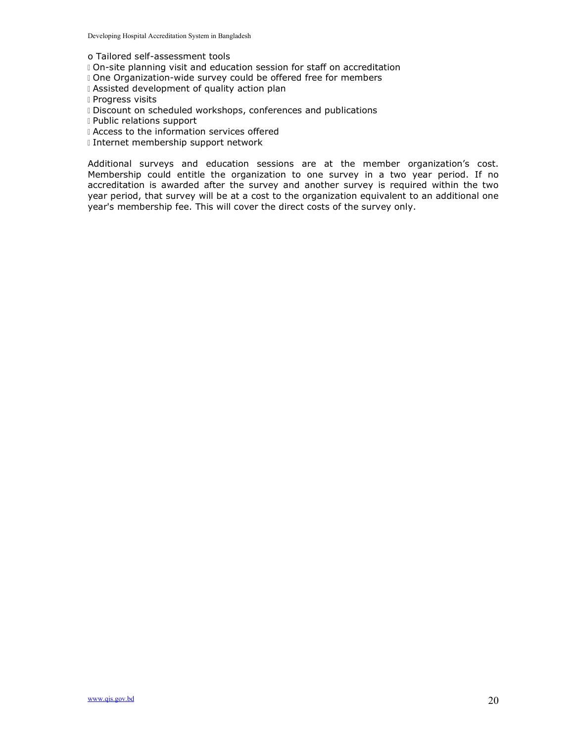- Tailored self-assessment tools
- On-site planning visit and education session for staff on accreditation
- One Organization-wide survey could be offered free for members
- Assisted development of quality action plan
- Progress visits
- Discount on scheduled workshops, conferences and publications
- Public relations support
- Access to the information services offered
- Internet membership support network

Additional surveys and education sessions are at the member organization's cost. Membership could entitle the organization to one survey in a two year period. If no accreditation is awarded after the survey and another survey is required within the two year period, that survey will be at a cost to the organization equivalent to an additional one year's membership fee. This will cover the direct costs of the survey only.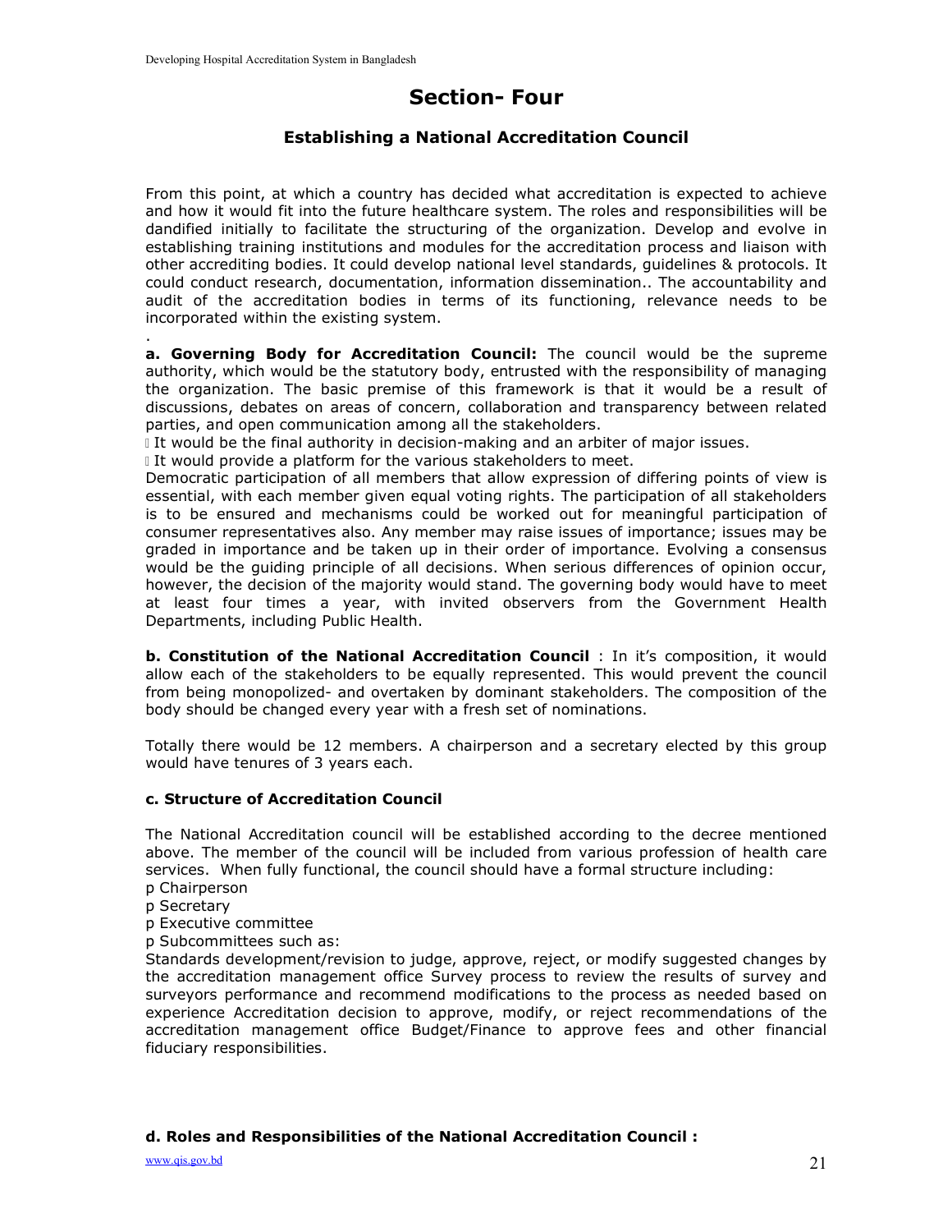# Section- Four

## Establishing a National Accreditation Council

From this point, at which a country has decided what accreditation is expected to achieve and how it would fit into the future healthcare system. The roles and responsibilities will be dandified initially to facilitate the structuring of the organization. Develop and evolve in establishing training institutions and modules for the accreditation process and liaison with other accrediting bodies. It could develop national level standards, guidelines & protocols. It could conduct research, documentation, information dissemination.. The accountability and audit of the accreditation bodies in terms of its functioning, relevance needs to be incorporated within the existing system.

.

**a. Governing Body for Accreditation Council:** The council would be the supreme authority, which would be the statutory body, entrusted with the responsibility of managing the organization. The basic premise of this framework is that it would be a result of discussions, debates on areas of concern, collaboration and transparency between related parties, and open communication among all the stakeholders.

- It would be the final authority in decision-making and an arbiter of major issues.
- It would provide a platform for the various stakeholders to meet.

Democratic participation of all members that allow expression of differing points of view is essential, with each member given equal voting rights. The participation of all stakeholders is to be ensured and mechanisms could be worked out for meaningful participation of consumer representatives also. Any member may raise issues of importance; issues may be graded in importance and be taken up in their order of importance. Evolving a consensus would be the guiding principle of all decisions. When serious differences of opinion occur, however, the decision of the majority would stand. The governing body would have to meet at least four times a year, with invited observers from the Government Health Departments, including Public Health.

**b. Constitution of the National Accreditation Council** : In it's composition, it would allow each of the stakeholders to be equally represented. This would prevent the council from being monopolized- and overtaken by dominant stakeholders. The composition of the body should be changed every year with a fresh set of nominations.

Totally there would be 12 members. A chairperson and a secretary elected by this group would have tenures of 3 years each.

**c. Structure of Accreditation Council**

The National Accreditation council will be established according to the decree mentioned above. The member of the council will be included from various profession of health care services. When fully functional, the council should have a formal structure including:

- Chairperson
- Secretary
- Executive committee
- Subcommittees such as:

Standards development/revision to judge, approve, reject, or modify suggested changes by the accreditation management office Survey process to review the results of survey and surveyors performance and recommend modifications to the process as needed based on experience Accreditation decision to approve, modify, or reject recommendations of the accreditation management office Budget/Finance to approve fees and other financial fiduciary responsibilities.

**d. Roles and Responsibilities of the National Accreditation Council :**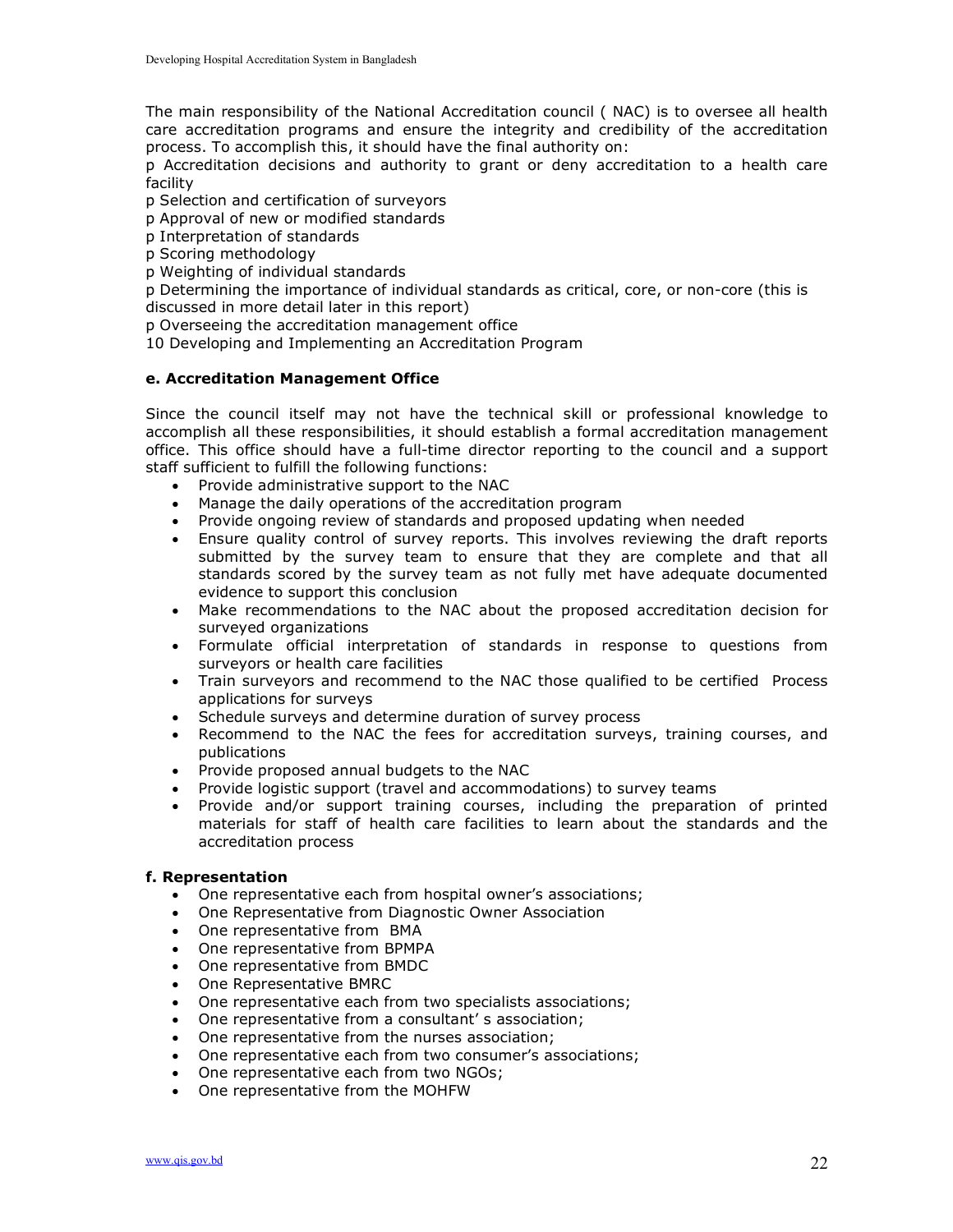The main responsibility of the National Accreditation council ( NAC) is to oversee all health care accreditation programs and ensure the integrity and credibility of the accreditation process. To accomplish this, it should have the final authority on:

p Accreditation decisions and authority to grant or deny accreditation to a health care facility

p Selection and certification of surveyors

p Approval of new or modified standards

p Interpretation of standards

p Scoring methodology

p Weighting of individual standards

p Determining the importance of individual standards as critical, core, or non-core (this is discussed in more detail later in this report)

p Overseeing the accreditation management office

10 Developing and Implementing an Accreditation Program

#### e. Accreditation Management Office

Since the council itself may not have the technical skill or professional knowledge to accomplish all these responsibilities, it should establish a formal accreditation management office. This office should have a full-time director reporting to the council and a support staff sufficient to fulfill the following functions:

- Provide administrative support to the NAC
- Manage the daily operations of the accreditation program
- Provide ongoing review of standards and proposed updating when needed
- Ensure quality control of survey reports. This involves reviewing the draft reports submitted by the survey team to ensure that they are complete and that all standards scored by the survey team as not fully met have adequate documented evidence to support this conclusion
- Make recommendations to the NAC about the proposed accreditation decision for surveyed organizations
- Formulate official interpretation of standards in response to questions from surveyors or health care facilities
- Train surveyors and recommend to the NAC those qualified to be certified Process applications for surveys
- Schedule surveys and determine duration of survey process
- Recommend to the NAC the fees for accreditation surveys, training courses, and publications
- Provide proposed annual budgets to the NAC
- Provide logistic support (travel and accommodations) to survey teams
- Provide and/or support training courses, including the preparation of printed materials for staff of health care facilities to learn about the standards and the accreditation process

#### f. Representation

- One representative each from hospital owner's associations;
- One Representative from Diagnostic Owner Association
- One representative from BMA
- One representative from BPMPA
- One representative from BMDC
- One Representative BMRC
- One representative each from two specialists associations;
- One representative from a consultant' s association;
- One representative from the nurses association;
- One representative each from two consumer's associations;
- One representative each from two NGOs;
- One representative from the MOHFW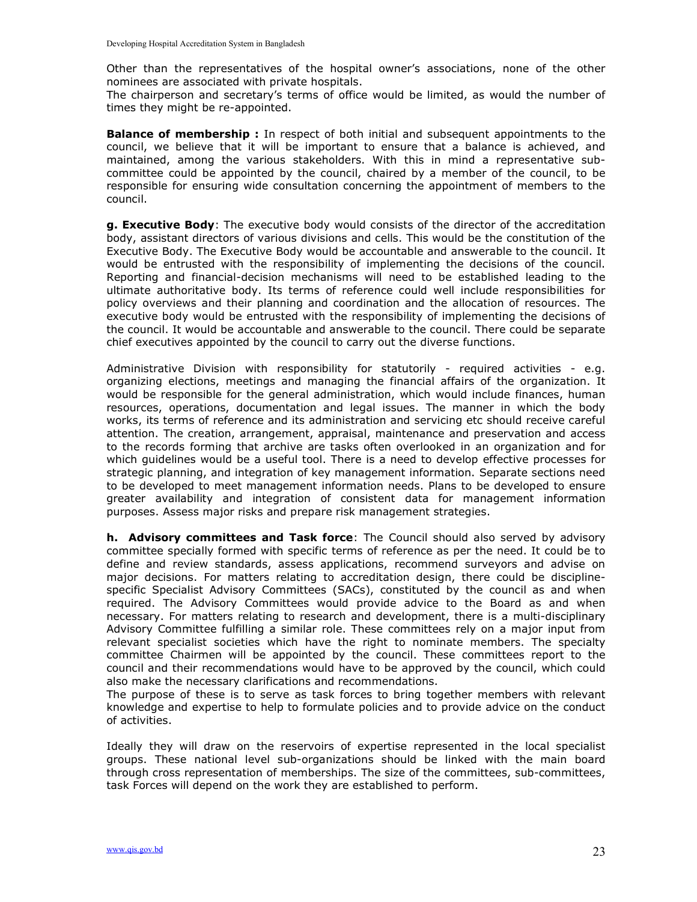Other than the representatives of the hospital owner's associations, none of the other nominees are associated with private hospitals.
The chairperson and secretary's terms of office would be limited, as would the number of times they might be re-appointed.

**Balance of membership :** In respect of both initial and subsequent appointments to the council, we believe that it will be important to ensure that a balance is achieved, and maintained, among the various stakeholders. With this in mind a representative sub-committee could be appointed by the council, chaired by a member of the council, to be responsible for ensuring wide consultation concerning the appointment of members to the council.

**g. Executive Body**: The executive body would consists of the director of the accreditation body, assistant directors of various divisions and cells. This would be the constitution of the Executive Body. The Executive Body would be accountable and answerable to the council. It would be entrusted with the responsibility of implementing the decisions of the council. Reporting and financial-decision mechanisms will need to be established leading to the ultimate authoritative body. Its terms of reference could well include responsibilities for policy overviews and their planning and coordination and the allocation of resources. The executive body would be entrusted with the responsibility of implementing the decisions of the council. It would be accountable and answerable to the council. There could be separate chief executives appointed by the council to carry out the diverse functions.

Administrative Division with responsibility for statutorily - required activities - e.g. organizing elections, meetings and managing the financial affairs of the organization. It would be responsible for the general administration, which would include finances, human resources, operations, documentation and legal issues. The manner in which the body works, its terms of reference and its administration and servicing etc should receive careful attention. The creation, arrangement, appraisal, maintenance and preservation and access to the records forming that archive are tasks often overlooked in an organization and for which guidelines would be a useful tool. There is a need to develop effective processes for strategic planning, and integration of key management information. Separate sections need to be developed to meet management information needs. Plans to be developed to ensure greater availability and integration of consistent data for management information purposes. Assess major risks and prepare risk management strategies.

**h. Advisory committees and Task force**: The Council should also served by advisory committee specially formed with specific terms of reference as per the need. It could be to define and review standards, assess applications, recommend surveyors and advise on major decisions. For matters relating to accreditation design, there could be discipline-specific Specialist Advisory Committees (SACs), constituted by the council as and when required. The Advisory Committees would provide advice to the Board as and when necessary. For matters relating to research and development, there is a multi-disciplinary Advisory Committee fulfilling a similar role. These committees rely on a major input from relevant specialist societies which have the right to nominate members. The specialty committee Chairmen will be appointed by the council. These committees report to the council and their recommendations would have to be approved by the council, which could also make the necessary clarifications and recommendations.
The purpose of these is to serve as task forces to bring together members with relevant knowledge and expertise to help to formulate policies and to provide advice on the conduct of activities.

Ideally they will draw on the reservoirs of expertise represented in the local specialist groups. These national level sub-organizations should be linked with the main board through cross representation of memberships. The size of the committees, sub-committees, task Forces will depend on the work they are established to perform.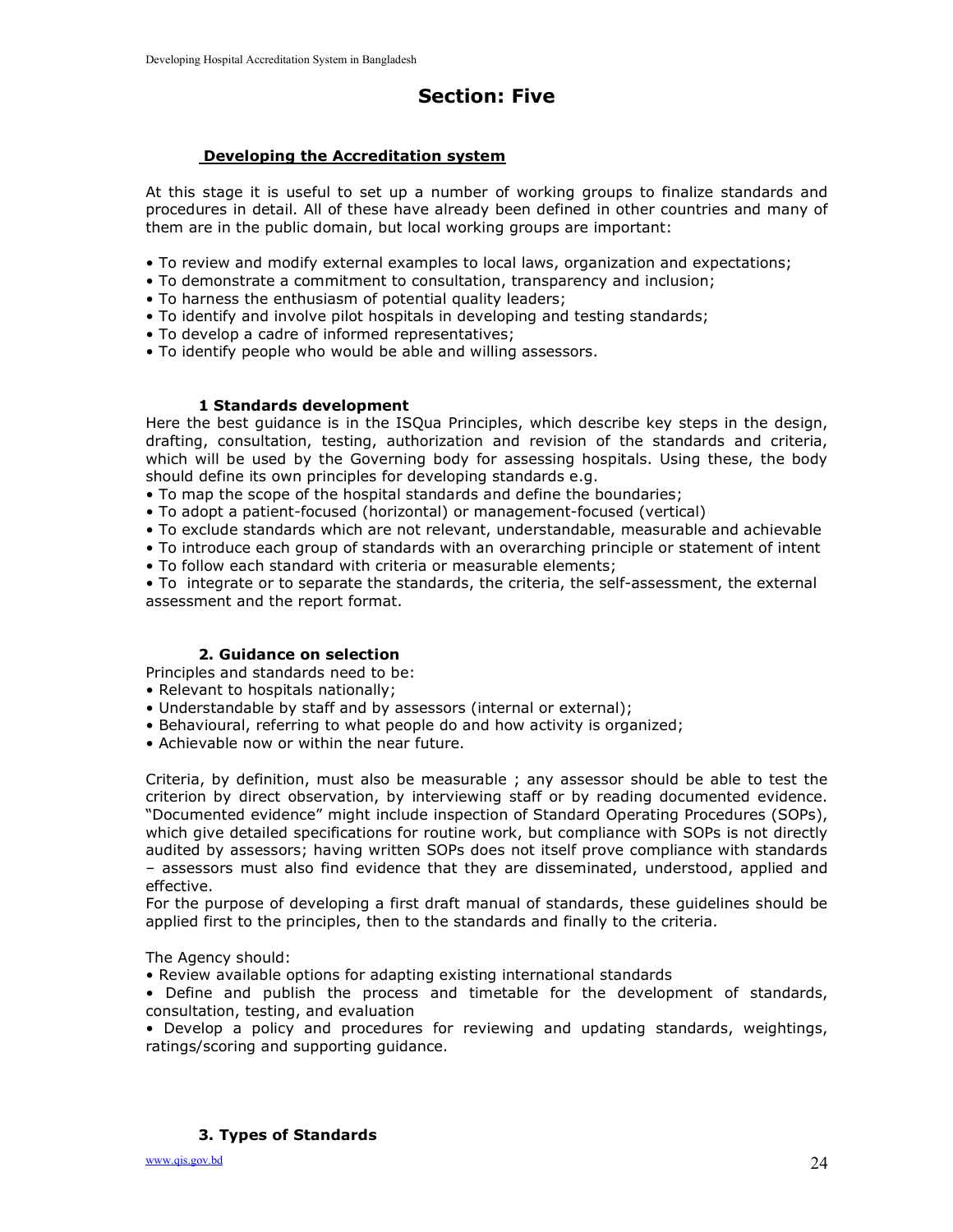# Section: Five

## Developing the Accreditation system

At this stage it is useful to set up a number of working groups to finalize standards and procedures in detail. All of these have already been defined in other countries and many of them are in the public domain, but local working groups are important:

- To review and modify external examples to local laws, organization and expectations;
- To demonstrate a commitment to consultation, transparency and inclusion;
- To harness the enthusiasm of potential quality leaders;
- To identify and involve pilot hospitals in developing and testing standards;
- To develop a cadre of informed representatives;
- To identify people who would be able and willing assessors.

### 1 Standards development

Here the best guidance is in the ISQua Principles, which describe key steps in the design, drafting, consultation, testing, authorization and revision of the standards and criteria, which will be used by the Governing body for assessing hospitals. Using these, the body should define its own principles for developing standards e.g.

- To map the scope of the hospital standards and define the boundaries;
- To adopt a patient-focused (horizontal) or management-focused (vertical)
- To exclude standards which are not relevant, understandable, measurable and achievable
- To introduce each group of standards with an overarching principle or statement of intent
- To follow each standard with criteria or measurable elements;
- To integrate or to separate the standards, the criteria, the self-assessment, the external assessment and the report format.

### 2. Guidance on selection

Principles and standards need to be:

- Relevant to hospitals nationally;
- Understandable by staff and by assessors (internal or external);
- Behavioural, referring to what people do and how activity is organized;
- Achievable now or within the near future.

Criteria, by definition, must also be measurable ; any assessor should be able to test the criterion by direct observation, by interviewing staff or by reading documented evidence. "Documented evidence" might include inspection of Standard Operating Procedures (SOPs), which give detailed specifications for routine work, but compliance with SOPs is not directly audited by assessors; having written SOPs does not itself prove compliance with standards – assessors must also find evidence that they are disseminated, understood, applied and effective.

For the purpose of developing a first draft manual of standards, these guidelines should be applied first to the principles, then to the standards and finally to the criteria.

The Agency should:

- Review available options for adapting existing international standards
- Define and publish the process and timetable for the development of standards, consultation, testing, and evaluation
- Develop a policy and procedures for reviewing and updating standards, weightings, ratings/scoring and supporting guidance.

### 3. Types of Standards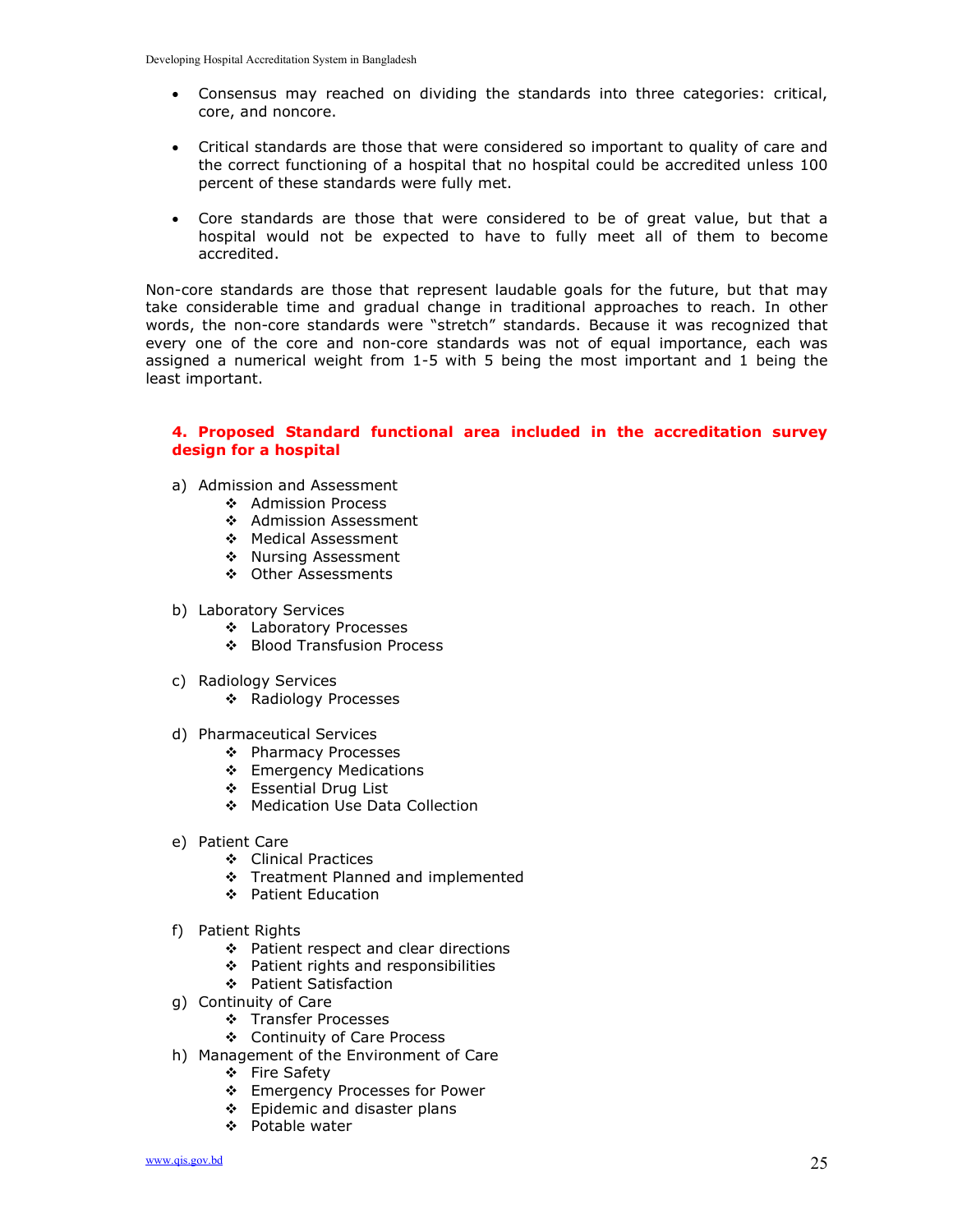- Consensus may reached on dividing the standards into three categories: critical, core, and noncore.
- Critical standards are those that were considered so important to quality of care and the correct functioning of a hospital that no hospital could be accredited unless 100 percent of these standards were fully met.
- Core standards are those that were considered to be of great value, but that a hospital would not be expected to have to fully meet all of them to become accredited.

Non-core standards are those that represent laudable goals for the future, but that may take considerable time and gradual change in traditional approaches to reach. In other words, the non-core standards were "stretch" standards. Because it was recognized that every one of the core and non-core standards was not of equal importance, each was assigned a numerical weight from 1-5 with 5 being the most important and 1 being the least important.

### 4. Proposed Standard functional area included in the accreditation survey design for a hospital

a) Admission and Assessment
   - Admission Process
   - Admission Assessment
   - Medical Assessment
   - Nursing Assessment
   - Other Assessments

b) Laboratory Services
   - Laboratory Processes
   - Blood Transfusion Process

c) Radiology Services
   - Radiology Processes

d) Pharmaceutical Services
   - Pharmacy Processes
   - Emergency Medications
   - Essential Drug List
   - Medication Use Data Collection

e) Patient Care
   - Clinical Practices
   - Treatment Planned and implemented
   - Patient Education

f) Patient Rights
   - Patient respect and clear directions
   - Patient rights and responsibilities
   - Patient Satisfaction

g) Continuity of Care
   - Transfer Processes
   - Continuity of Care Process

h) Management of the Environment of Care
   - Fire Safety
   - Emergency Processes for Power
   - Epidemic and disaster plans
   - Potable water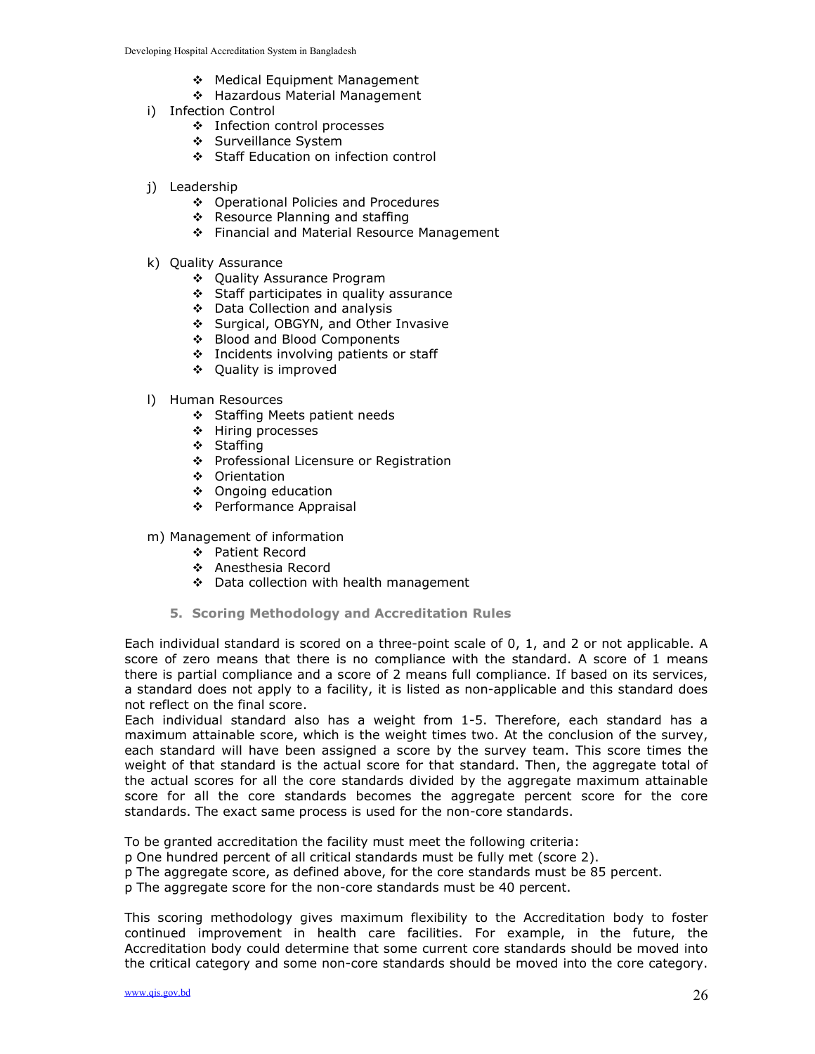- ❖ Medical Equipment Management
- ❖ Hazardous Material Management

i) Infection Control
- ❖ Infection control processes
- ❖ Surveillance System
- ❖ Staff Education on infection control

j) Leadership
- ❖ Operational Policies and Procedures
- ❖ Resource Planning and staffing
- ❖ Financial and Material Resource Management

k) Quality Assurance
- ❖ Quality Assurance Program
- ❖ Staff participates in quality assurance
- ❖ Data Collection and analysis
- ❖ Surgical, OBGYN, and Other Invasive
- ❖ Blood and Blood Components
- ❖ Incidents involving patients or staff
- ❖ Quality is improved

l) Human Resources
- ❖ Staffing Meets patient needs
- ❖ Hiring processes
- ❖ Staffing
- ❖ Professional Licensure or Registration
- ❖ Orientation
- ❖ Ongoing education
- ❖ Performance Appraisal

m) Management of information
- ❖ Patient Record
- ❖ Anesthesia Record
- ❖ Data collection with health management

## 5. Scoring Methodology and Accreditation Rules

Each individual standard is scored on a three-point scale of 0, 1, and 2 or not applicable. A score of zero means that there is no compliance with the standard. A score of 1 means there is partial compliance and a score of 2 means full compliance. If based on its services, a standard does not apply to a facility, it is listed as non-applicable and this standard does not reflect on the final score.

Each individual standard also has a weight from 1-5. Therefore, each standard has a maximum attainable score, which is the weight times two. At the conclusion of the survey, each standard will have been assigned a score by the survey team. This score times the weight of that standard is the actual score for that standard. Then, the aggregate total of the actual scores for all the core standards divided by the aggregate maximum attainable score for all the core standards becomes the aggregate percent score for the core standards. The exact same process is used for the non-core standards.

To be granted accreditation the facility must meet the following criteria:

p One hundred percent of all critical standards must be fully met (score 2).

p The aggregate score, as defined above, for the core standards must be 85 percent.

p The aggregate score for the non-core standards must be 40 percent.

This scoring methodology gives maximum flexibility to the Accreditation body to foster continued improvement in health care facilities. For example, in the future, the Accreditation body could determine that some current core standards should be moved into the critical category and some non-core standards should be moved into the core category.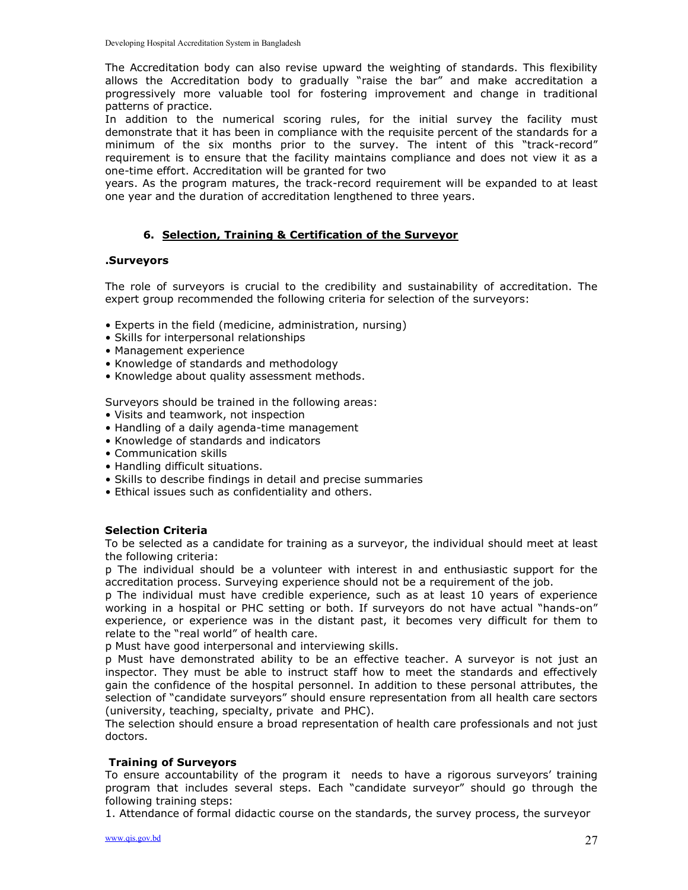The Accreditation body can also revise upward the weighting of standards. This flexibility allows the Accreditation body to gradually "raise the bar" and make accreditation a progressively more valuable tool for fostering improvement and change in traditional patterns of practice.
In addition to the numerical scoring rules, for the initial survey the facility must demonstrate that it has been in compliance with the requisite percent of the standards for a minimum of the six months prior to the survey. The intent of this "track-record" requirement is to ensure that the facility maintains compliance and does not view it as a one-time effort. Accreditation will be granted for two
years. As the program matures, the track-record requirement will be expanded to at least one year and the duration of accreditation lengthened to three years.

## 6. Selection, Training & Certification of the Surveyor

### .Surveyors

The role of surveyors is crucial to the credibility and sustainability of accreditation. The expert group recommended the following criteria for selection of the surveyors:

- Experts in the field (medicine, administration, nursing)
- Skills for interpersonal relationships
- Management experience
- Knowledge of standards and methodology
- Knowledge about quality assessment methods.

Surveyors should be trained in the following areas:

- Visits and teamwork, not inspection
- Handling of a daily agenda-time management
- Knowledge of standards and indicators
- Communication skills
- Handling difficult situations.
- Skills to describe findings in detail and precise summaries
- Ethical issues such as confidentiality and others.

### Selection Criteria

To be selected as a candidate for training as a surveyor, the individual should meet at least the following criteria:

p The individual should be a volunteer with interest in and enthusiastic support for the accreditation process. Surveying experience should not be a requirement of the job.
p The individual must have credible experience, such as at least 10 years of experience working in a hospital or PHC setting or both. If surveyors do not have actual "hands-on" experience, or experience was in the distant past, it becomes very difficult for them to relate to the "real world" of health care.
p Must have good interpersonal and interviewing skills.
p Must have demonstrated ability to be an effective teacher. A surveyor is not just an inspector. They must be able to instruct staff how to meet the standards and effectively gain the confidence of the hospital personnel. In addition to these personal attributes, the selection of "candidate surveyors" should ensure representation from all health care sectors (university, teaching, specialty, private and PHC).
The selection should ensure a broad representation of health care professionals and not just doctors.

### Training of Surveyors

To ensure accountability of the program it needs to have a rigorous surveyors' training program that includes several steps. Each "candidate surveyor" should go through the following training steps:

1. Attendance of formal didactic course on the standards, the survey process, the surveyor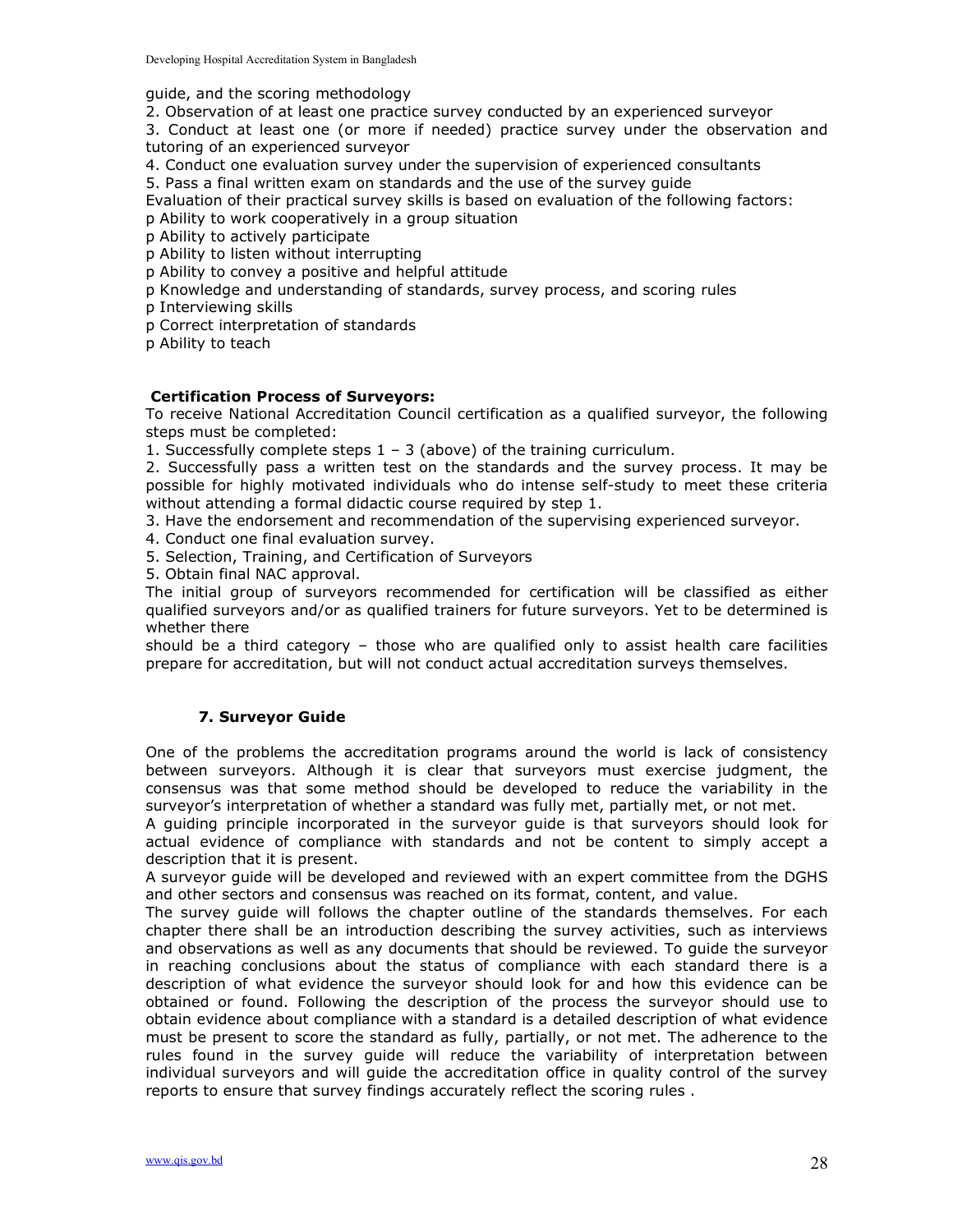guide, and the scoring methodology

2. Observation of at least one practice survey conducted by an experienced surveyor
3. Conduct at least one (or more if needed) practice survey under the observation and tutoring of an experienced surveyor
4. Conduct one evaluation survey under the supervision of experienced consultants
5. Pass a final written exam on standards and the use of the survey guide

Evaluation of their practical survey skills is based on evaluation of the following factors:

- p Ability to work cooperatively in a group situation
- p Ability to actively participate
- p Ability to listen without interrupting
- p Ability to convey a positive and helpful attitude
- p Knowledge and understanding of standards, survey process, and scoring rules
- p Interviewing skills
- p Correct interpretation of standards
- p Ability to teach

**Certification Process of Surveyors:**

To receive National Accreditation Council certification as a qualified surveyor, the following steps must be completed:

1. Successfully complete steps 1 – 3 (above) of the training curriculum.
2. Successfully pass a written test on the standards and the survey process. It may be possible for highly motivated individuals who do intense self-study to meet these criteria without attending a formal didactic course required by step 1.
3. Have the endorsement and recommendation of the supervising experienced surveyor.
4. Conduct one final evaluation survey.
5. Selection, Training, and Certification of Surveyors
5. Obtain final NAC approval.

The initial group of surveyors recommended for certification will be classified as either qualified surveyors and/or as qualified trainers for future surveyors. Yet to be determined is whether there should be a third category – those who are qualified only to assist health care facilities prepare for accreditation, but will not conduct actual accreditation surveys themselves.

## 7. Surveyor Guide

One of the problems the accreditation programs around the world is lack of consistency between surveyors. Although it is clear that surveyors must exercise judgment, the consensus was that some method should be developed to reduce the variability in the surveyor's interpretation of whether a standard was fully met, partially met, or not met.

A guiding principle incorporated in the surveyor guide is that surveyors should look for actual evidence of compliance with standards and not be content to simply accept a description that it is present.

A surveyor guide will be developed and reviewed with an expert committee from the DGHS and other sectors and consensus was reached on its format, content, and value.

The survey guide will follows the chapter outline of the standards themselves. For each chapter there shall be an introduction describing the survey activities, such as interviews and observations as well as any documents that should be reviewed. To guide the surveyor in reaching conclusions about the status of compliance with each standard there is a description of what evidence the surveyor should look for and how this evidence can be obtained or found. Following the description of the process the surveyor should use to obtain evidence about compliance with a standard is a detailed description of what evidence must be present to score the standard as fully, partially, or not met. The adherence to the rules found in the survey guide will reduce the variability of interpretation between individual surveyors and will guide the accreditation office in quality control of the survey reports to ensure that survey findings accurately reflect the scoring rules .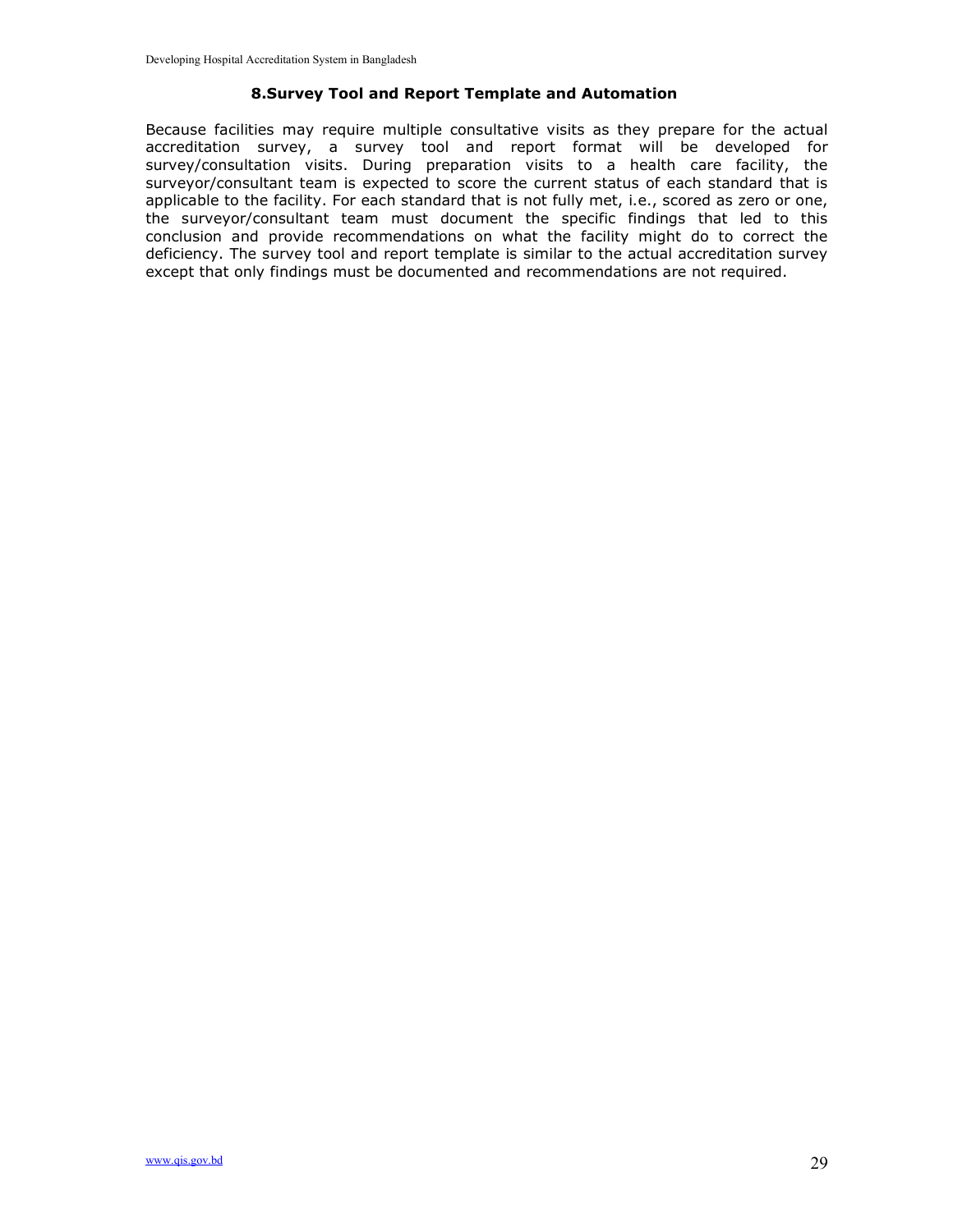## 8.Survey Tool and Report Template and Automation

Because facilities may require multiple consultative visits as they prepare for the actual accreditation survey, a survey tool and report format will be developed for survey/consultation visits. During preparation visits to a health care facility, the surveyor/consultant team is expected to score the current status of each standard that is applicable to the facility. For each standard that is not fully met, i.e., scored as zero or one, the surveyor/consultant team must document the specific findings that led to this conclusion and provide recommendations on what the facility might do to correct the deficiency. The survey tool and report template is similar to the actual accreditation survey except that only findings must be documented and recommendations are not required.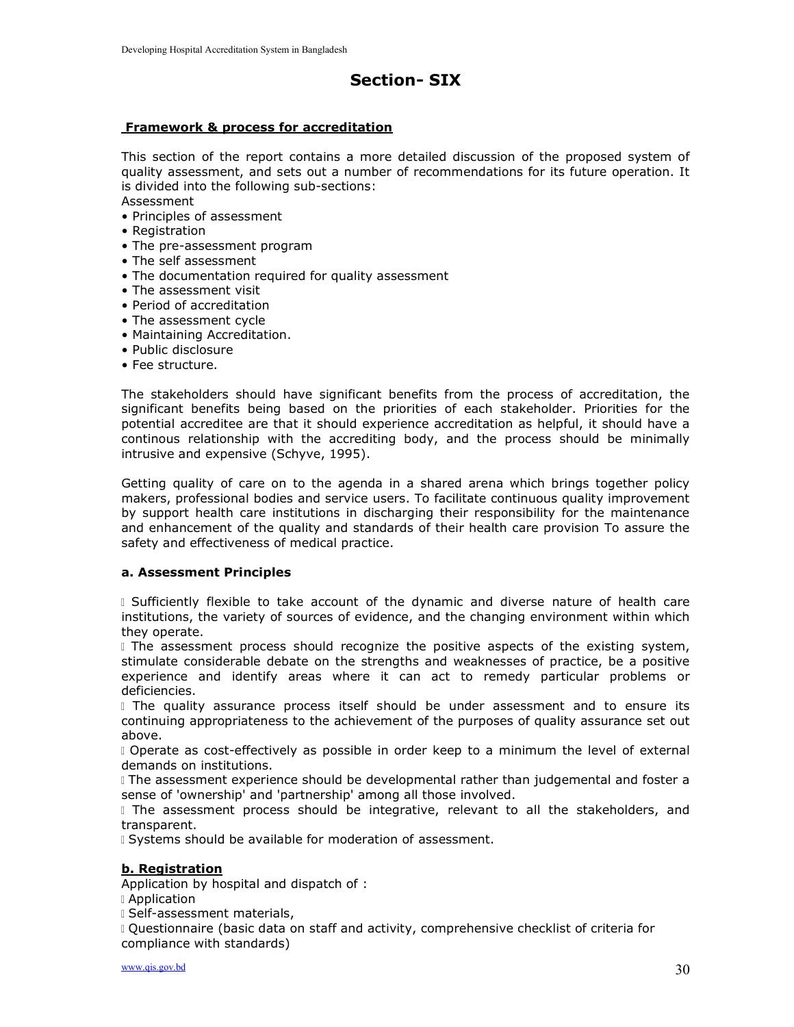# Section- SIX

## Framework & process for accreditation

This section of the report contains a more detailed discussion of the proposed system of quality assessment, and sets out a number of recommendations for its future operation. It is divided into the following sub-sections:

Assessment

- Principles of assessment
- Registration
- The pre-assessment program
- The self assessment
- The documentation required for quality assessment
- The assessment visit
- Period of accreditation
- The assessment cycle
- Maintaining Accreditation.
- Public disclosure
- Fee structure.

The stakeholders should have significant benefits from the process of accreditation, the significant benefits being based on the priorities of each stakeholder. Priorities for the potential accreditee are that it should experience accreditation as helpful, it should have a continous relationship with the accrediting body, and the process should be minimally intrusive and expensive (Schyve, 1995).

Getting quality of care on to the agenda in a shared arena which brings together policy makers, professional bodies and service users. To facilitate continuous quality improvement by support health care institutions in discharging their responsibility for the maintenance and enhancement of the quality and standards of their health care provision To assure the safety and effectiveness of medical practice.

### a. Assessment Principles

- Sufficiently flexible to take account of the dynamic and diverse nature of health care institutions, the variety of sources of evidence, and the changing environment within which they operate.
- The assessment process should recognize the positive aspects of the existing system, stimulate considerable debate on the strengths and weaknesses of practice, be a positive experience and identify areas where it can act to remedy particular problems or deficiencies.
- The quality assurance process itself should be under assessment and to ensure its continuing appropriateness to the achievement of the purposes of quality assurance set out above.
- Operate as cost-effectively as possible in order keep to a minimum the level of external demands on institutions.
- The assessment experience should be developmental rather than judgemental and foster a sense of 'ownership' and 'partnership' among all those involved.
- The assessment process should be integrative, relevant to all the stakeholders, and transparent.
- Systems should be available for moderation of assessment.

### b. Registration

Application by hospital and dispatch of :

- Application
- Self-assessment materials,
- Questionnaire (basic data on staff and activity, comprehensive checklist of criteria for compliance with standards)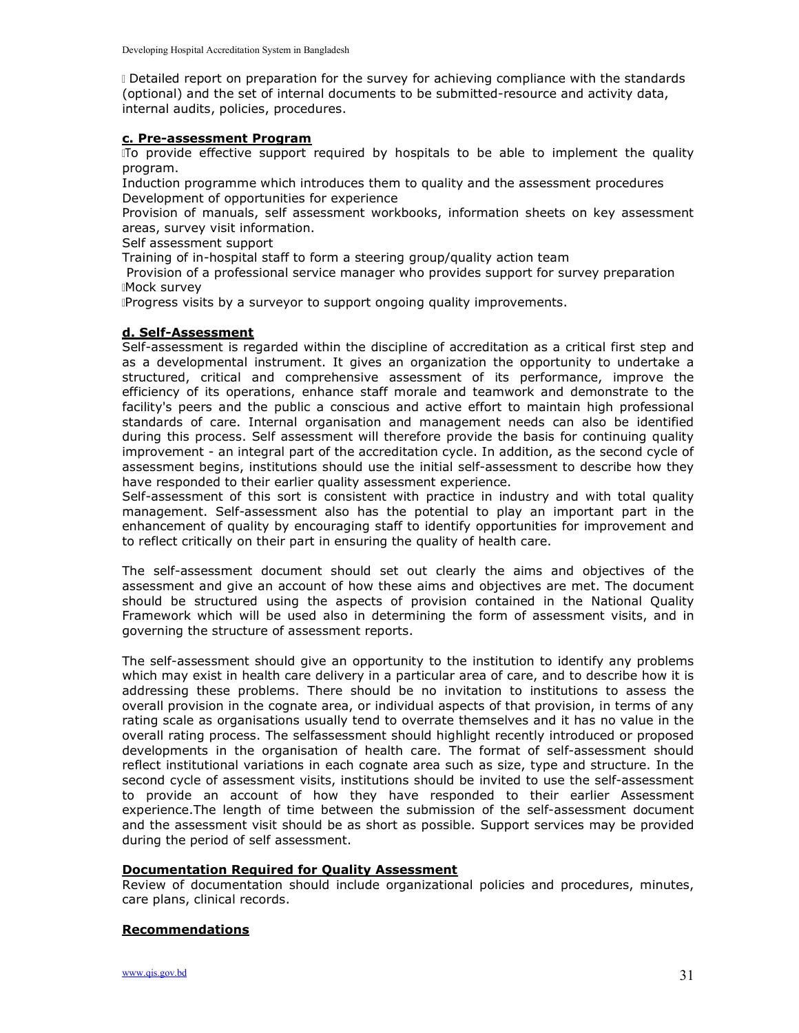- Detailed report on preparation for the survey for achieving compliance with the standards (optional) and the set of internal documents to be submitted-resource and activity data, internal audits, policies, procedures.

**c. Pre-assessment Program**

- To provide effective support required by hospitals to be able to implement the quality program.

Induction programme which introduces them to quality and the assessment procedures
Development of opportunities for experience
Provision of manuals, self assessment workbooks, information sheets on key assessment areas, survey visit information.
Self assessment support
Training of in-hospital staff to form a steering group/quality action team
Provision of a professional service manager who provides support for survey preparation

- Mock survey
- Progress visits by a surveyor to support ongoing quality improvements.

**d. Self-Assessment**

Self-assessment is regarded within the discipline of accreditation as a critical first step and as a developmental instrument. It gives an organization the opportunity to undertake a structured, critical and comprehensive assessment of its performance, improve the efficiency of its operations, enhance staff morale and teamwork and demonstrate to the facility's peers and the public a conscious and active effort to maintain high professional standards of care. Internal organisation and management needs can also be identified during this process. Self assessment will therefore provide the basis for continuing quality improvement - an integral part of the accreditation cycle. In addition, as the second cycle of assessment begins, institutions should use the initial self-assessment to describe how they have responded to their earlier quality assessment experience.
Self-assessment of this sort is consistent with practice in industry and with total quality management. Self-assessment also has the potential to play an important part in the enhancement of quality by encouraging staff to identify opportunities for improvement and to reflect critically on their part in ensuring the quality of health care.

The self-assessment document should set out clearly the aims and objectives of the assessment and give an account of how these aims and objectives are met. The document should be structured using the aspects of provision contained in the National Quality Framework which will be used also in determining the form of assessment visits, and in governing the structure of assessment reports.

The self-assessment should give an opportunity to the institution to identify any problems which may exist in health care delivery in a particular area of care, and to describe how it is addressing these problems. There should be no invitation to institutions to assess the overall provision in the cognate area, or individual aspects of that provision, in terms of any rating scale as organisations usually tend to overrate themselves and it has no value in the overall rating process. The selfassessment should highlight recently introduced or proposed developments in the organisation of health care. The format of self-assessment should reflect institutional variations in each cognate area such as size, type and structure. In the second cycle of assessment visits, institutions should be invited to use the self-assessment to provide an account of how they have responded to their earlier Assessment experience.The length of time between the submission of the self-assessment document and the assessment visit should be as short as possible. Support services may be provided during the period of self assessment.

**Documentation Required for Quality Assessment**

Review of documentation should include organizational policies and procedures, minutes, care plans, clinical records.

**Recommendations**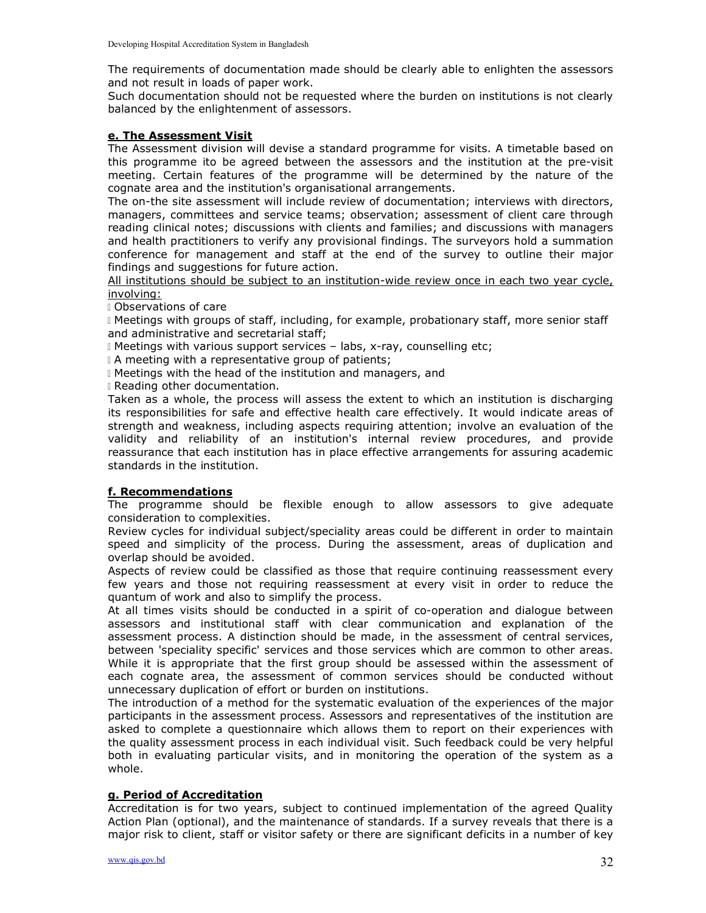The requirements of documentation made should be clearly able to enlighten the assessors and not result in loads of paper work.

Such documentation should not be requested where the burden on institutions is not clearly balanced by the enlightenment of assessors.

### e. The Assessment Visit

The Assessment division will devise a standard programme for visits. A timetable based on this programme ito be agreed between the assessors and the institution at the pre-visit meeting. Certain features of the programme will be determined by the nature of the cognate area and the institution's organisational arrangements.

The on-the site assessment will include review of documentation; interviews with directors, managers, committees and service teams; observation; assessment of client care through reading clinical notes; discussions with clients and families; and discussions with managers and health practitioners to verify any provisional findings. The surveyors hold a summation conference for management and staff at the end of the survey to outline their major findings and suggestions for future action.

All institutions should be subject to an institution-wide review once in each two year cycle, involving:

- Observations of care
- Meetings with groups of staff, including, for example, probationary staff, more senior staff and administrative and secretarial staff;
- Meetings with various support services – labs, x-ray, counselling etc;
- A meeting with a representative group of patients;
- Meetings with the head of the institution and managers, and
- Reading other documentation.

Taken as a whole, the process will assess the extent to which an institution is discharging its responsibilities for safe and effective health care effectively. It would indicate areas of strength and weakness, including aspects requiring attention; involve an evaluation of the validity and reliability of an institution's internal review procedures, and provide reassurance that each institution has in place effective arrangements for assuring academic standards in the institution.

### f. Recommendations

The programme should be flexible enough to allow assessors to give adequate consideration to complexities.

Review cycles for individual subject/speciality areas could be different in order to maintain speed and simplicity of the process. During the assessment, areas of duplication and overlap should be avoided.

Aspects of review could be classified as those that require continuing reassessment every few years and those not requiring reassessment at every visit in order to reduce the quantum of work and also to simplify the process.

At all times visits should be conducted in a spirit of co-operation and dialogue between assessors and institutional staff with clear communication and explanation of the assessment process. A distinction should be made, in the assessment of central services, between 'speciality specific' services and those services which are common to other areas. While it is appropriate that the first group should be assessed within the assessment of each cognate area, the assessment of common services should be conducted without unnecessary duplication of effort or burden on institutions.

The introduction of a method for the systematic evaluation of the experiences of the major participants in the assessment process. Assessors and representatives of the institution are asked to complete a questionnaire which allows them to report on their experiences with the quality assessment process in each individual visit. Such feedback could be very helpful both in evaluating particular visits, and in monitoring the operation of the system as a whole.

### g. Period of Accreditation

Accreditation is for two years, subject to continued implementation of the agreed Quality Action Plan (optional), and the maintenance of standards. If a survey reveals that there is a major risk to client, staff or visitor safety or there are significant deficits in a number of key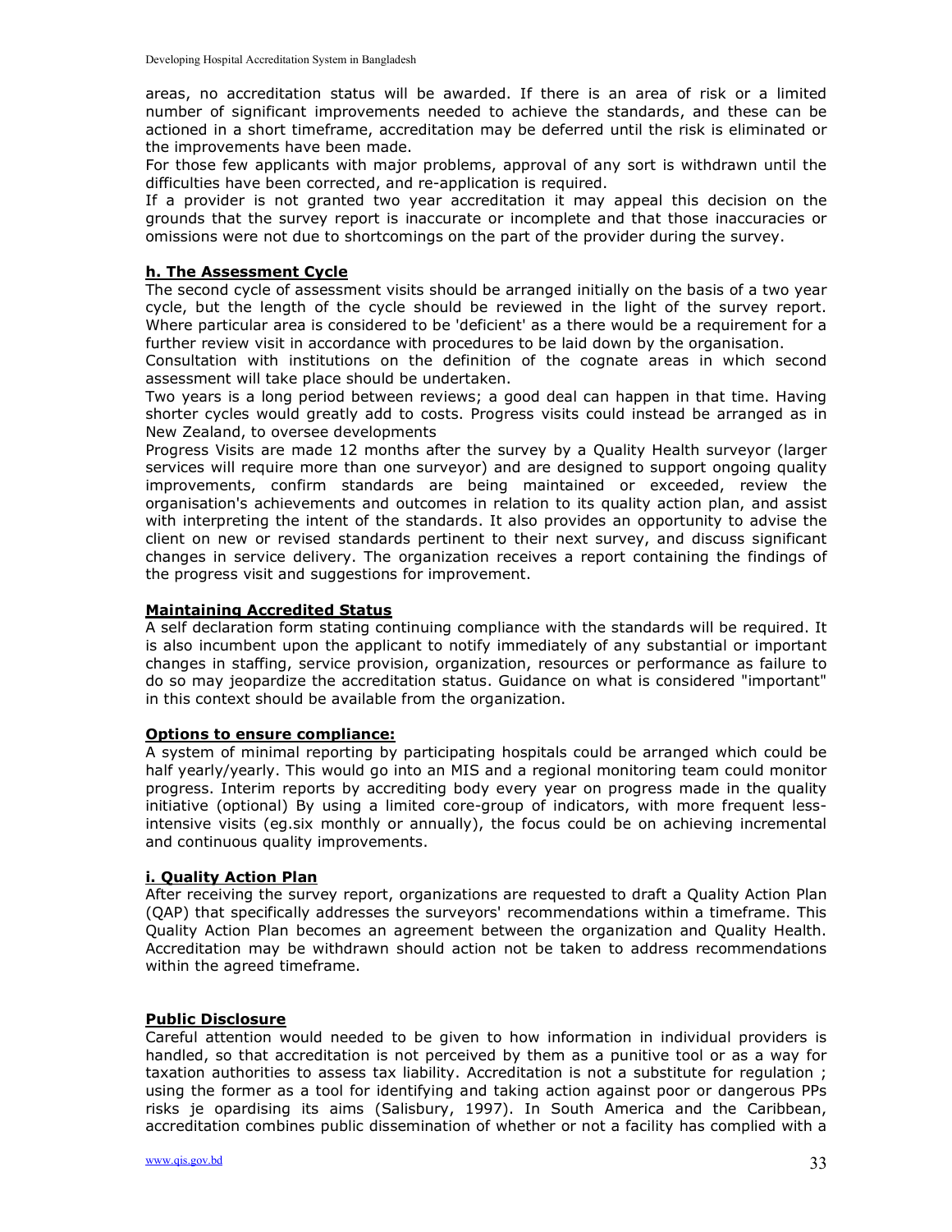areas, no accreditation status will be awarded. If there is an area of risk or a limited number of significant improvements needed to achieve the standards, and these can be actioned in a short timeframe, accreditation may be deferred until the risk is eliminated or the improvements have been made.

For those few applicants with major problems, approval of any sort is withdrawn until the difficulties have been corrected, and re-application is required.

If a provider is not granted two year accreditation it may appeal this decision on the grounds that the survey report is inaccurate or incomplete and that those inaccuracies or omissions were not due to shortcomings on the part of the provider during the survey.

### h. The Assessment Cycle

The second cycle of assessment visits should be arranged initially on the basis of a two year cycle, but the length of the cycle should be reviewed in the light of the survey report. Where particular area is considered to be 'deficient' as a there would be a requirement for a further review visit in accordance with procedures to be laid down by the organisation.

Consultation with institutions on the definition of the cognate areas in which second assessment will take place should be undertaken.

Two years is a long period between reviews; a good deal can happen in that time. Having shorter cycles would greatly add to costs. Progress visits could instead be arranged as in New Zealand, to oversee developments

Progress Visits are made 12 months after the survey by a Quality Health surveyor (larger services will require more than one surveyor) and are designed to support ongoing quality improvements, confirm standards are being maintained or exceeded, review the organisation's achievements and outcomes in relation to its quality action plan, and assist with interpreting the intent of the standards. It also provides an opportunity to advise the client on new or revised standards pertinent to their next survey, and discuss significant changes in service delivery. The organization receives a report containing the findings of the progress visit and suggestions for improvement.

### Maintaining Accredited Status

A self declaration form stating continuing compliance with the standards will be required. It is also incumbent upon the applicant to notify immediately of any substantial or important changes in staffing, service provision, organization, resources or performance as failure to do so may jeopardize the accreditation status. Guidance on what is considered "important" in this context should be available from the organization.

### Options to ensure compliance:

A system of minimal reporting by participating hospitals could be arranged which could be half yearly/yearly. This would go into an MIS and a regional monitoring team could monitor progress. Interim reports by accrediting body every year on progress made in the quality initiative (optional) By using a limited core-group of indicators, with more frequent less-intensive visits (eg.six monthly or annually), the focus could be on achieving incremental and continuous quality improvements.

### i. Quality Action Plan

After receiving the survey report, organizations are requested to draft a Quality Action Plan (QAP) that specifically addresses the surveyors' recommendations within a timeframe. This Quality Action Plan becomes an agreement between the organization and Quality Health. Accreditation may be withdrawn should action not be taken to address recommendations within the agreed timeframe.

### Public Disclosure

Careful attention would needed to be given to how information in individual providers is handled, so that accreditation is not perceived by them as a punitive tool or as a way for taxation authorities to assess tax liability. Accreditation is not a substitute for regulation ; using the former as a tool for identifying and taking action against poor or dangerous PPs risks je opardising its aims (Salisbury, 1997). In South America and the Caribbean, accreditation combines public dissemination of whether or not a facility has complied with a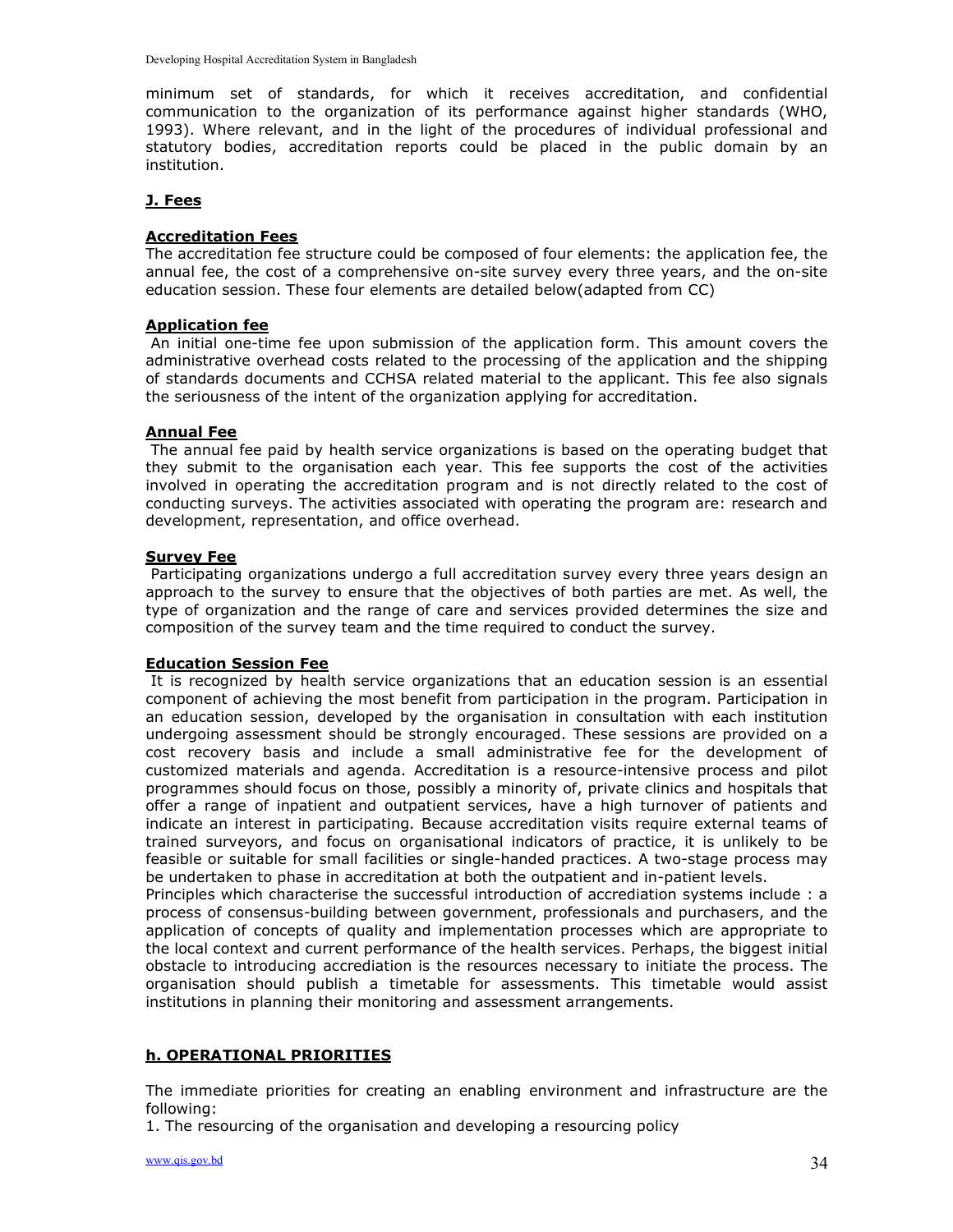minimum set of standards, for which it receives accreditation, and confidential communication to the organization of its performance against higher standards (WHO, 1993). Where relevant, and in the light of the procedures of individual professional and statutory bodies, accreditation reports could be placed in the public domain by an institution.

## J. Fees

### Accreditation Fees

The accreditation fee structure could be composed of four elements: the application fee, the annual fee, the cost of a comprehensive on-site survey every three years, and the on-site education session. These four elements are detailed below(adapted from CC)

### Application fee

An initial one-time fee upon submission of the application form. This amount covers the administrative overhead costs related to the processing of the application and the shipping of standards documents and CCHSA related material to the applicant. This fee also signals the seriousness of the intent of the organization applying for accreditation.

### Annual Fee

The annual fee paid by health service organizations is based on the operating budget that they submit to the organisation each year. This fee supports the cost of the activities involved in operating the accreditation program and is not directly related to the cost of conducting surveys. The activities associated with operating the program are: research and development, representation, and office overhead.

### Survey Fee

Participating organizations undergo a full accreditation survey every three years design an approach to the survey to ensure that the objectives of both parties are met. As well, the type of organization and the range of care and services provided determines the size and composition of the survey team and the time required to conduct the survey.

### Education Session Fee

It is recognized by health service organizations that an education session is an essential component of achieving the most benefit from participation in the program. Participation in an education session, developed by the organisation in consultation with each institution undergoing assessment should be strongly encouraged. These sessions are provided on a cost recovery basis and include a small administrative fee for the development of customized materials and agenda. Accreditation is a resource-intensive process and pilot programmes should focus on those, possibly a minority of, private clinics and hospitals that offer a range of inpatient and outpatient services, have a high turnover of patients and indicate an interest in participating. Because accreditation visits require external teams of trained surveyors, and focus on organisational indicators of practice, it is unlikely to be feasible or suitable for small facilities or single-handed practices. A two-stage process may be undertaken to phase in accreditation at both the outpatient and in-patient levels.
Principles which characterise the successful introduction of accrediation systems include : a process of consensus-building between government, professionals and purchasers, and the application of concepts of quality and implementation processes which are appropriate to the local context and current performance of the health services. Perhaps, the biggest initial obstacle to introducing accrediation is the resources necessary to initiate the process. The organisation should publish a timetable for assessments. This timetable would assist institutions in planning their monitoring and assessment arrangements.

## h. OPERATIONAL PRIORITIES

The immediate priorities for creating an enabling environment and infrastructure are the following:

1. The resourcing of the organisation and developing a resourcing policy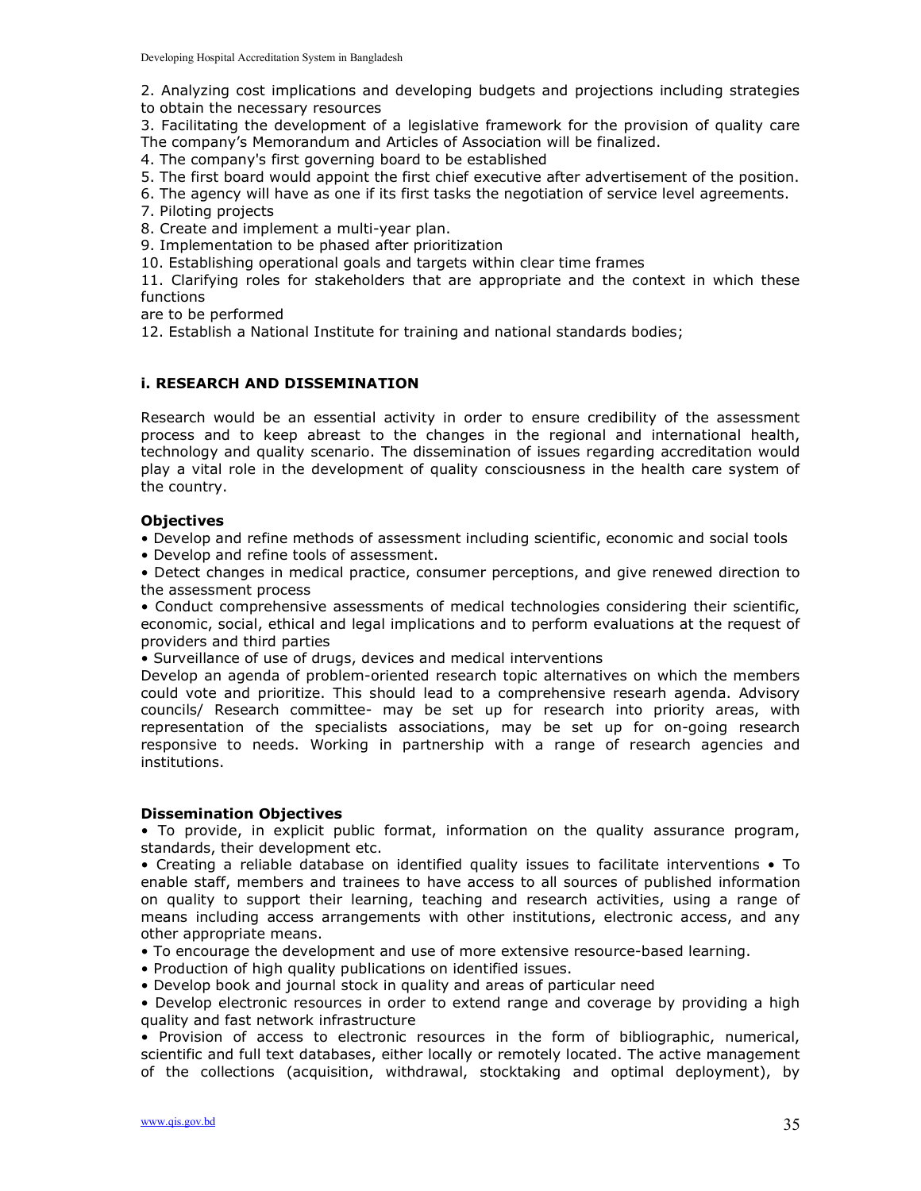2. Analyzing cost implications and developing budgets and projections including strategies to obtain the necessary resources

3. Facilitating the development of a legislative framework for the provision of quality care The company's Memorandum and Articles of Association will be finalized.

4. The company's first governing board to be established

5. The first board would appoint the first chief executive after advertisement of the position.

6. The agency will have as one if its first tasks the negotiation of service level agreements.

7. Piloting projects

8. Create and implement a multi-year plan.

9. Implementation to be phased after prioritization

10. Establishing operational goals and targets within clear time frames

11. Clarifying roles for stakeholders that are appropriate and the context in which these functions are to be performed

12. Establish a National Institute for training and national standards bodies;

### i. RESEARCH AND DISSEMINATION

Research would be an essential activity in order to ensure credibility of the assessment process and to keep abreast to the changes in the regional and international health, technology and quality scenario. The dissemination of issues regarding accreditation would play a vital role in the development of quality consciousness in the health care system of the country.

**Objectives**

- Develop and refine methods of assessment including scientific, economic and social tools
- Develop and refine tools of assessment.
- Detect changes in medical practice, consumer perceptions, and give renewed direction to the assessment process
- Conduct comprehensive assessments of medical technologies considering their scientific, economic, social, ethical and legal implications and to perform evaluations at the request of providers and third parties
- Surveillance of use of drugs, devices and medical interventions

Develop an agenda of problem-oriented research topic alternatives on which the members could vote and prioritize. This should lead to a comprehensive researh agenda. Advisory councils/ Research committee- may be set up for research into priority areas, with representation of the specialists associations, may be set up for on-going research responsive to needs. Working in partnership with a range of research agencies and institutions.

**Dissemination Objectives**

- To provide, in explicit public format, information on the quality assurance program, standards, their development etc.
- Creating a reliable database on identified quality issues to facilitate interventions • To enable staff, members and trainees to have access to all sources of published information on quality to support their learning, teaching and research activities, using a range of means including access arrangements with other institutions, electronic access, and any other appropriate means.
- To encourage the development and use of more extensive resource-based learning.
- Production of high quality publications on identified issues.
- Develop book and journal stock in quality and areas of particular need
- Develop electronic resources in order to extend range and coverage by providing a high quality and fast network infrastructure
- Provision of access to electronic resources in the form of bibliographic, numerical, scientific and full text databases, either locally or remotely located. The active management of the collections (acquisition, withdrawal, stocktaking and optimal deployment), by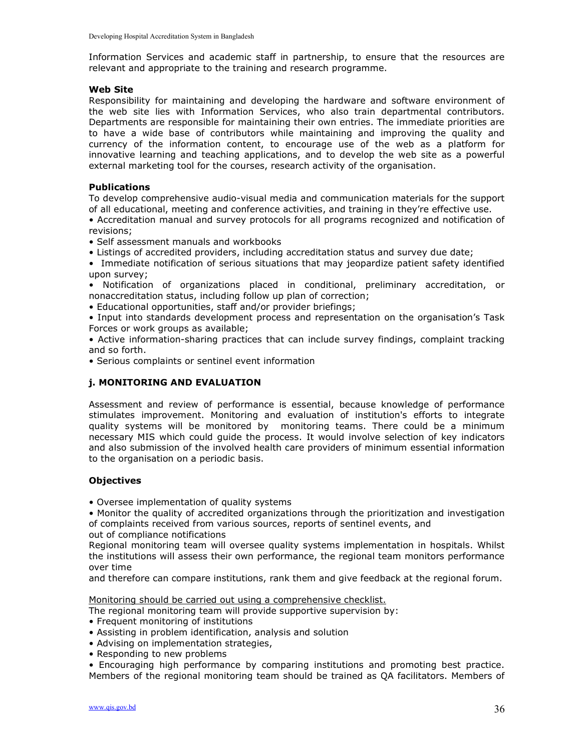Information Services and academic staff in partnership, to ensure that the resources are relevant and appropriate to the training and research programme.

**Web Site**

Responsibility for maintaining and developing the hardware and software environment of the web site lies with Information Services, who also train departmental contributors. Departments are responsible for maintaining their own entries. The immediate priorities are to have a wide base of contributors while maintaining and improving the quality and currency of the information content, to encourage use of the web as a platform for innovative learning and teaching applications, and to develop the web site as a powerful external marketing tool for the courses, research activity of the organisation.

**Publications**

To develop comprehensive audio-visual media and communication materials for the support of all educational, meeting and conference activities, and training in they're effective use.

- Accreditation manual and survey protocols for all programs recognized and notification of revisions;
- Self assessment manuals and workbooks
- Listings of accredited providers, including accreditation status and survey due date;
- Immediate notification of serious situations that may jeopardize patient safety identified upon survey;
- Notification of organizations placed in conditional, preliminary accreditation, or nonaccreditation status, including follow up plan of correction;
- Educational opportunities, staff and/or provider briefings;
- Input into standards development process and representation on the organisation's Task Forces or work groups as available;
- Active information-sharing practices that can include survey findings, complaint tracking and so forth.
- Serious complaints or sentinel event information

### j. MONITORING AND EVALUATION

Assessment and review of performance is essential, because knowledge of performance stimulates improvement. Monitoring and evaluation of institution's efforts to integrate quality systems will be monitored by monitoring teams. There could be a minimum necessary MIS which could guide the process. It would involve selection of key indicators and also submission of the involved health care providers of minimum essential information to the organisation on a periodic basis.

**Objectives**

- Oversee implementation of quality systems
- Monitor the quality of accredited organizations through the prioritization and investigation of complaints received from various sources, reports of sentinel events, and out of compliance notifications

Regional monitoring team will oversee quality systems implementation in hospitals. Whilst the institutions will assess their own performance, the regional team monitors performance over time and therefore can compare institutions, rank them and give feedback at the regional forum.

Monitoring should be carried out using a comprehensive checklist.

The regional monitoring team will provide supportive supervision by:

- Frequent monitoring of institutions
- Assisting in problem identification, analysis and solution
- Advising on implementation strategies,
- Responding to new problems
- Encouraging high performance by comparing institutions and promoting best practice.

Members of the regional monitoring team should be trained as QA facilitators. Members of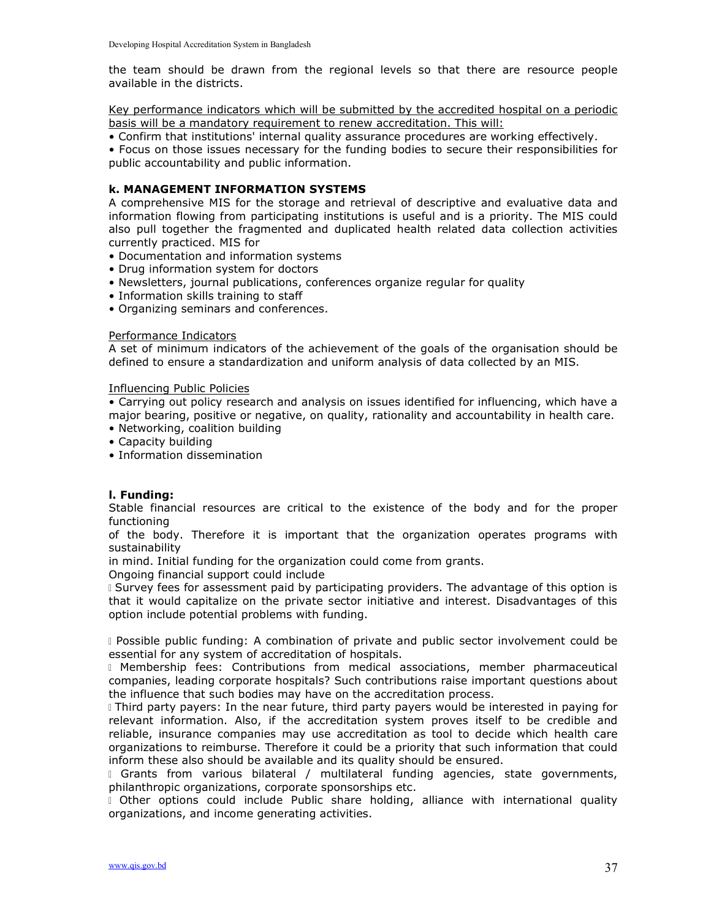the team should be drawn from the regional levels so that there are resource people available in the districts.

<u>Key performance indicators which will be submitted by the accredited hospital on a periodic basis will be a mandatory requirement to renew accreditation. This will:</u>

- Confirm that institutions' internal quality assurance procedures are working effectively.
- Focus on those issues necessary for the funding bodies to secure their responsibilities for public accountability and public information.

### k. MANAGEMENT INFORMATION SYSTEMS

A comprehensive MIS for the storage and retrieval of descriptive and evaluative data and information flowing from participating institutions is useful and is a priority. The MIS could also pull together the fragmented and duplicated health related data collection activities currently practiced. MIS for

- Documentation and information systems
- Drug information system for doctors
- Newsletters, journal publications, conferences organize regular for quality
- Information skills training to staff
- Organizing seminars and conferences.

<u>Performance Indicators</u>

A set of minimum indicators of the achievement of the goals of the organisation should be defined to ensure a standardization and uniform analysis of data collected by an MIS.

<u>Influencing Public Policies</u>

- Carrying out policy research and analysis on issues identified for influencing, which have a major bearing, positive or negative, on quality, rationality and accountability in health care.
- Networking, coalition building
- Capacity building
- Information dissemination

### l. Funding:

Stable financial resources are critical to the existence of the body and for the proper functioning of the body. Therefore it is important that the organization operates programs with sustainability in mind. Initial funding for the organization could come from grants.

Ongoing financial support could include

- Survey fees for assessment paid by participating providers. The advantage of this option is that it would capitalize on the private sector initiative and interest. Disadvantages of this option include potential problems with funding.

- Possible public funding: A combination of private and public sector involvement could be essential for any system of accreditation of hospitals.
- Membership fees: Contributions from medical associations, member pharmaceutical companies, leading corporate hospitals? Such contributions raise important questions about the influence that such bodies may have on the accreditation process.
- Third party payers: In the near future, third party payers would be interested in paying for relevant information. Also, if the accreditation system proves itself to be credible and reliable, insurance companies may use accreditation as tool to decide which health care organizations to reimburse. Therefore it could be a priority that such information that could inform these also should be available and its quality should be ensured.
- Grants from various bilateral / multilateral funding agencies, state governments, philanthropic organizations, corporate sponsorships etc.
- Other options could include Public share holding, alliance with international quality organizations, and income generating activities.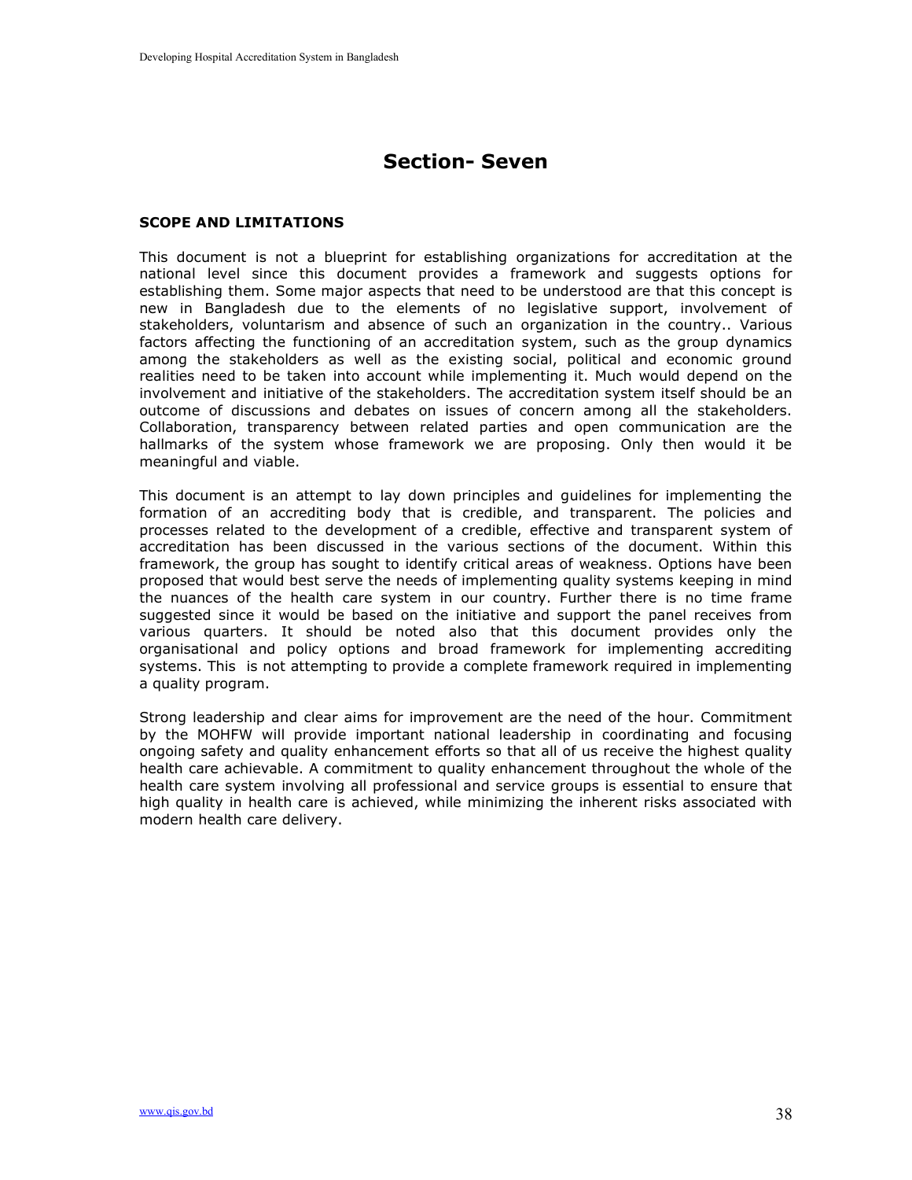# Section- Seven

**SCOPE AND LIMITATIONS**

This document is not a blueprint for establishing organizations for accreditation at the national level since this document provides a framework and suggests options for establishing them. Some major aspects that need to be understood are that this concept is new in Bangladesh due to the elements of no legislative support, involvement of stakeholders, voluntarism and absence of such an organization in the country.. Various factors affecting the functioning of an accreditation system, such as the group dynamics among the stakeholders as well as the existing social, political and economic ground realities need to be taken into account while implementing it. Much would depend on the involvement and initiative of the stakeholders. The accreditation system itself should be an outcome of discussions and debates on issues of concern among all the stakeholders. Collaboration, transparency between related parties and open communication are the hallmarks of the system whose framework we are proposing. Only then would it be meaningful and viable.

This document is an attempt to lay down principles and guidelines for implementing the formation of an accrediting body that is credible, and transparent. The policies and processes related to the development of a credible, effective and transparent system of accreditation has been discussed in the various sections of the document. Within this framework, the group has sought to identify critical areas of weakness. Options have been proposed that would best serve the needs of implementing quality systems keeping in mind the nuances of the health care system in our country. Further there is no time frame suggested since it would be based on the initiative and support the panel receives from various quarters. It should be noted also that this document provides only the organisational and policy options and broad framework for implementing accrediting systems. This is not attempting to provide a complete framework required in implementing a quality program.

Strong leadership and clear aims for improvement are the need of the hour. Commitment by the MOHFW will provide important national leadership in coordinating and focusing ongoing safety and quality enhancement efforts so that all of us receive the highest quality health care achievable. A commitment to quality enhancement throughout the whole of the health care system involving all professional and service groups is essential to ensure that high quality in health care is achieved, while minimizing the inherent risks associated with modern health care delivery.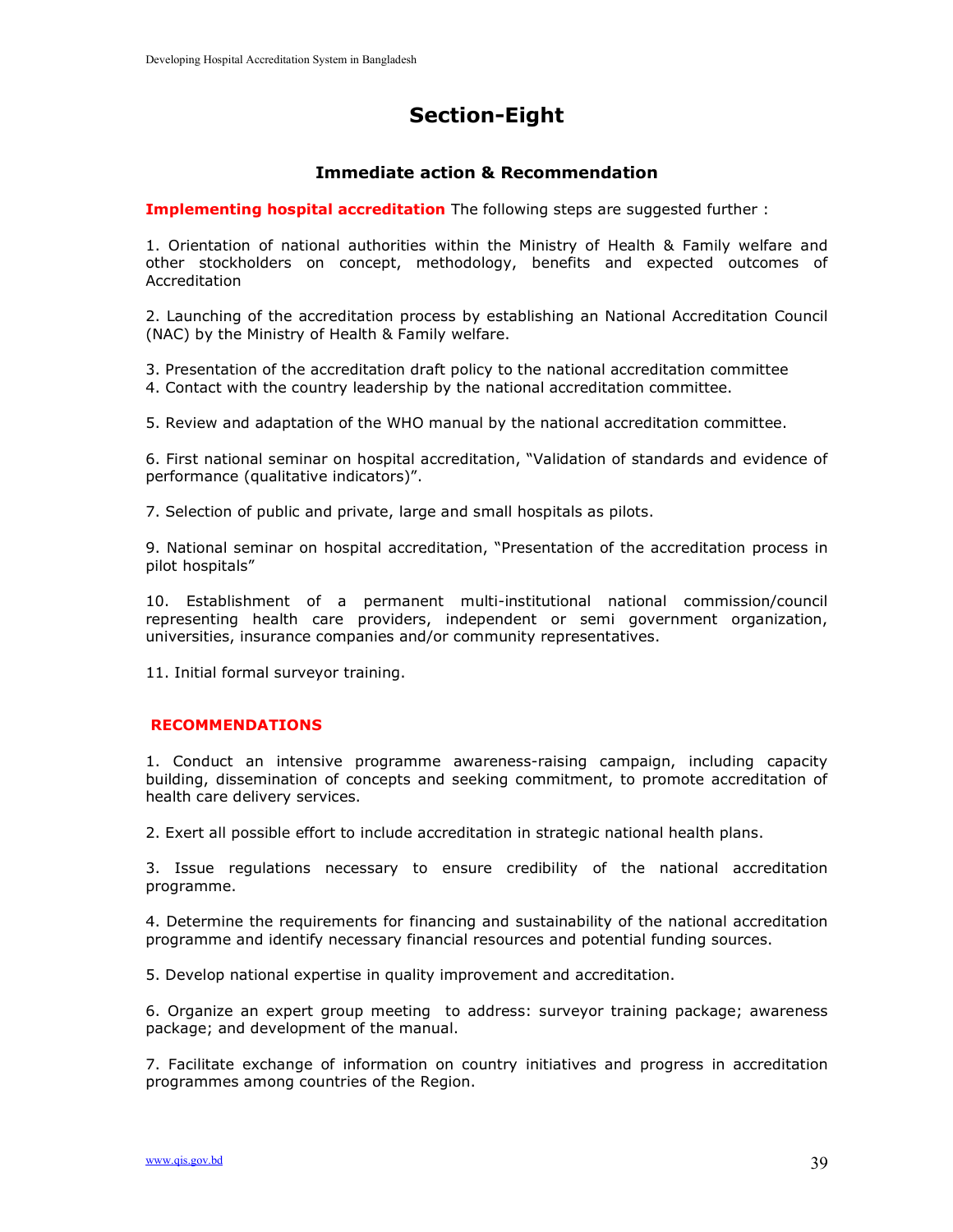# Section-Eight

## Immediate action & Recommendation

**Implementing hospital accreditation** The following steps are suggested further :

1. Orientation of national authorities within the Ministry of Health & Family welfare and other stockholders on concept, methodology, benefits and expected outcomes of Accreditation

2. Launching of the accreditation process by establishing an National Accreditation Council (NAC) by the Ministry of Health & Family welfare.

3. Presentation of the accreditation draft policy to the national accreditation committee
4. Contact with the country leadership by the national accreditation committee.

5. Review and adaptation of the WHO manual by the national accreditation committee.

6. First national seminar on hospital accreditation, "Validation of standards and evidence of performance (qualitative indicators)".

7. Selection of public and private, large and small hospitals as pilots.

9. National seminar on hospital accreditation, "Presentation of the accreditation process in pilot hospitals"

10. Establishment of a permanent multi-institutional national commission/council representing health care providers, independent or semi government organization, universities, insurance companies and/or community representatives.

11. Initial formal surveyor training.

### RECOMMENDATIONS

1. Conduct an intensive programme awareness-raising campaign, including capacity building, dissemination of concepts and seeking commitment, to promote accreditation of health care delivery services.

2. Exert all possible effort to include accreditation in strategic national health plans.

3. Issue regulations necessary to ensure credibility of the national accreditation programme.

4. Determine the requirements for financing and sustainability of the national accreditation programme and identify necessary financial resources and potential funding sources.

5. Develop national expertise in quality improvement and accreditation.

6. Organize an expert group meeting to address: surveyor training package; awareness package; and development of the manual.

7. Facilitate exchange of information on country initiatives and progress in accreditation programmes among countries of the Region.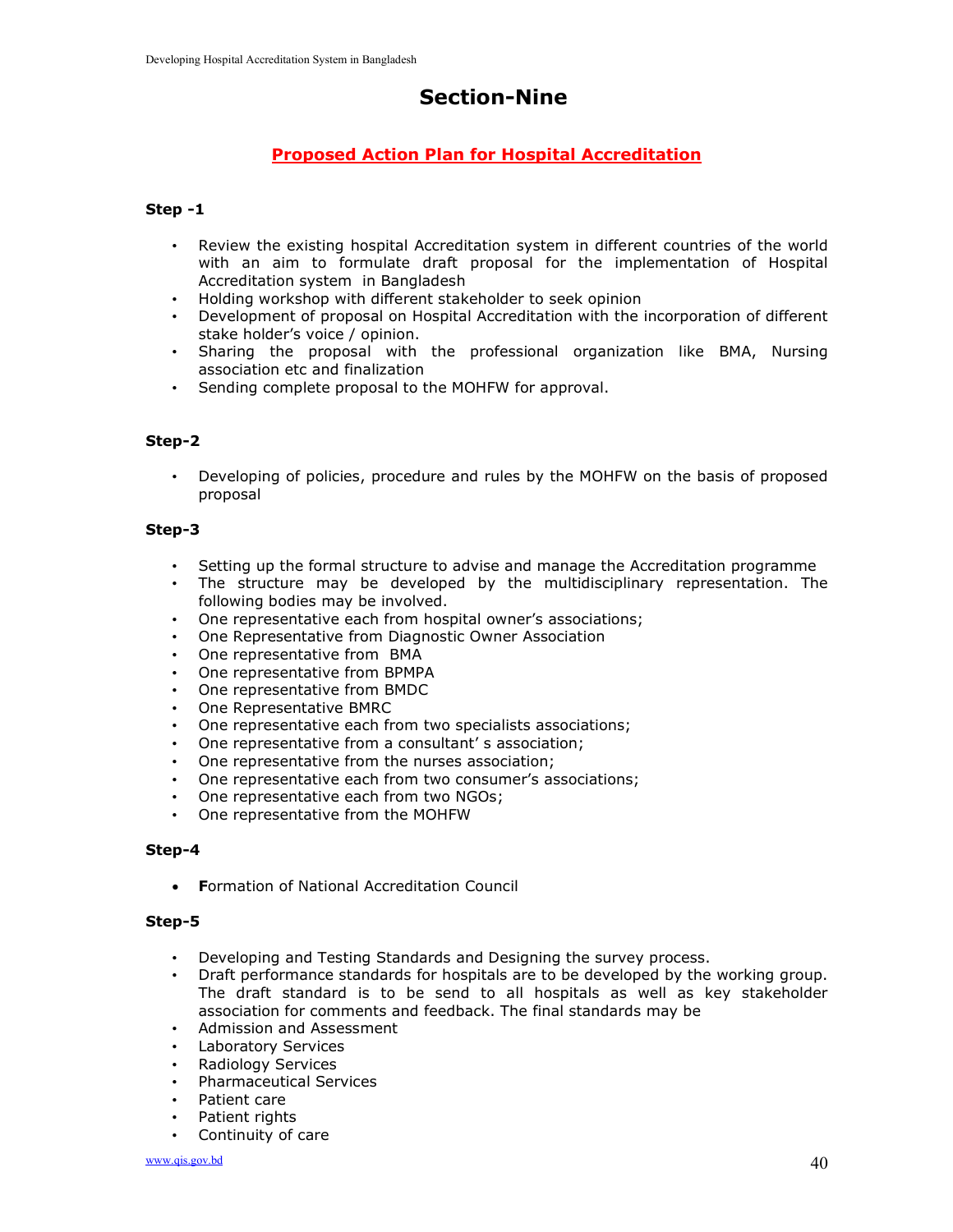# Section-Nine

## Proposed Action Plan for Hospital Accreditation

### Step -1

- Review the existing hospital Accreditation system in different countries of the world with an aim to formulate draft proposal for the implementation of Hospital Accreditation system in Bangladesh
- Holding workshop with different stakeholder to seek opinion
- Development of proposal on Hospital Accreditation with the incorporation of different stake holder's voice / opinion.
- Sharing the proposal with the professional organization like BMA, Nursing association etc and finalization
- Sending complete proposal to the MOHFW for approval.

### Step-2

- Developing of policies, procedure and rules by the MOHFW on the basis of proposed proposal

### Step-3

- Setting up the formal structure to advise and manage the Accreditation programme
- The structure may be developed by the multidisciplinary representation. The following bodies may be involved.
- One representative each from hospital owner's associations;
- One Representative from Diagnostic Owner Association
- One representative from BMA
- One representative from BPMPA
- One representative from BMDC
- One Representative BMRC
- One representative each from two specialists associations;
- One representative from a consultant' s association;
- One representative from the nurses association;
- One representative each from two consumer's associations;
- One representative each from two NGOs;
- One representative from the MOHFW

### Step-4

- **F**ormation of National Accreditation Council

### Step-5

- Developing and Testing Standards and Designing the survey process.
- Draft performance standards for hospitals are to be developed by the working group. The draft standard is to be send to all hospitals as well as key stakeholder association for comments and feedback. The final standards may be
- Admission and Assessment
- Laboratory Services
- Radiology Services
- Pharmaceutical Services
- Patient care
- Patient rights
- Continuity of care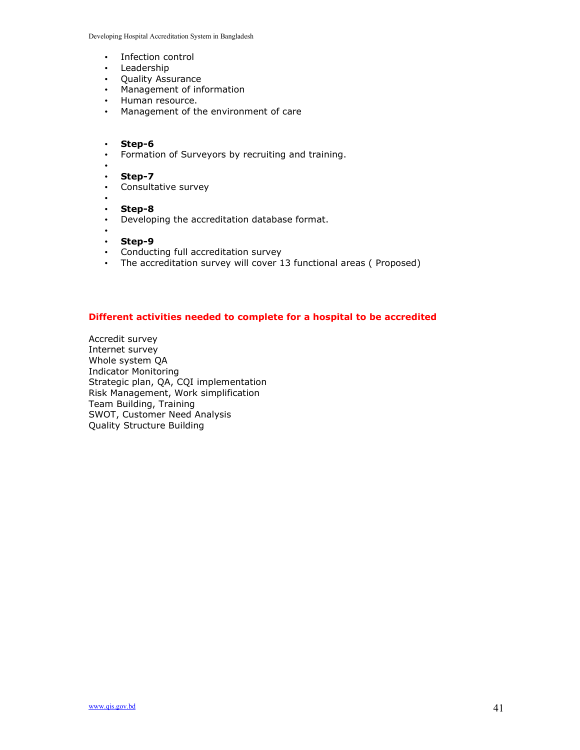- Infection control
- Leadership
- Quality Assurance
- Management of information
- Human resource.
- Management of the environment of care

- **Step-6**
- Formation of Surveyors by recruiting and training.
- **Step-7**
- Consultative survey
- **Step-8**
- Developing the accreditation database format.
- **Step-9**
- Conducting full accreditation survey
- The accreditation survey will cover 13 functional areas ( Proposed)

**Different activities needed to complete for a hospital to be accredited**

Accredit survey
Internet survey
Whole system QA
Indicator Monitoring
Strategic plan, QA, CQI implementation
Risk Management, Work simplification
Team Building, Training
SWOT, Customer Need Analysis
Quality Structure Building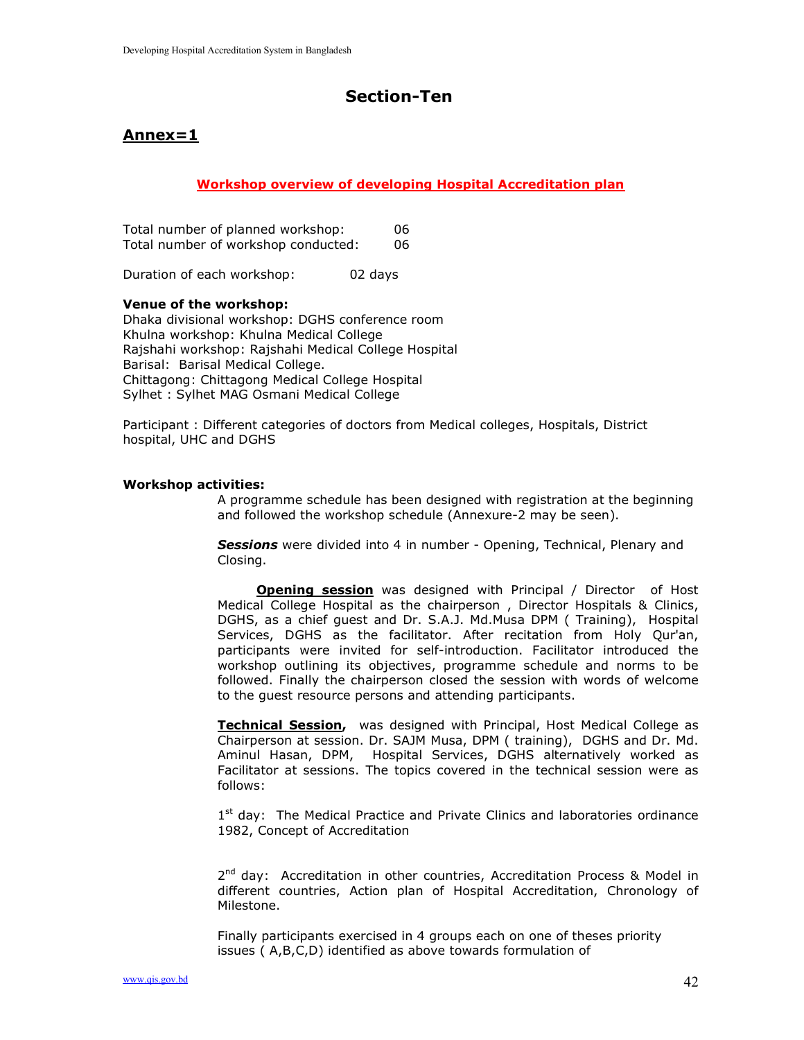# Section-Ten

## Annex=1

**Workshop overview of developing Hospital Accreditation plan**

Total number of planned workshop: 06
Total number of workshop conducted: 06

Duration of each workshop: 02 days

**Venue of the workshop:**
Dhaka divisional workshop: DGHS conference room
Khulna workshop: Khulna Medical College
Rajshahi workshop: Rajshahi Medical College Hospital
Barisal: Barisal Medical College.
Chittagong: Chittagong Medical College Hospital
Sylhet : Sylhet MAG Osmani Medical College

Participant : Different categories of doctors from Medical colleges, Hospitals, District hospital, UHC and DGHS

**Workshop activities:**

A programme schedule has been designed with registration at the beginning and followed the workshop schedule (Annexure-2 may be seen).

***Sessions*** were divided into 4 in number - Opening, Technical, Plenary and Closing.

**Opening session** was designed with Principal / Director of Host Medical College Hospital as the chairperson , Director Hospitals & Clinics, DGHS, as a chief guest and Dr. S.A.J. Md.Musa DPM ( Training), Hospital Services, DGHS as the facilitator. After recitation from Holy Qur'an, participants were invited for self-introduction. Facilitator introduced the workshop outlining its objectives, programme schedule and norms to be followed. Finally the chairperson closed the session with words of welcome to the guest resource persons and attending participants.

**Technical Session,** was designed with Principal, Host Medical College as Chairperson at session. Dr. SAJM Musa, DPM ( training), DGHS and Dr. Md. Aminul Hasan, DPM, Hospital Services, DGHS alternatively worked as Facilitator at sessions. The topics covered in the technical session were as follows:

1st day: The Medical Practice and Private Clinics and laboratories ordinance 1982, Concept of Accreditation

2nd day: Accreditation in other countries, Accreditation Process & Model in different countries, Action plan of Hospital Accreditation, Chronology of Milestone.

Finally participants exercised in 4 groups each on one of theses priority issues ( A,B,C,D) identified as above towards formulation of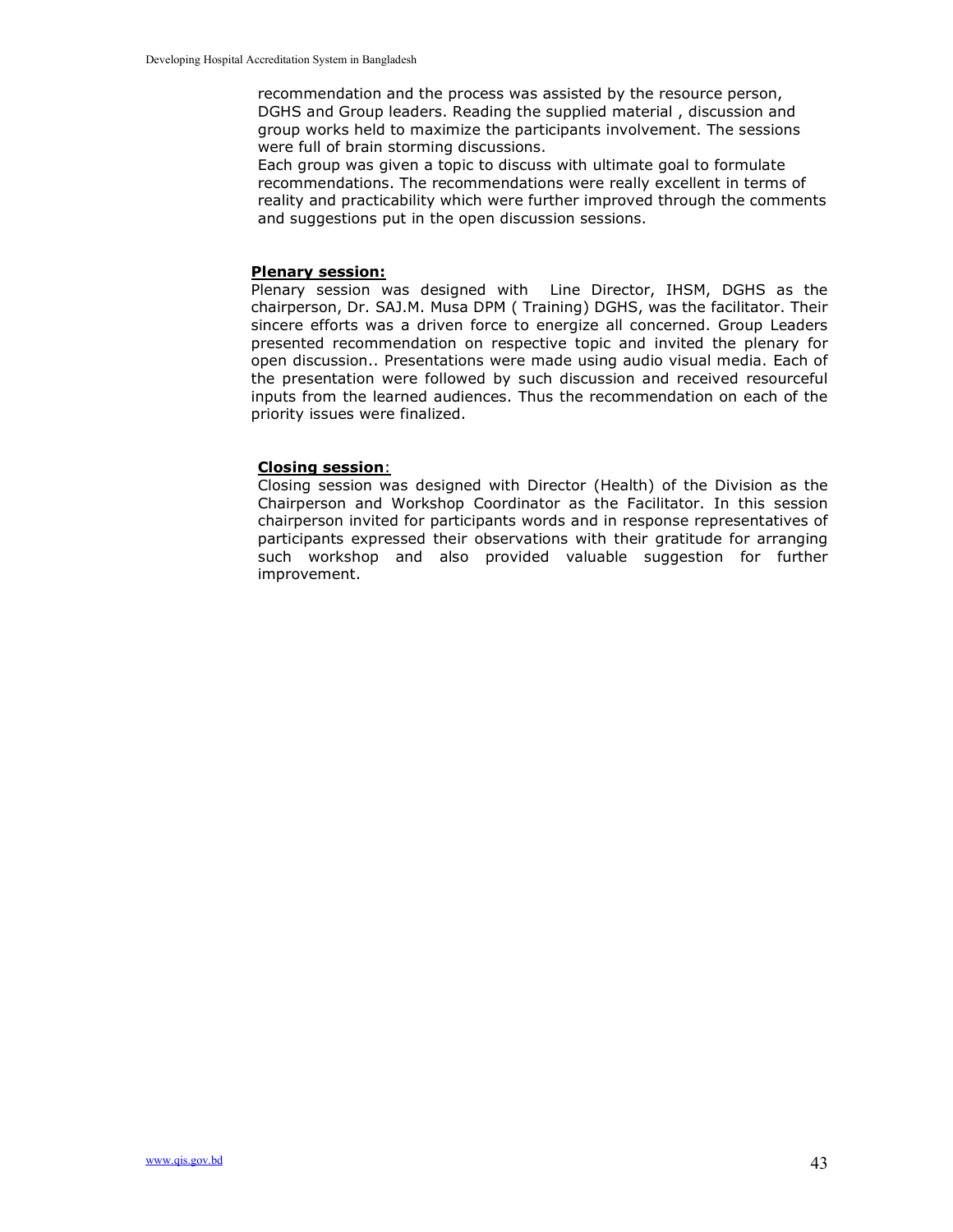recommendation and the process was assisted by the resource person, DGHS and Group leaders. Reading the supplied material , discussion and group works held to maximize the participants involvement. The sessions were full of brain storming discussions.

Each group was given a topic to discuss with ultimate goal to formulate recommendations. The recommendations were really excellent in terms of reality and practicability which were further improved through the comments and suggestions put in the open discussion sessions.

**Plenary session:**

Plenary session was designed with Line Director, IHSM, DGHS as the chairperson, Dr. SAJ.M. Musa DPM ( Training) DGHS, was the facilitator. Their sincere efforts was a driven force to energize all concerned. Group Leaders presented recommendation on respective topic and invited the plenary for open discussion.. Presentations were made using audio visual media. Each of the presentation were followed by such discussion and received resourceful inputs from the learned audiences. Thus the recommendation on each of the priority issues were finalized.

**Closing session**:

Closing session was designed with Director (Health) of the Division as the Chairperson and Workshop Coordinator as the Facilitator. In this session chairperson invited for participants words and in response representatives of participants expressed their observations with their gratitude for arranging such workshop and also provided valuable suggestion for further improvement.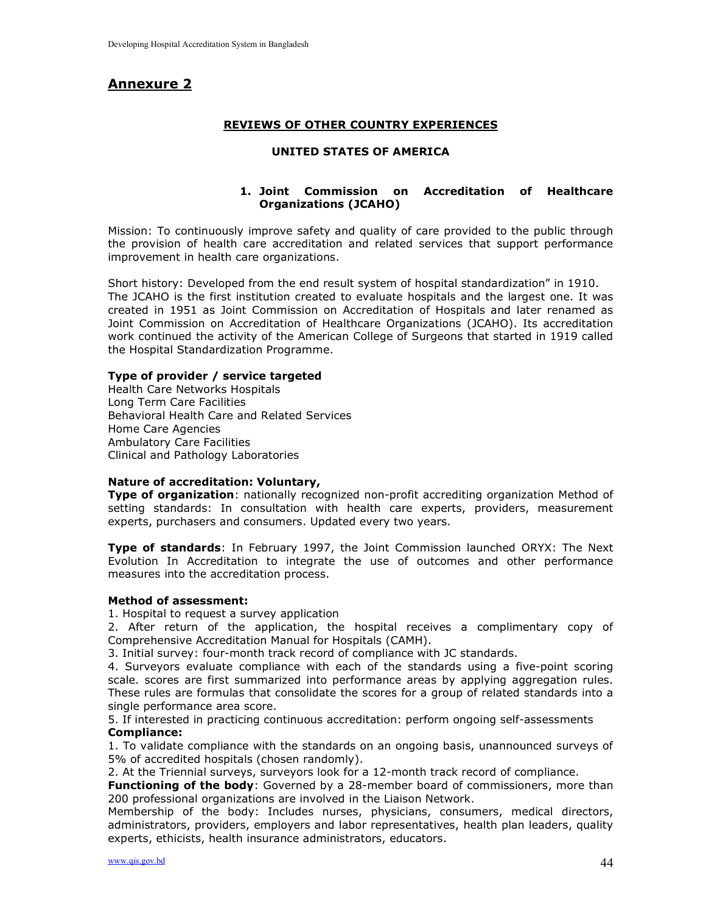# Annexure 2

## REVIEWS OF OTHER COUNTRY EXPERIENCES

### UNITED STATES OF AMERICA

#### 1. Joint Commission on Accreditation of Healthcare Organizations (JCAHO)

Mission: To continuously improve safety and quality of care provided to the public through the provision of health care accreditation and related services that support performance improvement in health care organizations.

Short history: Developed from the end result system of hospital standardization" in 1910. The JCAHO is the first institution created to evaluate hospitals and the largest one. It was created in 1951 as Joint Commission on Accreditation of Hospitals and later renamed as Joint Commission on Accreditation of Healthcare Organizations (JCAHO). Its accreditation work continued the activity of the American College of Surgeons that started in 1919 called the Hospital Standardization Programme.

**Type of provider / service targeted**
Health Care Networks Hospitals
Long Term Care Facilities
Behavioral Health Care and Related Services
Home Care Agencies
Ambulatory Care Facilities
Clinical and Pathology Laboratories

**Nature of accreditation: Voluntary,**
**Type of organization**: nationally recognized non-profit accrediting organization Method of setting standards: In consultation with health care experts, providers, measurement experts, purchasers and consumers. Updated every two years.

**Type of standards**: In February 1997, the Joint Commission launched ORYX: The Next Evolution In Accreditation to integrate the use of outcomes and other performance measures into the accreditation process.

**Method of assessment:**
1. Hospital to request a survey application
2. After return of the application, the hospital receives a complimentary copy of Comprehensive Accreditation Manual for Hospitals (CAMH).
3. Initial survey: four-month track record of compliance with JC standards.
4. Surveyors evaluate compliance with each of the standards using a five-point scoring scale. scores are first summarized into performance areas by applying aggregation rules. These rules are formulas that consolidate the scores for a group of related standards into a single performance area score.
5. If interested in practicing continuous accreditation: perform ongoing self-assessments

**Compliance:**
1. To validate compliance with the standards on an ongoing basis, unannounced surveys of 5% of accredited hospitals (chosen randomly).
2. At the Triennial surveys, surveyors look for a 12-month track record of compliance.

**Functioning of the body**: Governed by a 28-member board of commissioners, more than 200 professional organizations are involved in the Liaison Network.
Membership of the body: Includes nurses, physicians, consumers, medical directors, administrators, providers, employers and labor representatives, health plan leaders, quality experts, ethicists, health insurance administrators, educators.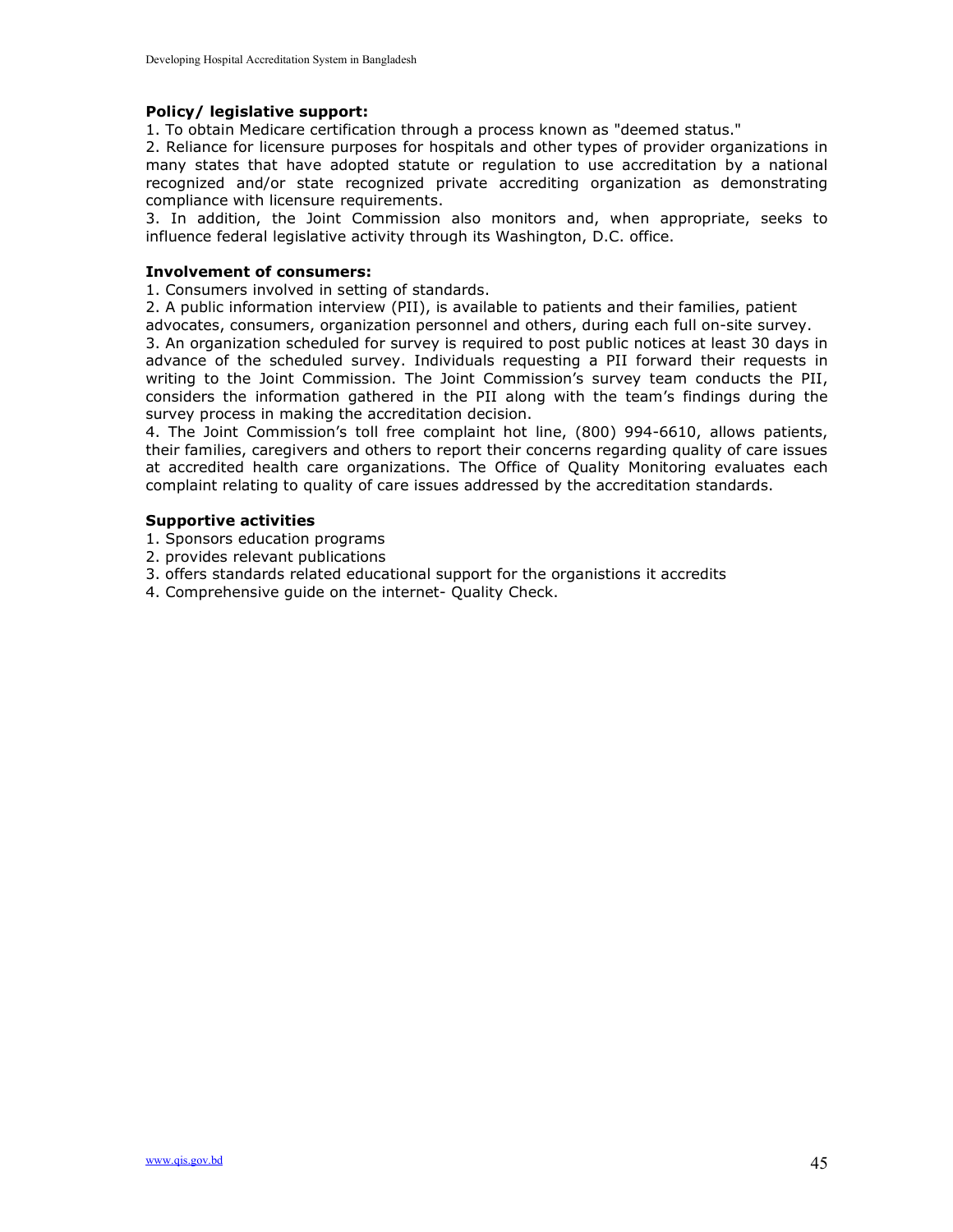**Policy/ legislative support:**

1. To obtain Medicare certification through a process known as "deemed status."
2. Reliance for licensure purposes for hospitals and other types of provider organizations in many states that have adopted statute or regulation to use accreditation by a national recognized and/or state recognized private accrediting organization as demonstrating compliance with licensure requirements.
3. In addition, the Joint Commission also monitors and, when appropriate, seeks to influence federal legislative activity through its Washington, D.C. office.

**Involvement of consumers:**

1. Consumers involved in setting of standards.
2. A public information interview (PII), is available to patients and their families, patient advocates, consumers, organization personnel and others, during each full on-site survey.
3. An organization scheduled for survey is required to post public notices at least 30 days in advance of the scheduled survey. Individuals requesting a PII forward their requests in writing to the Joint Commission. The Joint Commission's survey team conducts the PII, considers the information gathered in the PII along with the team's findings during the survey process in making the accreditation decision.
4. The Joint Commission's toll free complaint hot line, (800) 994-6610, allows patients, their families, caregivers and others to report their concerns regarding quality of care issues at accredited health care organizations. The Office of Quality Monitoring evaluates each complaint relating to quality of care issues addressed by the accreditation standards.

**Supportive activities**

1. Sponsors education programs
2. provides relevant publications
3. offers standards related educational support for the organistions it accredits
4. Comprehensive guide on the internet- Quality Check.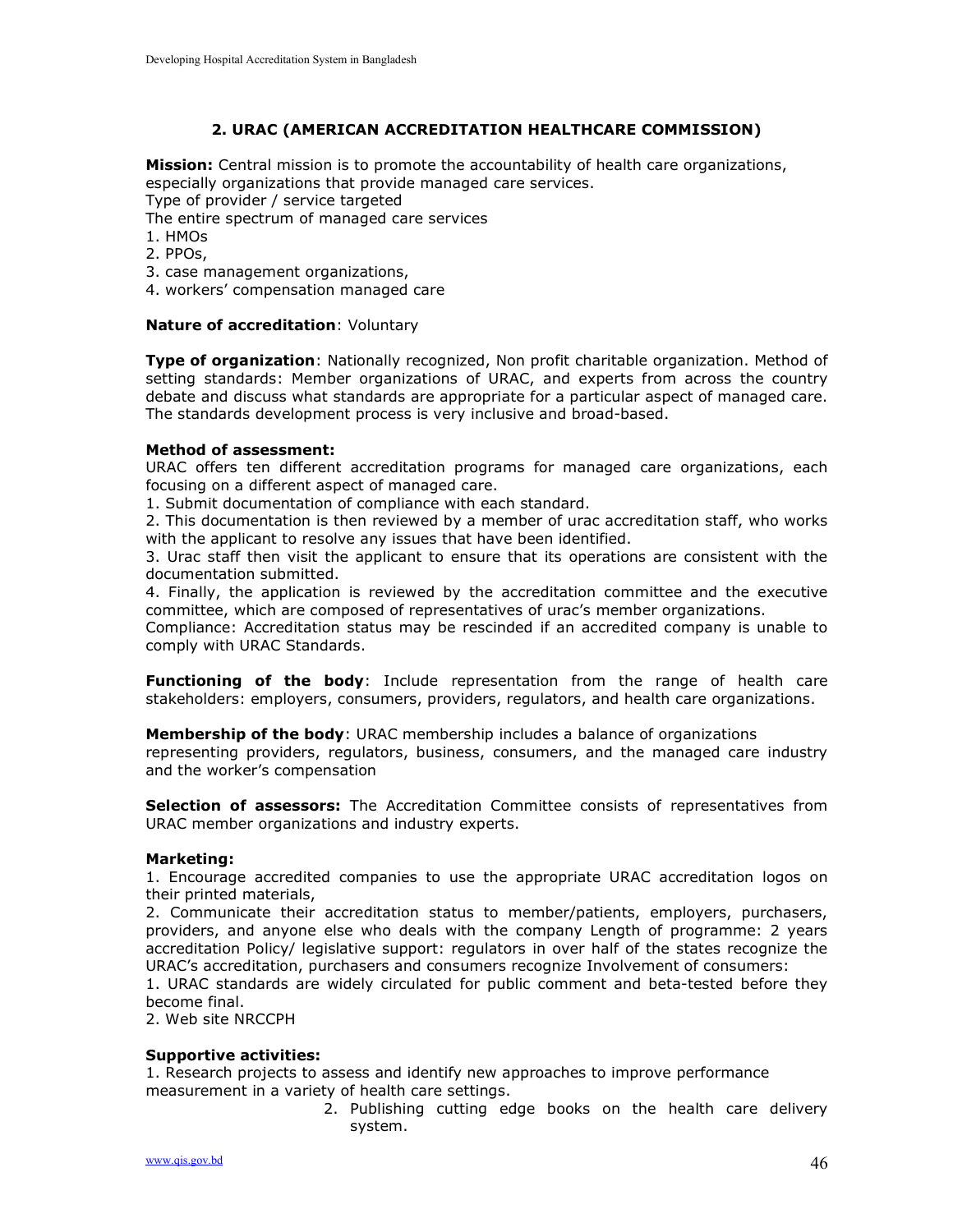## 2. URAC (AMERICAN ACCREDITATION HEALTHCARE COMMISSION)

**Mission:** Central mission is to promote the accountability of health care organizations, especially organizations that provide managed care services.
Type of provider / service targeted
The entire spectrum of managed care services
1. HMOs
2. PPOs,
3. case management organizations,
4. workers' compensation managed care

**Nature of accreditation**: Voluntary

**Type of organization**: Nationally recognized, Non profit charitable organization. Method of setting standards: Member organizations of URAC, and experts from across the country debate and discuss what standards are appropriate for a particular aspect of managed care. The standards development process is very inclusive and broad-based.

**Method of assessment:**
URAC offers ten different accreditation programs for managed care organizations, each focusing on a different aspect of managed care.
1. Submit documentation of compliance with each standard.
2. This documentation is then reviewed by a member of urac accreditation staff, who works with the applicant to resolve any issues that have been identified.
3. Urac staff then visit the applicant to ensure that its operations are consistent with the documentation submitted.
4. Finally, the application is reviewed by the accreditation committee and the executive committee, which are composed of representatives of urac's member organizations.
Compliance: Accreditation status may be rescinded if an accredited company is unable to comply with URAC Standards.

**Functioning of the body**: Include representation from the range of health care stakeholders: employers, consumers, providers, regulators, and health care organizations.

**Membership of the body**: URAC membership includes a balance of organizations representing providers, regulators, business, consumers, and the managed care industry and the worker's compensation

**Selection of assessors:** The Accreditation Committee consists of representatives from URAC member organizations and industry experts.

**Marketing:**
1. Encourage accredited companies to use the appropriate URAC accreditation logos on their printed materials,
2. Communicate their accreditation status to member/patients, employers, purchasers, providers, and anyone else who deals with the company Length of programme: 2 years accreditation Policy/ legislative support: regulators in over half of the states recognize the URAC's accreditation, purchasers and consumers recognize Involvement of consumers:
1. URAC standards are widely circulated for public comment and beta-tested before they become final.
2. Web site NRCCPH

**Supportive activities:**
1. Research projects to assess and identify new approaches to improve performance measurement in a variety of health care settings.
2. Publishing cutting edge books on the health care delivery system.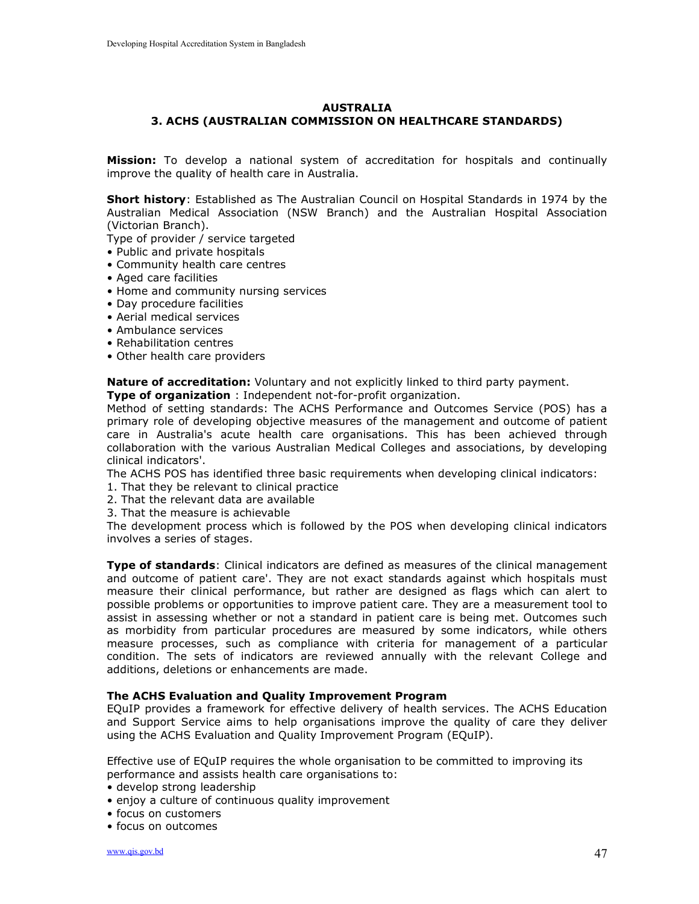## AUSTRALIA

## 3. ACHS (AUSTRALIAN COMMISSION ON HEALTHCARE STANDARDS)

**Mission:** To develop a national system of accreditation for hospitals and continually improve the quality of health care in Australia.

**Short history**: Established as The Australian Council on Hospital Standards in 1974 by the Australian Medical Association (NSW Branch) and the Australian Hospital Association (Victorian Branch).

Type of provider / service targeted

- Public and private hospitals
- Community health care centres
- Aged care facilities
- Home and community nursing services
- Day procedure facilities
- Aerial medical services
- Ambulance services
- Rehabilitation centres
- Other health care providers

**Nature of accreditation:** Voluntary and not explicitly linked to third party payment.

**Type of organization** : Independent not-for-profit organization.

Method of setting standards: The ACHS Performance and Outcomes Service (POS) has a primary role of developing objective measures of the management and outcome of patient care in Australia's acute health care organisations. This has been achieved through collaboration with the various Australian Medical Colleges and associations, by developing clinical indicators'.

The ACHS POS has identified three basic requirements when developing clinical indicators:

1. That they be relevant to clinical practice
2. That the relevant data are available
3. That the measure is achievable

The development process which is followed by the POS when developing clinical indicators involves a series of stages.

**Type of standards**: Clinical indicators are defined as measures of the clinical management and outcome of patient care'. They are not exact standards against which hospitals must measure their clinical performance, but rather are designed as flags which can alert to possible problems or opportunities to improve patient care. They are a measurement tool to assist in assessing whether or not a standard in patient care is being met. Outcomes such as morbidity from particular procedures are measured by some indicators, while others measure processes, such as compliance with criteria for management of a particular condition. The sets of indicators are reviewed annually with the relevant College and additions, deletions or enhancements are made.

### The ACHS Evaluation and Quality Improvement Program

EQuIP provides a framework for effective delivery of health services. The ACHS Education and Support Service aims to help organisations improve the quality of care they deliver using the ACHS Evaluation and Quality Improvement Program (EQuIP).

Effective use of EQuIP requires the whole organisation to be committed to improving its performance and assists health care organisations to:

- develop strong leadership
- enjoy a culture of continuous quality improvement
- focus on customers
- focus on outcomes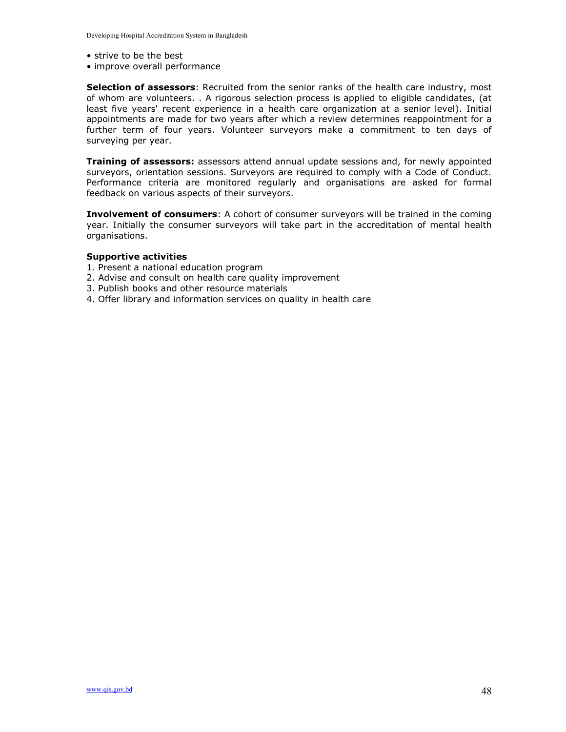- strive to be the best
- improve overall performance

**Selection of assessors**: Recruited from the senior ranks of the health care industry, most of whom are volunteers. . A rigorous selection process is applied to eligible candidates, (at least five years' recent experience in a health care organization at a senior level). Initial appointments are made for two years after which a review determines reappointment for a further term of four years. Volunteer surveyors make a commitment to ten days of surveying per year.

**Training of assessors:** assessors attend annual update sessions and, for newly appointed surveyors, orientation sessions. Surveyors are required to comply with a Code of Conduct. Performance criteria are monitored regularly and organisations are asked for formal feedback on various aspects of their surveyors.

**Involvement of consumers**: A cohort of consumer surveyors will be trained in the coming year. Initially the consumer surveyors will take part in the accreditation of mental health organisations.

**Supportive activities**

1. Present a national education program
2. Advise and consult on health care quality improvement
3. Publish books and other resource materials
4. Offer library and information services on quality in health care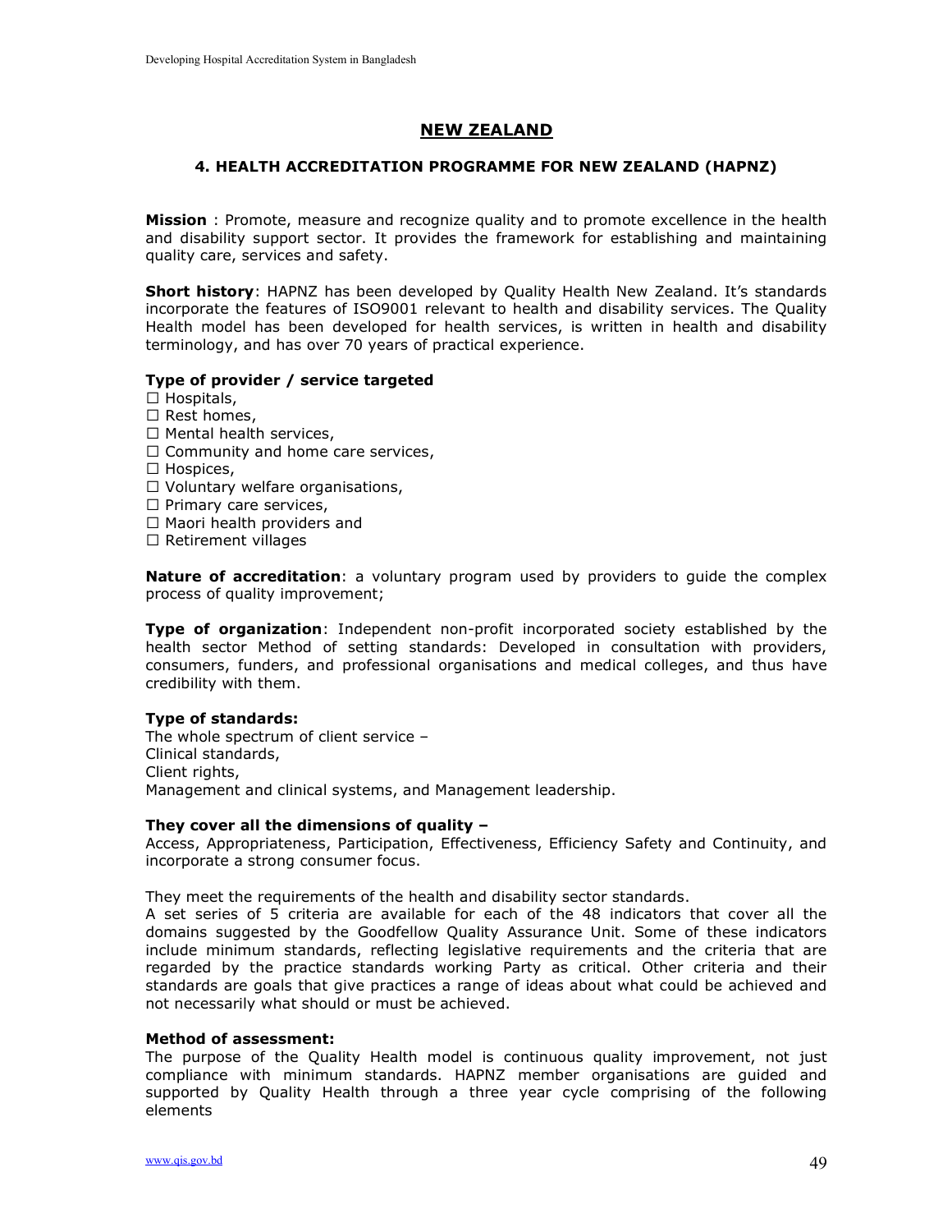## NEW ZEALAND

### 4. HEALTH ACCREDITATION PROGRAMME FOR NEW ZEALAND (HAPNZ)

**Mission** : Promote, measure and recognize quality and to promote excellence in the health and disability support sector. It provides the framework for establishing and maintaining quality care, services and safety.

**Short history**: HAPNZ has been developed by Quality Health New Zealand. It's standards incorporate the features of ISO9001 relevant to health and disability services. The Quality Health model has been developed for health services, is written in health and disability terminology, and has over 70 years of practical experience.

**Type of provider / service targeted**

- ☐ Hospitals,
- ☐ Rest homes,
- ☐ Mental health services,
- ☐ Community and home care services,
- ☐ Hospices,
- ☐ Voluntary welfare organisations,
- ☐ Primary care services,
- ☐ Maori health providers and
- ☐ Retirement villages

**Nature of accreditation**: a voluntary program used by providers to guide the complex process of quality improvement;

**Type of organization**: Independent non-profit incorporated society established by the health sector Method of setting standards: Developed in consultation with providers, consumers, funders, and professional organisations and medical colleges, and thus have credibility with them.

**Type of standards:**
The whole spectrum of client service –
Clinical standards,
Client rights,
Management and clinical systems, and Management leadership.

**They cover all the dimensions of quality –**
Access, Appropriateness, Participation, Effectiveness, Efficiency Safety and Continuity, and incorporate a strong consumer focus.

They meet the requirements of the health and disability sector standards.
A set series of 5 criteria are available for each of the 48 indicators that cover all the domains suggested by the Goodfellow Quality Assurance Unit. Some of these indicators include minimum standards, reflecting legislative requirements and the criteria that are regarded by the practice standards working Party as critical. Other criteria and their standards are goals that give practices a range of ideas about what could be achieved and not necessarily what should or must be achieved.

**Method of assessment:**
The purpose of the Quality Health model is continuous quality improvement, not just compliance with minimum standards. HAPNZ member organisations are guided and supported by Quality Health through a three year cycle comprising of the following elements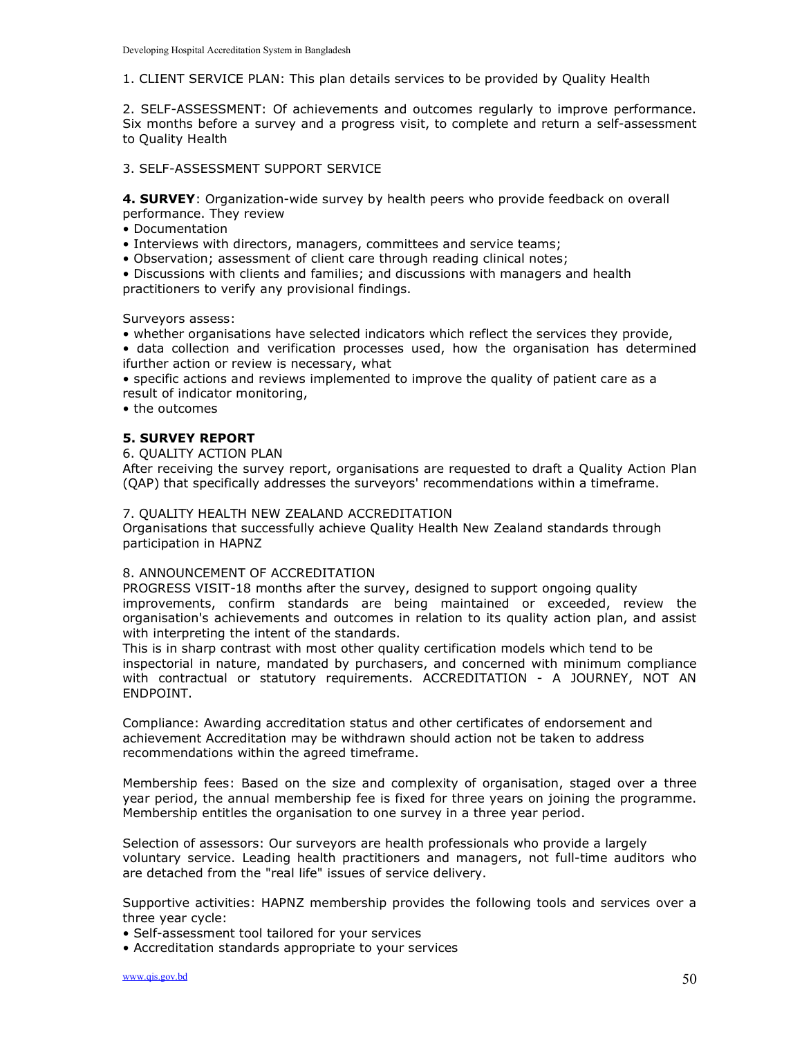1. CLIENT SERVICE PLAN: This plan details services to be provided by Quality Health

2. SELF-ASSESSMENT: Of achievements and outcomes regularly to improve performance. Six months before a survey and a progress visit, to complete and return a self-assessment to Quality Health

3. SELF-ASSESSMENT SUPPORT SERVICE

**4. SURVEY**: Organization-wide survey by health peers who provide feedback on overall performance. They review

- Documentation
- Interviews with directors, managers, committees and service teams;
- Observation; assessment of client care through reading clinical notes;
- Discussions with clients and families; and discussions with managers and health practitioners to verify any provisional findings.

Surveyors assess:

- whether organisations have selected indicators which reflect the services they provide,
- data collection and verification processes used, how the organisation has determined ifurther action or review is necessary, what
- specific actions and reviews implemented to improve the quality of patient care as a result of indicator monitoring,
- the outcomes

**5. SURVEY REPORT**

6. QUALITY ACTION PLAN

After receiving the survey report, organisations are requested to draft a Quality Action Plan (QAP) that specifically addresses the surveyors' recommendations within a timeframe.

7. QUALITY HEALTH NEW ZEALAND ACCREDITATION

Organisations that successfully achieve Quality Health New Zealand standards through participation in HAPNZ

8. ANNOUNCEMENT OF ACCREDITATION

PROGRESS VISIT-18 months after the survey, designed to support ongoing quality improvements, confirm standards are being maintained or exceeded, review the organisation's achievements and outcomes in relation to its quality action plan, and assist with interpreting the intent of the standards.

This is in sharp contrast with most other quality certification models which tend to be inspectorial in nature, mandated by purchasers, and concerned with minimum compliance with contractual or statutory requirements. ACCREDITATION - A JOURNEY, NOT AN ENDPOINT.

Compliance: Awarding accreditation status and other certificates of endorsement and achievement Accreditation may be withdrawn should action not be taken to address recommendations within the agreed timeframe.

Membership fees: Based on the size and complexity of organisation, staged over a three year period, the annual membership fee is fixed for three years on joining the programme. Membership entitles the organisation to one survey in a three year period.

Selection of assessors: Our surveyors are health professionals who provide a largely voluntary service. Leading health practitioners and managers, not full-time auditors who are detached from the "real life" issues of service delivery.

Supportive activities: HAPNZ membership provides the following tools and services over a three year cycle:

- Self-assessment tool tailored for your services
- Accreditation standards appropriate to your services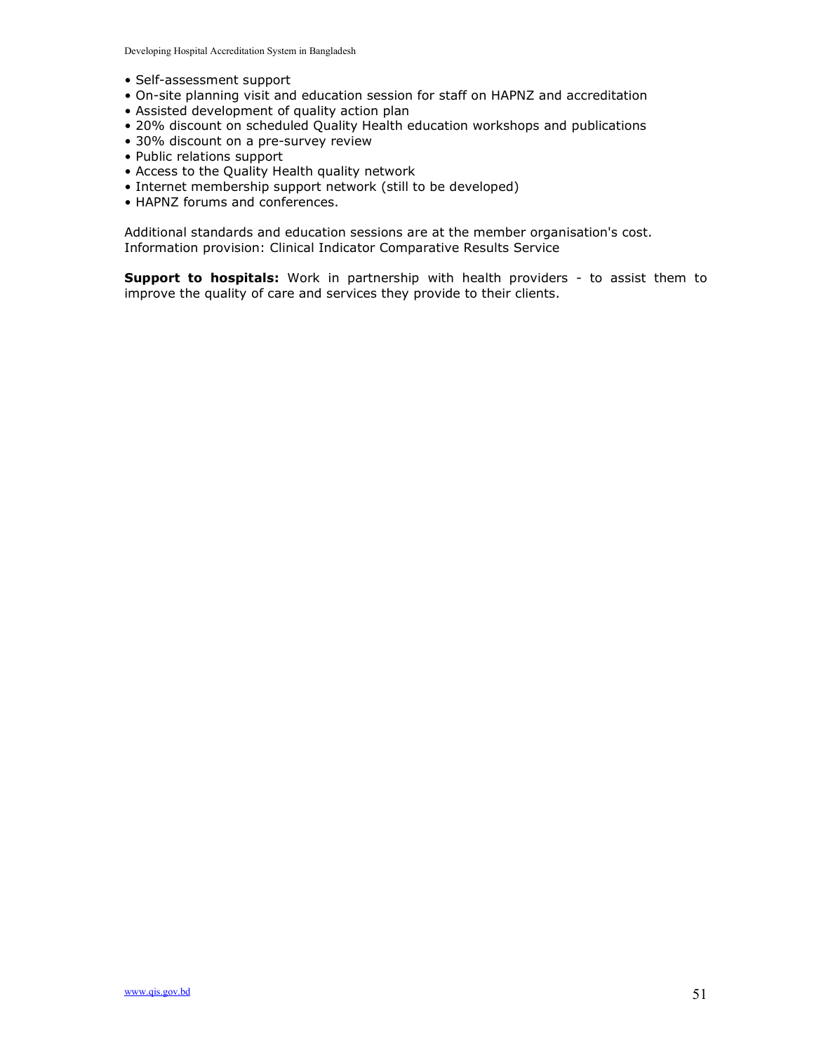- Self-assessment support
- On-site planning visit and education session for staff on HAPNZ and accreditation
- Assisted development of quality action plan
- 20% discount on scheduled Quality Health education workshops and publications
- 30% discount on a pre-survey review
- Public relations support
- Access to the Quality Health quality network
- Internet membership support network (still to be developed)
- HAPNZ forums and conferences.

Additional standards and education sessions are at the member organisation's cost.
Information provision: Clinical Indicator Comparative Results Service

**Support to hospitals:** Work in partnership with health providers - to assist them to improve the quality of care and services they provide to their clients.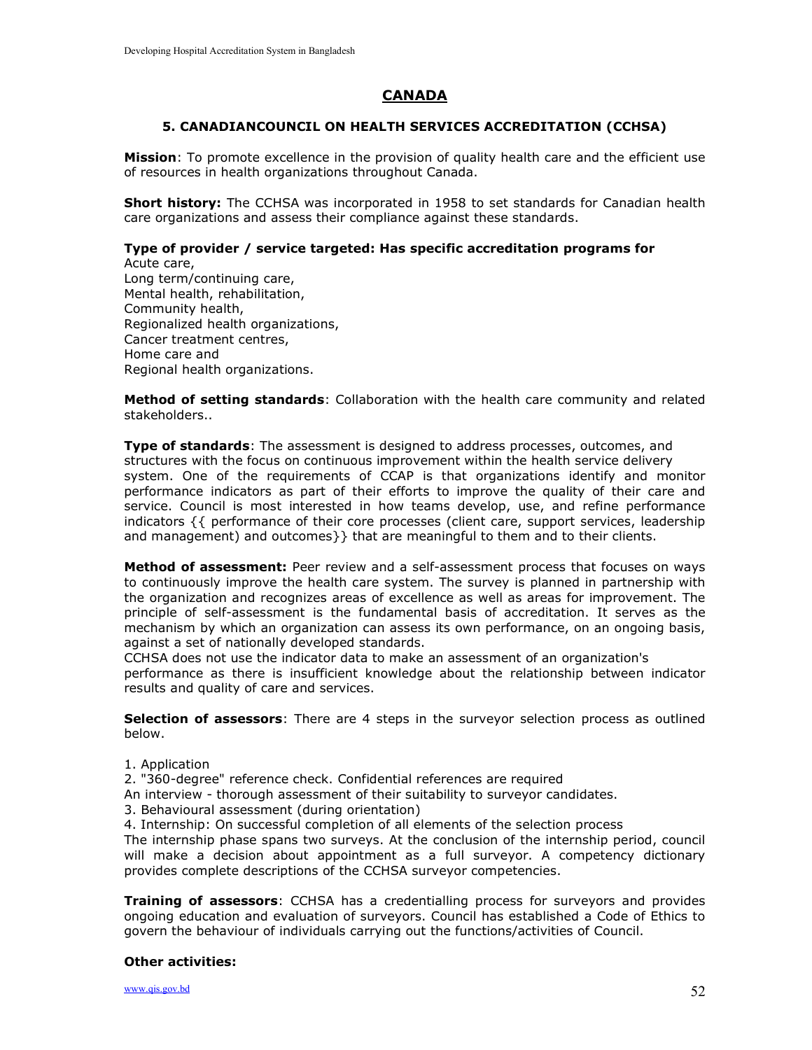## CANADA

### 5. CANADIANCOUNCIL ON HEALTH SERVICES ACCREDITATION (CCHSA)

**Mission**: To promote excellence in the provision of quality health care and the efficient use of resources in health organizations throughout Canada.

**Short history:** The CCHSA was incorporated in 1958 to set standards for Canadian health care organizations and assess their compliance against these standards.

**Type of provider / service targeted: Has specific accreditation programs for**
Acute care,
Long term/continuing care,
Mental health, rehabilitation,
Community health,
Regionalized health organizations,
Cancer treatment centres,
Home care and
Regional health organizations.

**Method of setting standards**: Collaboration with the health care community and related stakeholders..

**Type of standards**: The assessment is designed to address processes, outcomes, and structures with the focus on continuous improvement within the health service delivery system. One of the requirements of CCAP is that organizations identify and monitor performance indicators as part of their efforts to improve the quality of their care and service. Council is most interested in how teams develop, use, and refine performance indicators {{ performance of their core processes (client care, support services, leadership and management) and outcomes}} that are meaningful to them and to their clients.

**Method of assessment:** Peer review and a self-assessment process that focuses on ways to continuously improve the health care system. The survey is planned in partnership with the organization and recognizes areas of excellence as well as areas for improvement. The principle of self-assessment is the fundamental basis of accreditation. It serves as the mechanism by which an organization can assess its own performance, on an ongoing basis, against a set of nationally developed standards.
CCHSA does not use the indicator data to make an assessment of an organization's performance as there is insufficient knowledge about the relationship between indicator results and quality of care and services.

**Selection of assessors**: There are 4 steps in the surveyor selection process as outlined below.

1. Application
2. "360-degree" reference check. Confidential references are required
An interview - thorough assessment of their suitability to surveyor candidates.
3. Behavioural assessment (during orientation)
4. Internship: On successful completion of all elements of the selection process
The internship phase spans two surveys. At the conclusion of the internship period, council will make a decision about appointment as a full surveyor. A competency dictionary provides complete descriptions of the CCHSA surveyor competencies.

**Training of assessors**: CCHSA has a credentialling process for surveyors and provides ongoing education and evaluation of surveyors. Council has established a Code of Ethics to govern the behaviour of individuals carrying out the functions/activities of Council.

**Other activities:**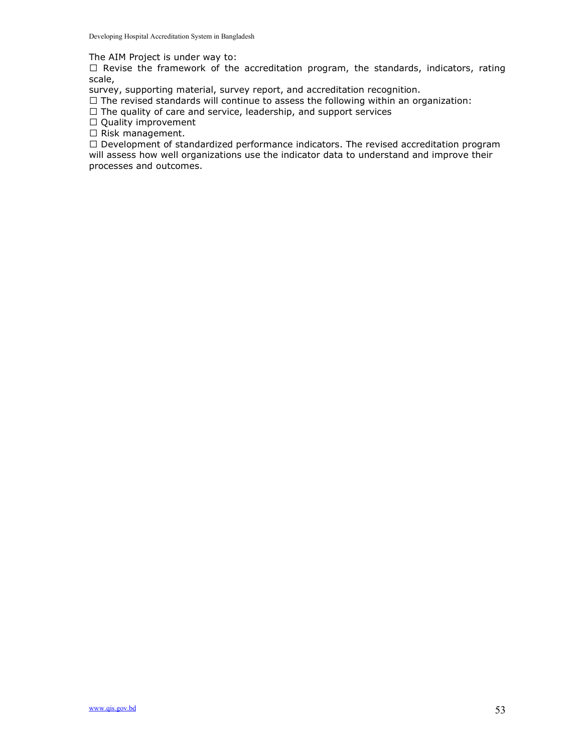The AIM Project is under way to:

- Revise the framework of the accreditation program, the standards, indicators, rating scale, survey, supporting material, survey report, and accreditation recognition.
- The revised standards will continue to assess the following within an organization:
- The quality of care and service, leadership, and support services
- Quality improvement
- Risk management.
- Development of standardized performance indicators. The revised accreditation program will assess how well organizations use the indicator data to understand and improve their processes and outcomes.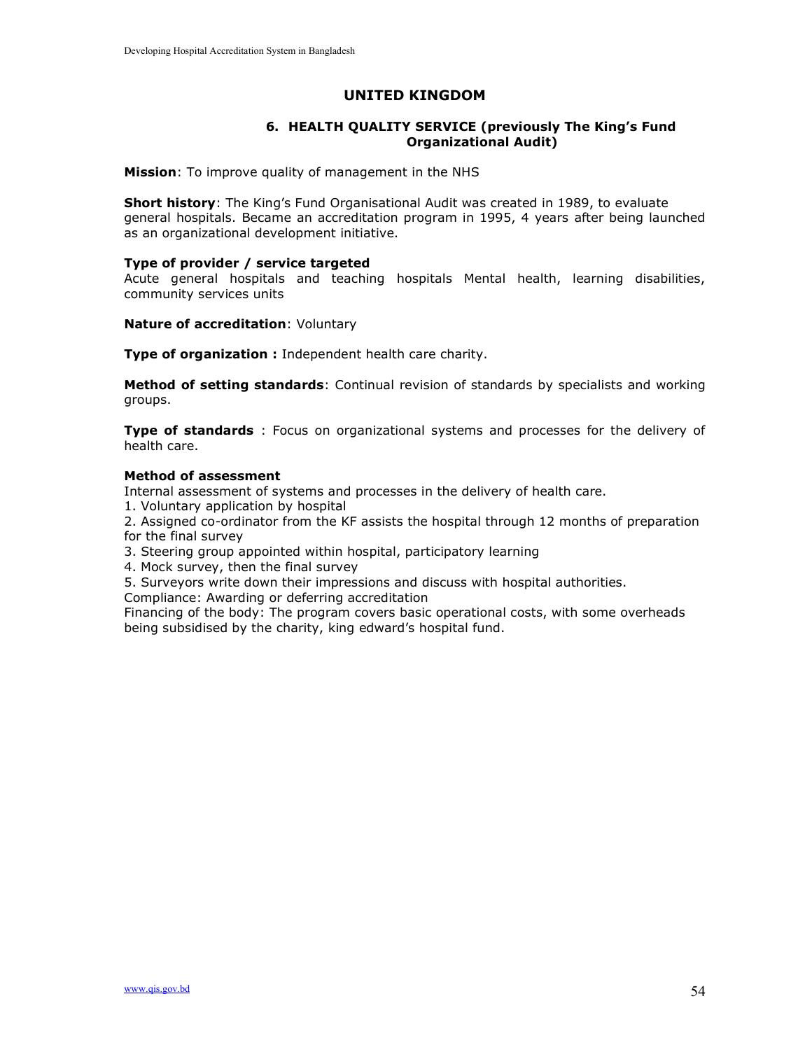## UNITED KINGDOM

### 6. HEALTH QUALITY SERVICE (previously The King's Fund Organizational Audit)

**Mission**: To improve quality of management in the NHS

**Short history**: The King's Fund Organisational Audit was created in 1989, to evaluate general hospitals. Became an accreditation program in 1995, 4 years after being launched as an organizational development initiative.

**Type of provider / service targeted**
Acute general hospitals and teaching hospitals Mental health, learning disabilities, community services units

**Nature of accreditation**: Voluntary

**Type of organization :** Independent health care charity.

**Method of setting standards**: Continual revision of standards by specialists and working groups.

**Type of standards** : Focus on organizational systems and processes for the delivery of health care.

**Method of assessment**
Internal assessment of systems and processes in the delivery of health care.

1. Voluntary application by hospital
2. Assigned co-ordinator from the KF assists the hospital through 12 months of preparation for the final survey
3. Steering group appointed within hospital, participatory learning
4. Mock survey, then the final survey
5. Surveyors write down their impressions and discuss with hospital authorities.

Compliance: Awarding or deferring accreditation
Financing of the body: The program covers basic operational costs, with some overheads being subsidised by the charity, king edward's hospital fund.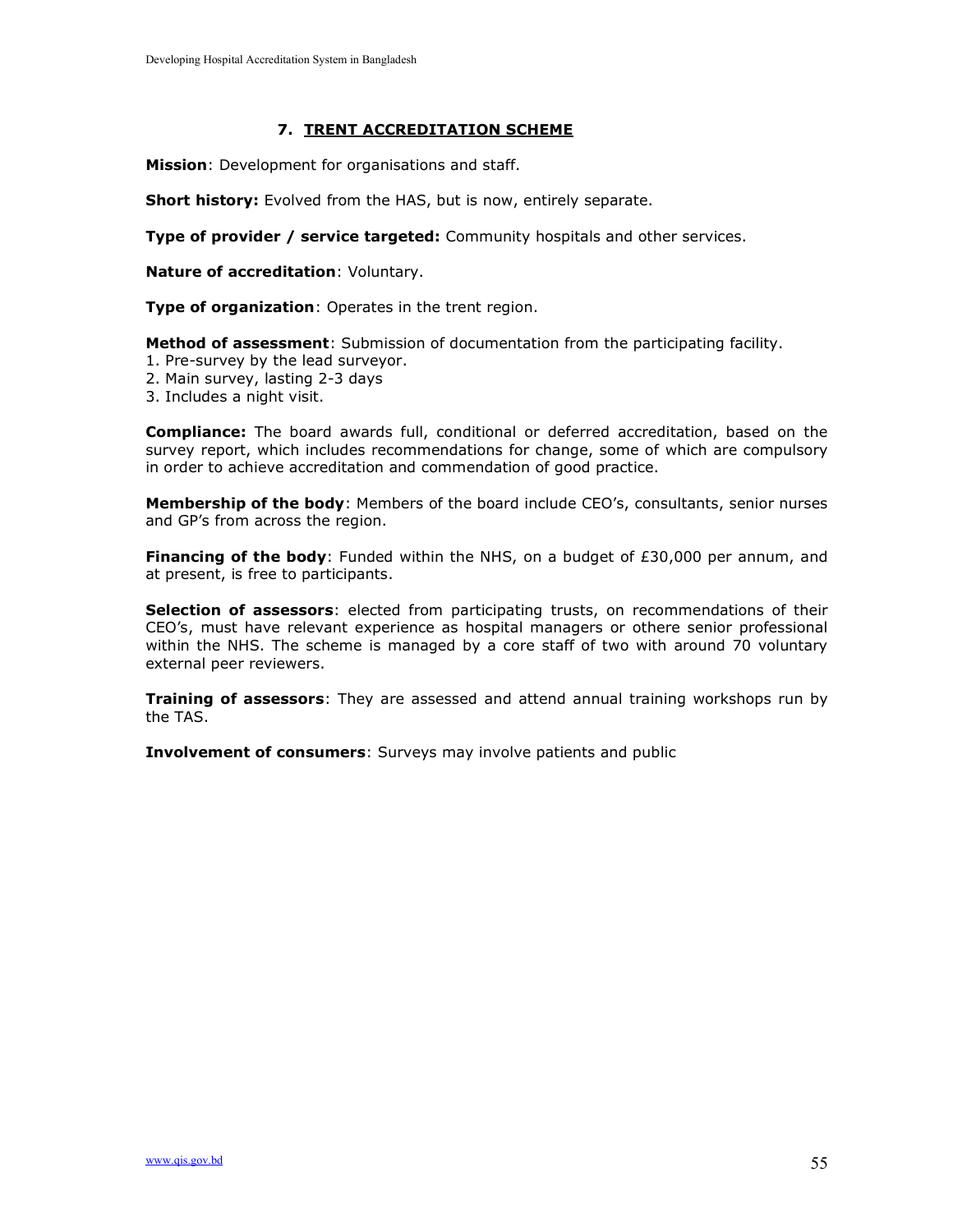## 7. TRENT ACCREDITATION SCHEME

**Mission**: Development for organisations and staff.

**Short history:** Evolved from the HAS, but is now, entirely separate.

**Type of provider / service targeted:** Community hospitals and other services.

**Nature of accreditation**: Voluntary.

**Type of organization**: Operates in the trent region.

**Method of assessment**: Submission of documentation from the participating facility.

1. Pre-survey by the lead surveyor.
2. Main survey, lasting 2-3 days
3. Includes a night visit.

**Compliance:** The board awards full, conditional or deferred accreditation, based on the survey report, which includes recommendations for change, some of which are compulsory in order to achieve accreditation and commendation of good practice.

**Membership of the body**: Members of the board include CEO's, consultants, senior nurses and GP's from across the region.

**Financing of the body**: Funded within the NHS, on a budget of £30,000 per annum, and at present, is free to participants.

**Selection of assessors**: elected from participating trusts, on recommendations of their CEO's, must have relevant experience as hospital managers or othere senior professional within the NHS. The scheme is managed by a core staff of two with around 70 voluntary external peer reviewers.

**Training of assessors**: They are assessed and attend annual training workshops run by the TAS.

**Involvement of consumers**: Surveys may involve patients and public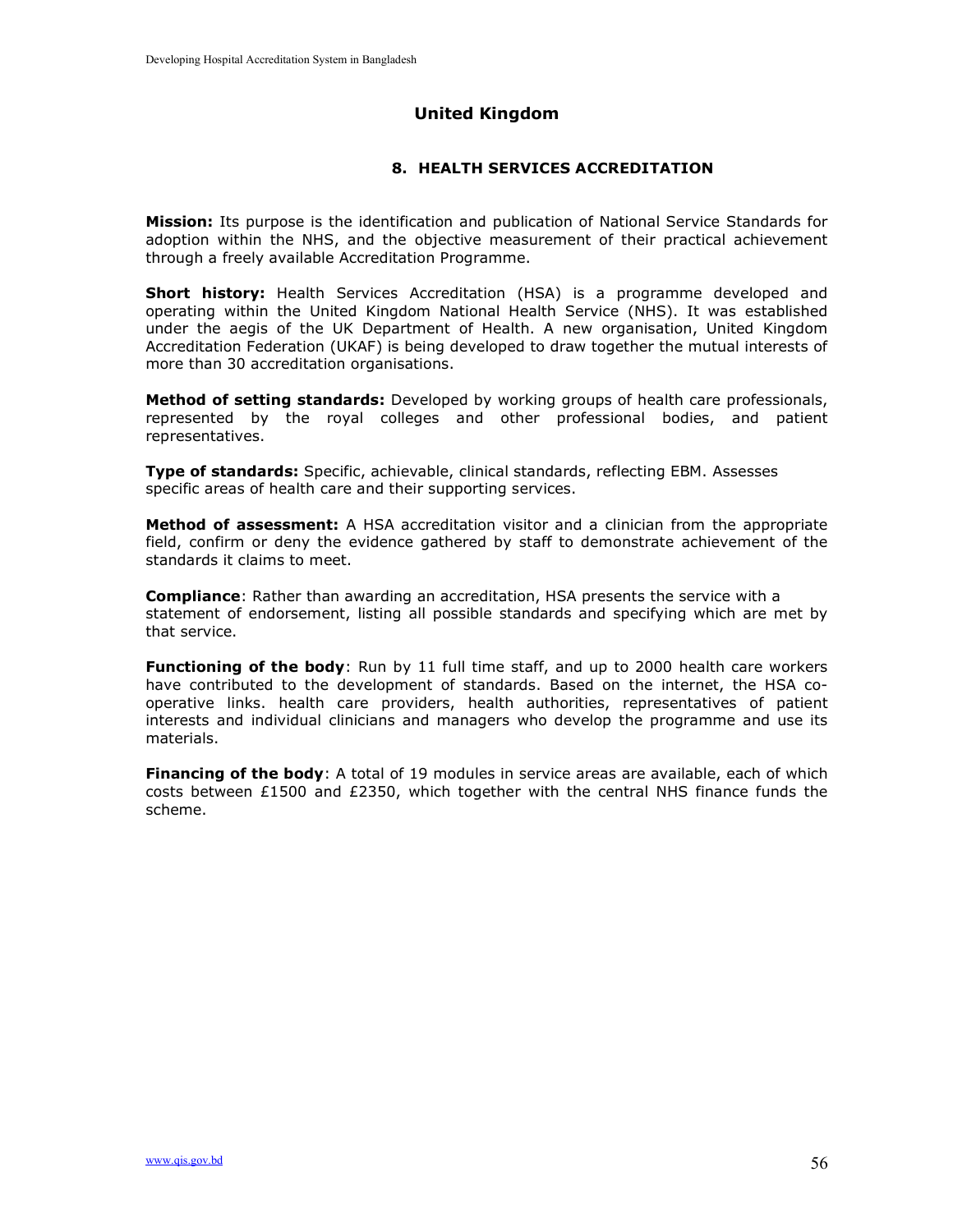## United Kingdom

### 8. HEALTH SERVICES ACCREDITATION

**Mission:** Its purpose is the identification and publication of National Service Standards for adoption within the NHS, and the objective measurement of their practical achievement through a freely available Accreditation Programme.

**Short history:** Health Services Accreditation (HSA) is a programme developed and operating within the United Kingdom National Health Service (NHS). It was established under the aegis of the UK Department of Health. A new organisation, United Kingdom Accreditation Federation (UKAF) is being developed to draw together the mutual interests of more than 30 accreditation organisations.

**Method of setting standards:** Developed by working groups of health care professionals, represented by the royal colleges and other professional bodies, and patient representatives.

**Type of standards:** Specific, achievable, clinical standards, reflecting EBM. Assesses specific areas of health care and their supporting services.

**Method of assessment:** A HSA accreditation visitor and a clinician from the appropriate field, confirm or deny the evidence gathered by staff to demonstrate achievement of the standards it claims to meet.

**Compliance**: Rather than awarding an accreditation, HSA presents the service with a statement of endorsement, listing all possible standards and specifying which are met by that service.

**Functioning of the body**: Run by 11 full time staff, and up to 2000 health care workers have contributed to the development of standards. Based on the internet, the HSA co-operative links. health care providers, health authorities, representatives of patient interests and individual clinicians and managers who develop the programme and use its materials.

**Financing of the body**: A total of 19 modules in service areas are available, each of which costs between £1500 and £2350, which together with the central NHS finance funds the scheme.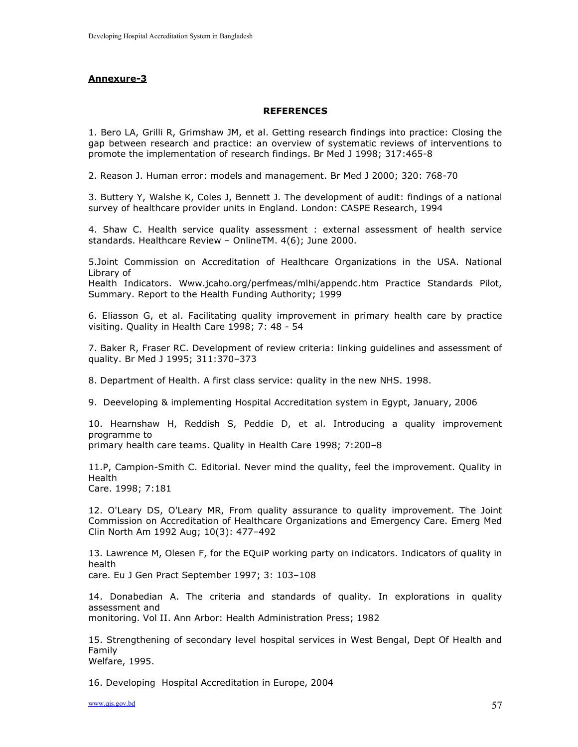## Annexure-3

### REFERENCES

1. Bero LA, Grilli R, Grimshaw JM, et al. Getting research findings into practice: Closing the gap between research and practice: an overview of systematic reviews of interventions to promote the implementation of research findings. Br Med J 1998; 317:465-8

2. Reason J. Human error: models and management. Br Med J 2000; 320: 768-70

3. Buttery Y, Walshe K, Coles J, Bennett J. The development of audit: findings of a national survey of healthcare provider units in England. London: CASPE Research, 1994

4. Shaw C. Health service quality assessment : external assessment of health service standards. Healthcare Review – OnlineTM. 4(6); June 2000.

5.Joint Commission on Accreditation of Healthcare Organizations in the USA. National Library of Health Indicators. Www.jcaho.org/perfmeas/mlhi/appendc.htm Practice Standards Pilot, Summary. Report to the Health Funding Authority; 1999

6. Eliasson G, et al. Facilitating quality improvement in primary health care by practice visiting. Quality in Health Care 1998; 7: 48 - 54

7. Baker R, Fraser RC. Development of review criteria: linking guidelines and assessment of quality. Br Med J 1995; 311:370–373

8. Department of Health. A first class service: quality in the new NHS. 1998.

9. Deeveloping & implementing Hospital Accreditation system in Egypt, January, 2006

10. Hearnshaw H, Reddish S, Peddie D, et al. Introducing a quality improvement programme to primary health care teams. Quality in Health Care 1998; 7:200–8

11.P, Campion-Smith C. Editorial. Never mind the quality, feel the improvement. Quality in Health Care. 1998; 7:181

12. O'Leary DS, O'Leary MR, From quality assurance to quality improvement. The Joint Commission on Accreditation of Healthcare Organizations and Emergency Care. Emerg Med Clin North Am 1992 Aug; 10(3): 477–492

13. Lawrence M, Olesen F, for the EQuiP working party on indicators. Indicators of quality in health care. Eu J Gen Pract September 1997; 3: 103–108

14. Donabedian A. The criteria and standards of quality. In explorations in quality assessment and monitoring. Vol II. Ann Arbor: Health Administration Press; 1982

15. Strengthening of secondary level hospital services in West Bengal, Dept Of Health and Family Welfare, 1995.

16. Developing Hospital Accreditation in Europe, 2004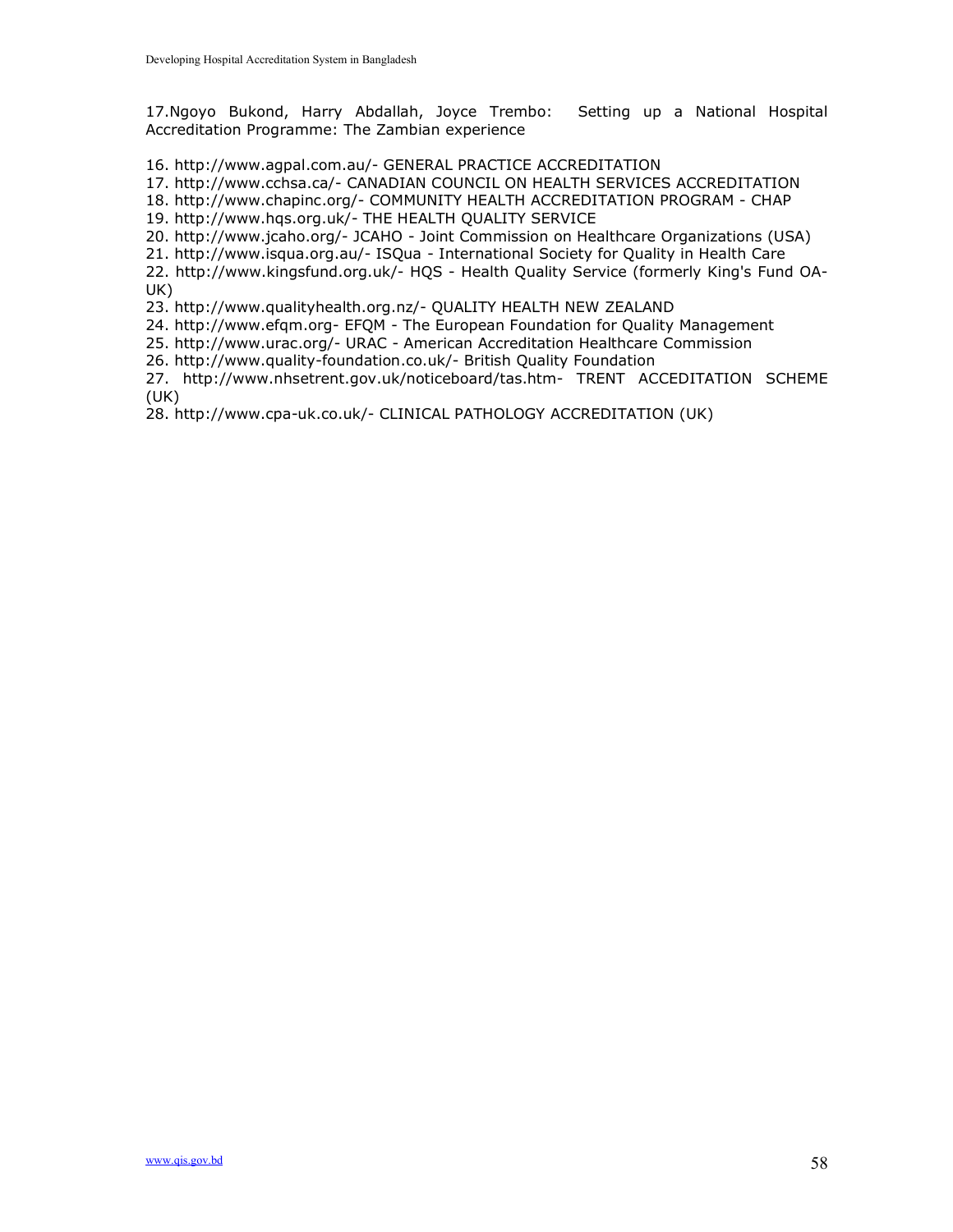17.Ngoyo Bukond, Harry Abdallah, Joyce Trembo: Setting up a National Hospital Accreditation Programme: The Zambian experience

16. http://www.agpal.com.au/- GENERAL PRACTICE ACCREDITATION
17. http://www.cchsa.ca/- CANADIAN COUNCIL ON HEALTH SERVICES ACCREDITATION
18. http://www.chapinc.org/- COMMUNITY HEALTH ACCREDITATION PROGRAM - CHAP
19. http://www.hqs.org.uk/- THE HEALTH QUALITY SERVICE
20. http://www.jcaho.org/- JCAHO - Joint Commission on Healthcare Organizations (USA)
21. http://www.isqua.org.au/- ISQua - International Society for Quality in Health Care
22. http://www.kingsfund.org.uk/- HQS - Health Quality Service (formerly King's Fund OA-UK)
23. http://www.qualityhealth.org.nz/- QUALITY HEALTH NEW ZEALAND
24. http://www.efqm.org- EFQM - The European Foundation for Quality Management
25. http://www.urac.org/- URAC - American Accreditation Healthcare Commission
26. http://www.quality-foundation.co.uk/- British Quality Foundation
27. http://www.nhsetrent.gov.uk/noticeboard/tas.htm- TRENT ACCEDITATION SCHEME (UK)
28. http://www.cpa-uk.co.uk/- CLINICAL PATHOLOGY ACCREDITATION (UK)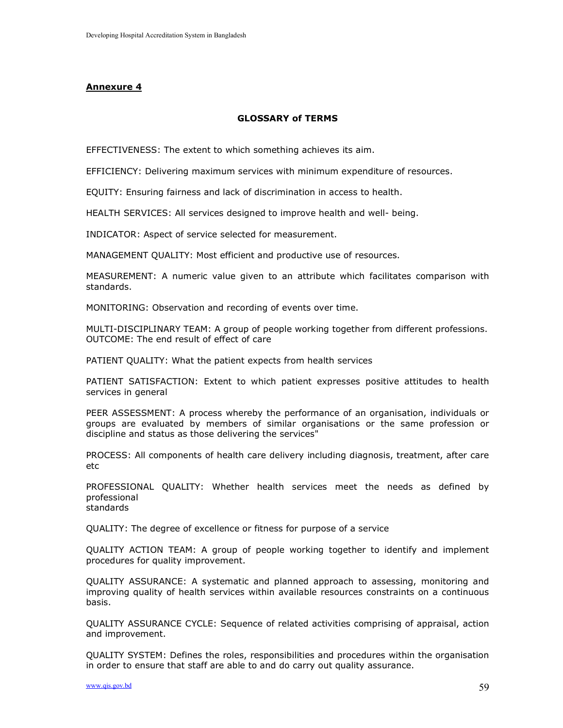## Annexure 4

### GLOSSARY of TERMS

EFFECTIVENESS: The extent to which something achieves its aim.

EFFICIENCY: Delivering maximum services with minimum expenditure of resources.

EQUITY: Ensuring fairness and lack of discrimination in access to health.

HEALTH SERVICES: All services designed to improve health and well- being.

INDICATOR: Aspect of service selected for measurement.

MANAGEMENT QUALITY: Most efficient and productive use of resources.

MEASUREMENT: A numeric value given to an attribute which facilitates comparison with standards.

MONITORING: Observation and recording of events over time.

MULTI-DISCIPLINARY TEAM: A group of people working together from different professions.
OUTCOME: The end result of effect of care

PATIENT QUALITY: What the patient expects from health services

PATIENT SATISFACTION: Extent to which patient expresses positive attitudes to health services in general

PEER ASSESSMENT: A process whereby the performance of an organisation, individuals or groups are evaluated by members of similar organisations or the same profession or discipline and status as those delivering the services"

PROCESS: All components of health care delivery including diagnosis, treatment, after care etc

PROFESSIONAL QUALITY: Whether health services meet the needs as defined by professional standards

QUALITY: The degree of excellence or fitness for purpose of a service

QUALITY ACTION TEAM: A group of people working together to identify and implement procedures for quality improvement.

QUALITY ASSURANCE: A systematic and planned approach to assessing, monitoring and improving quality of health services within available resources constraints on a continuous basis.

QUALITY ASSURANCE CYCLE: Sequence of related activities comprising of appraisal, action and improvement.

QUALITY SYSTEM: Defines the roles, responsibilities and procedures within the organisation in order to ensure that staff are able to and do carry out quality assurance.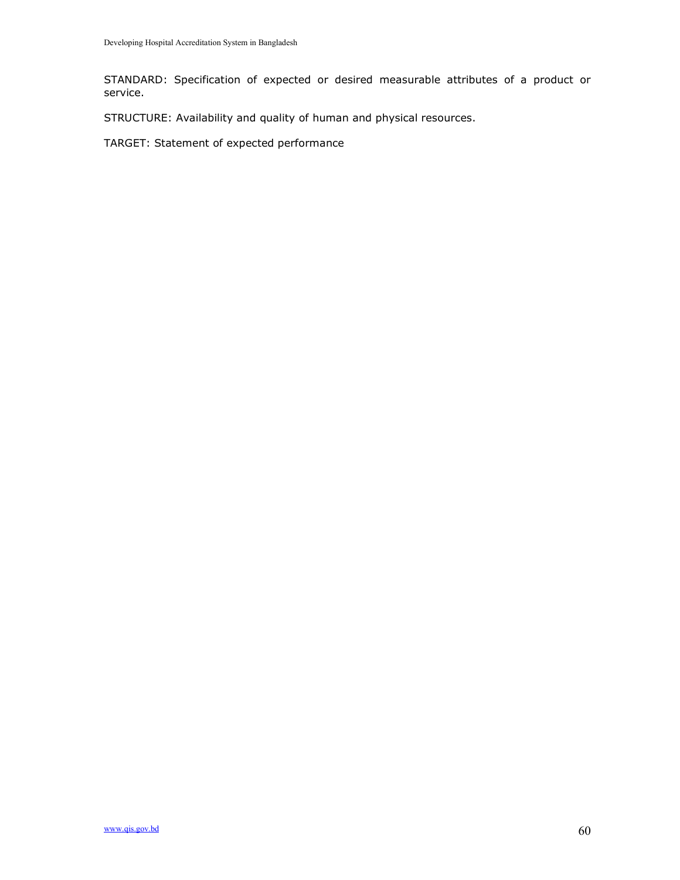STANDARD: Specification of expected or desired measurable attributes of a product or service.

STRUCTURE: Availability and quality of human and physical resources.

TARGET: Statement of expected performance